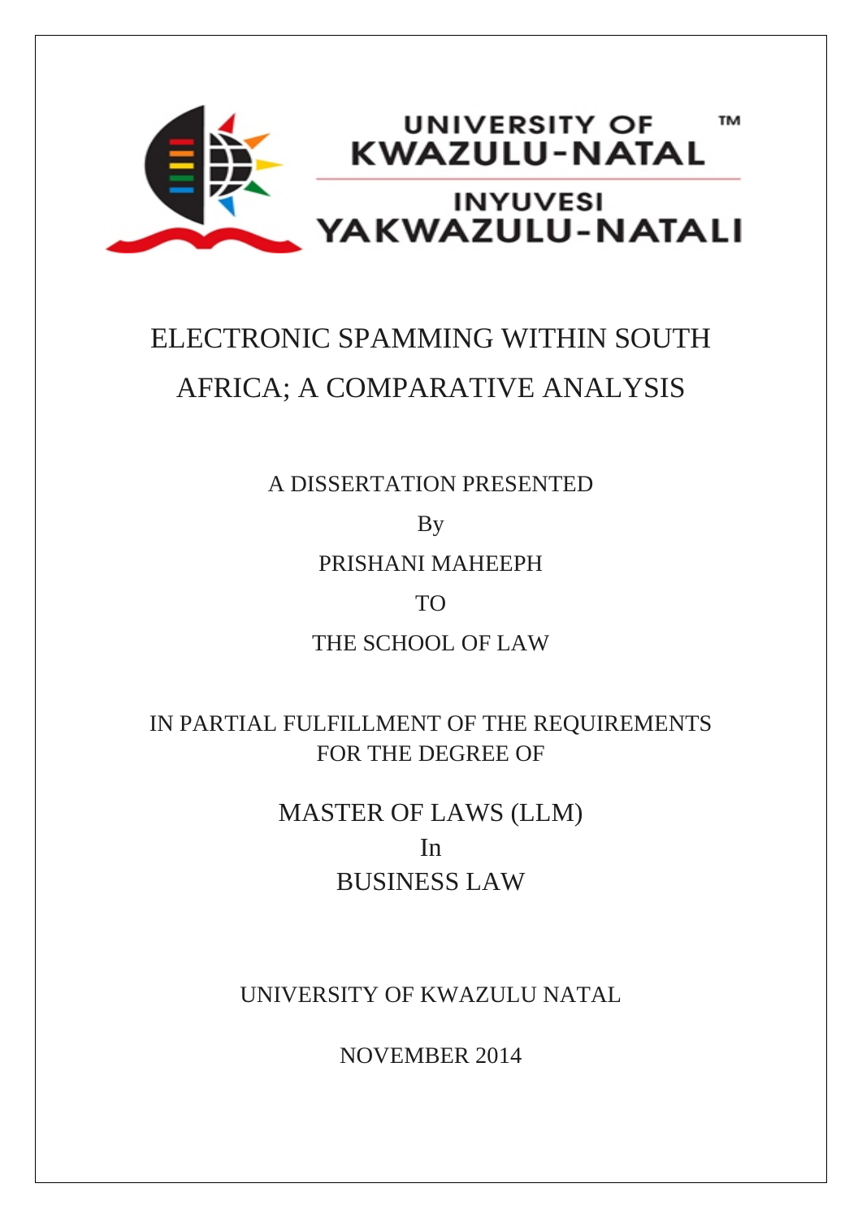UNIVERSITY OF KWAZULU-NATAL

INYUVESI YAKWAZULU-NATALI

# ELECTRONIC SPAMMING WITHIN SOUTH AFRICA; A COMPARATIVE ANALYSIS

A DISSERTATION PRESENTED

By

PRISHANI MAHEEPH

TO

THE SCHOOL OF LAW

IN PARTIAL FULFILLMENT OF THE REQUIREMENTS FOR THE DEGREE OF

MASTER OF LAWS (LLM)

In

BUSINESS LAW

UNIVERSITY OF KWAZULU NATAL

NOVEMBER 2014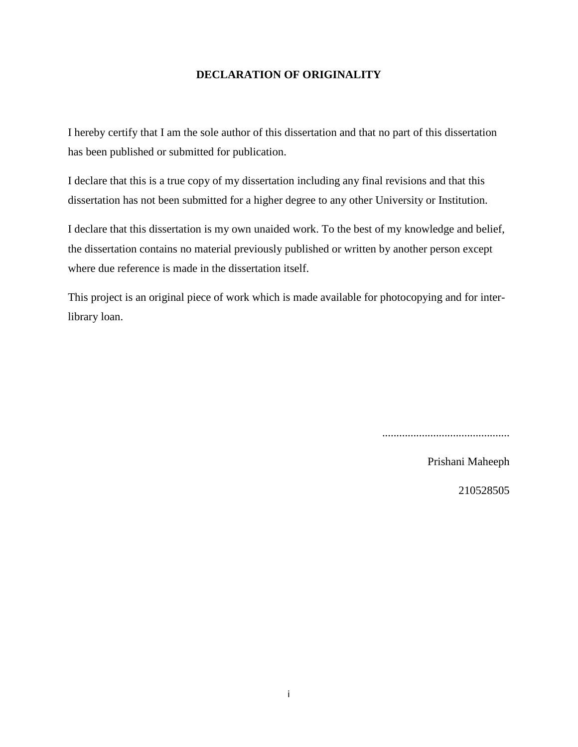# DECLARATION OF ORIGINALITY

I hereby certify that I am the sole author of this dissertation and that no part of this dissertation has been published or submitted for publication.

I declare that this is a true copy of my dissertation including any final revisions and that this dissertation has not been submitted for a higher degree to any other University or Institution.

I declare that this dissertation is my own unaided work. To the best of my knowledge and belief, the dissertation contains no material previously published or written by another person except where due reference is made in the dissertation itself.

This project is an original piece of work which is made available for photocopying and for inter-library loan.

.............................................

Prishani Maheeph

210528505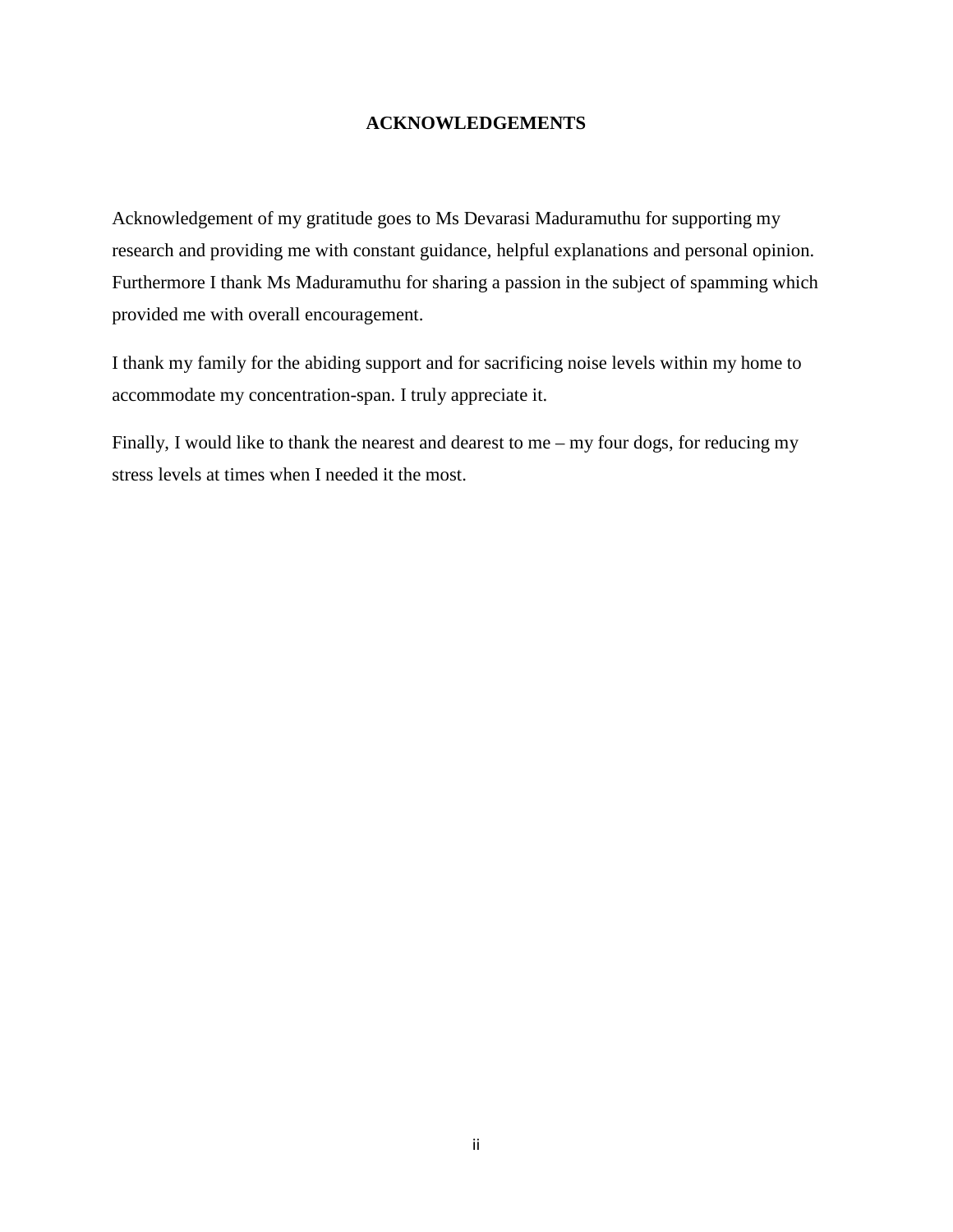# ACKNOWLEDGEMENTS

Acknowledgement of my gratitude goes to Ms Devarasi Maduramuthu for supporting my research and providing me with constant guidance, helpful explanations and personal opinion. Furthermore I thank Ms Maduramuthu for sharing a passion in the subject of spamming which provided me with overall encouragement.

I thank my family for the abiding support and for sacrificing noise levels within my home to accommodate my concentration-span. I truly appreciate it.

Finally, I would like to thank the nearest and dearest to me – my four dogs, for reducing my stress levels at times when I needed it the most.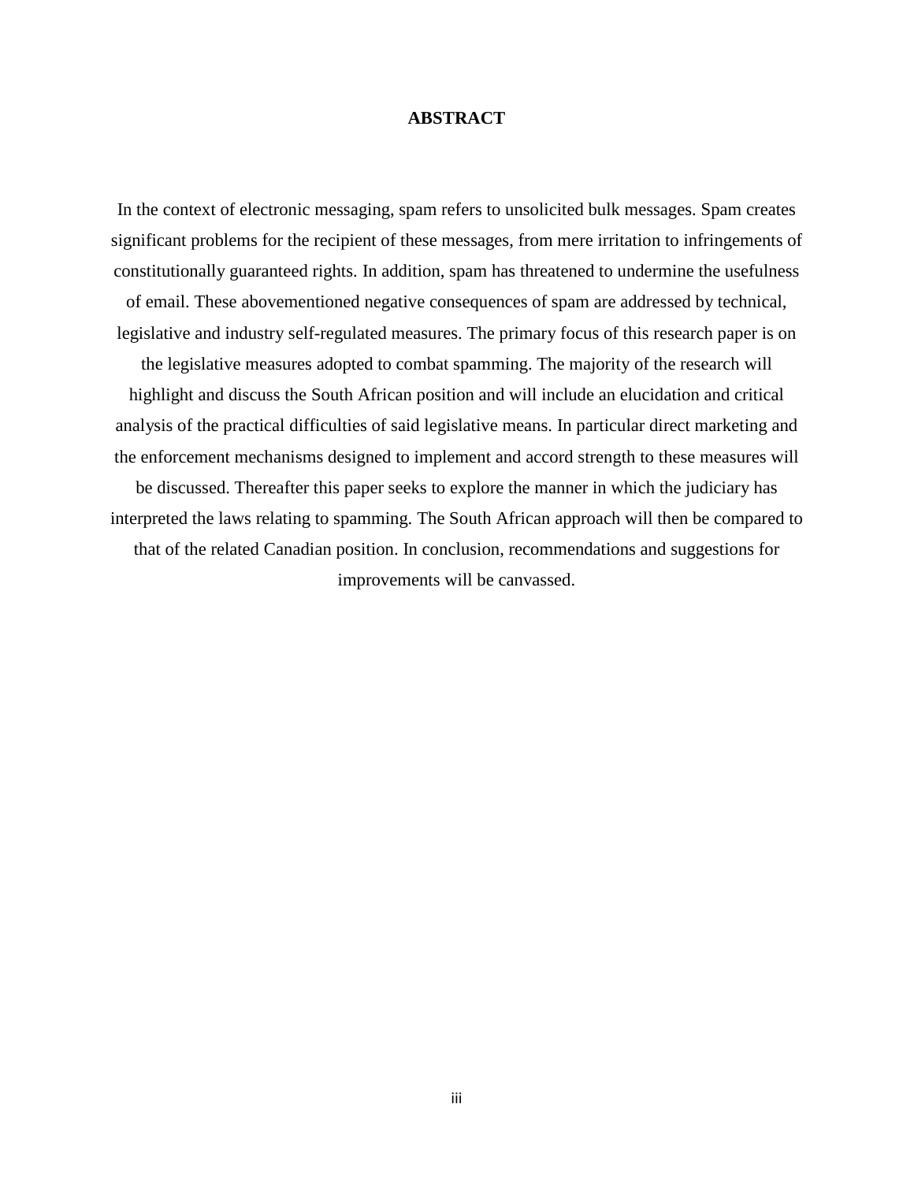# ABSTRACT

In the context of electronic messaging, spam refers to unsolicited bulk messages. Spam creates significant problems for the recipient of these messages, from mere irritation to infringements of constitutionally guaranteed rights. In addition, spam has threatened to undermine the usefulness of email. These abovementioned negative consequences of spam are addressed by technical, legislative and industry self-regulated measures. The primary focus of this research paper is on the legislative measures adopted to combat spamming. The majority of the research will highlight and discuss the South African position and will include an elucidation and critical analysis of the practical difficulties of said legislative means. In particular direct marketing and the enforcement mechanisms designed to implement and accord strength to these measures will be discussed. Thereafter this paper seeks to explore the manner in which the judiciary has interpreted the laws relating to spamming. The South African approach will then be compared to that of the related Canadian position. In conclusion, recommendations and suggestions for improvements will be canvassed.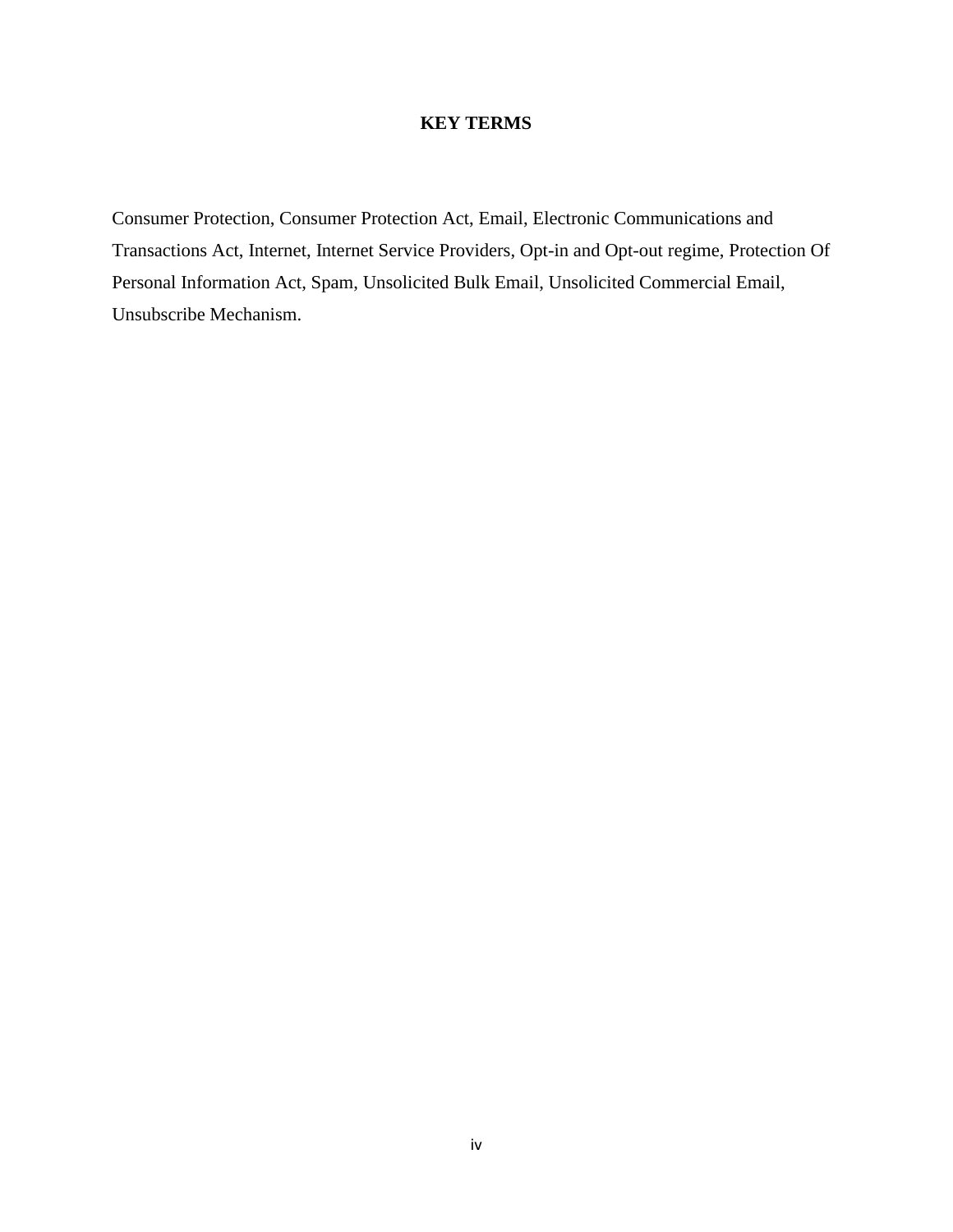# KEY TERMS

Consumer Protection, Consumer Protection Act, Email, Electronic Communications and Transactions Act, Internet, Internet Service Providers, Opt-in and Opt-out regime, Protection Of Personal Information Act, Spam, Unsolicited Bulk Email, Unsolicited Commercial Email, Unsubscribe Mechanism.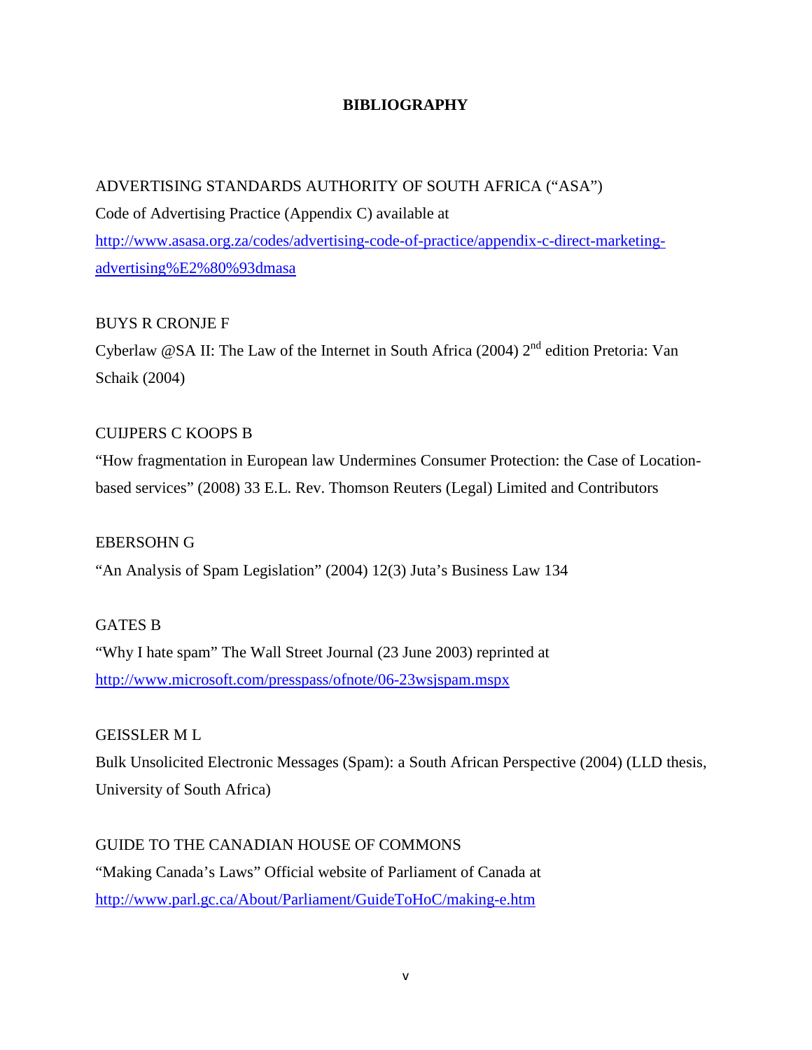# BIBLIOGRAPHY

ADVERTISING STANDARDS AUTHORITY OF SOUTH AFRICA ("ASA")
Code of Advertising Practice (Appendix C) available at
http://www.asasa.org.za/codes/advertising-code-of-practice/appendix-c-direct-marketing-advertising%E2%80%93dmasa

BUYS R CRONJE F
Cyberlaw @SA II: The Law of the Internet in South Africa (2004) 2nd edition Pretoria: Van Schaik (2004)

CUIJPERS C KOOPS B
"How fragmentation in European law Undermines Consumer Protection: the Case of Location-based services" (2008) 33 E.L. Rev. Thomson Reuters (Legal) Limited and Contributors

EBERSOHN G
"An Analysis of Spam Legislation" (2004) 12(3) Juta's Business Law 134

GATES B
"Why I hate spam" The Wall Street Journal (23 June 2003) reprinted at
http://www.microsoft.com/presspass/ofnote/06-23wsjspam.mspx

GEISSLER M L
Bulk Unsolicited Electronic Messages (Spam): a South African Perspective (2004) (LLD thesis, University of South Africa)

GUIDE TO THE CANADIAN HOUSE OF COMMONS
"Making Canada's Laws" Official website of Parliament of Canada at
http://www.parl.gc.ca/About/Parliament/GuideToHoC/making-e.htm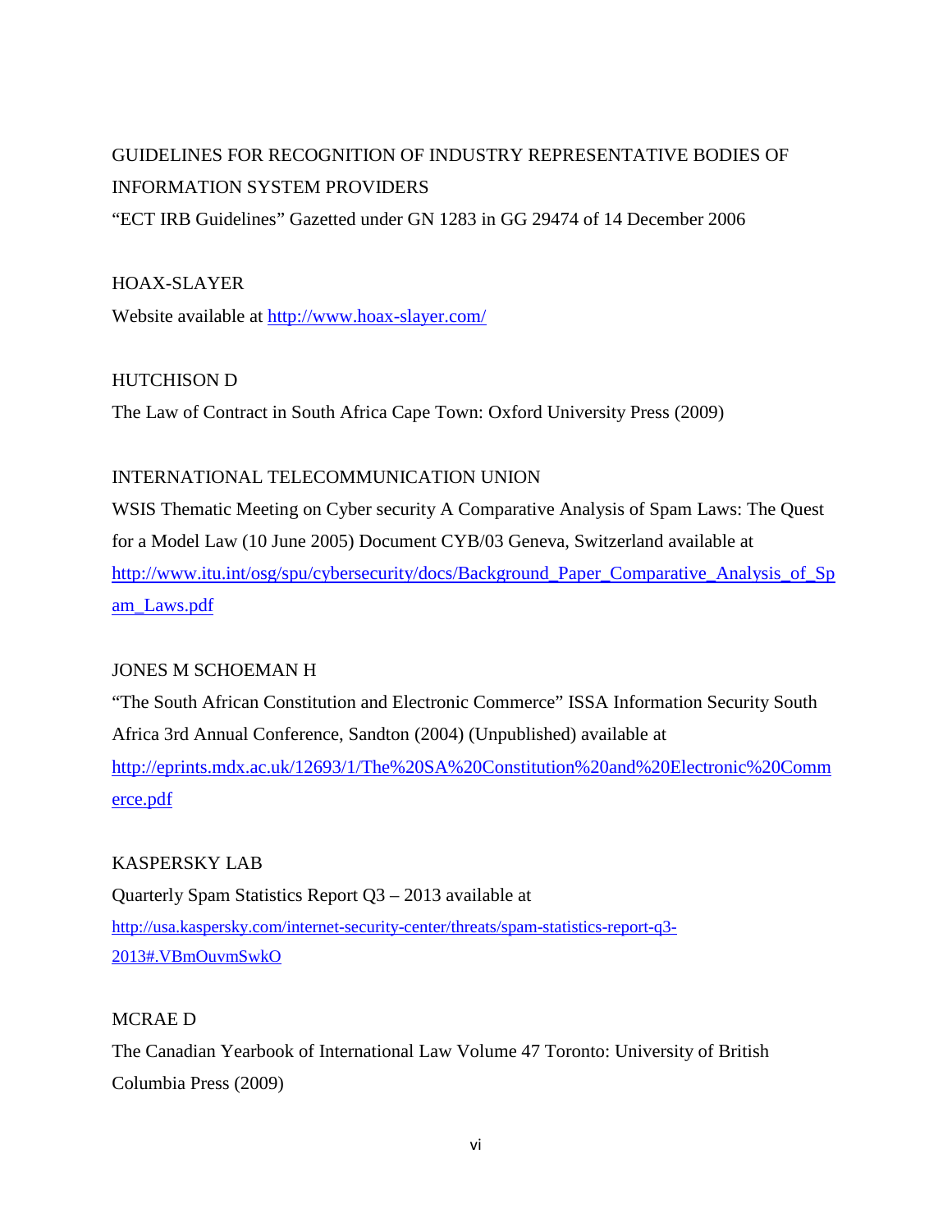GUIDELINES FOR RECOGNITION OF INDUSTRY REPRESENTATIVE BODIES OF INFORMATION SYSTEM PROVIDERS

"ECT IRB Guidelines" Gazetted under GN 1283 in GG 29474 of 14 December 2006

HOAX-SLAYER

Website available at http://www.hoax-slayer.com/

HUTCHISON D

The Law of Contract in South Africa Cape Town: Oxford University Press (2009)

INTERNATIONAL TELECOMMUNICATION UNION

WSIS Thematic Meeting on Cyber security A Comparative Analysis of Spam Laws: The Quest for a Model Law (10 June 2005) Document CYB/03 Geneva, Switzerland available at http://www.itu.int/osg/spu/cybersecurity/docs/Background_Paper_Comparative_Analysis_of_Spam_Laws.pdf

JONES M SCHOEMAN H

"The South African Constitution and Electronic Commerce" ISSA Information Security South Africa 3rd Annual Conference, Sandton (2004) (Unpublished) available at http://eprints.mdx.ac.uk/12693/1/The%20SA%20Constitution%20and%20Electronic%20Commerce.pdf

KASPERSKY LAB

Quarterly Spam Statistics Report Q3 – 2013 available at http://usa.kaspersky.com/internet-security-center/threats/spam-statistics-report-q3-2013#.VBmOuvmSwkO

MCRAE D

The Canadian Yearbook of International Law Volume 47 Toronto: University of British Columbia Press (2009)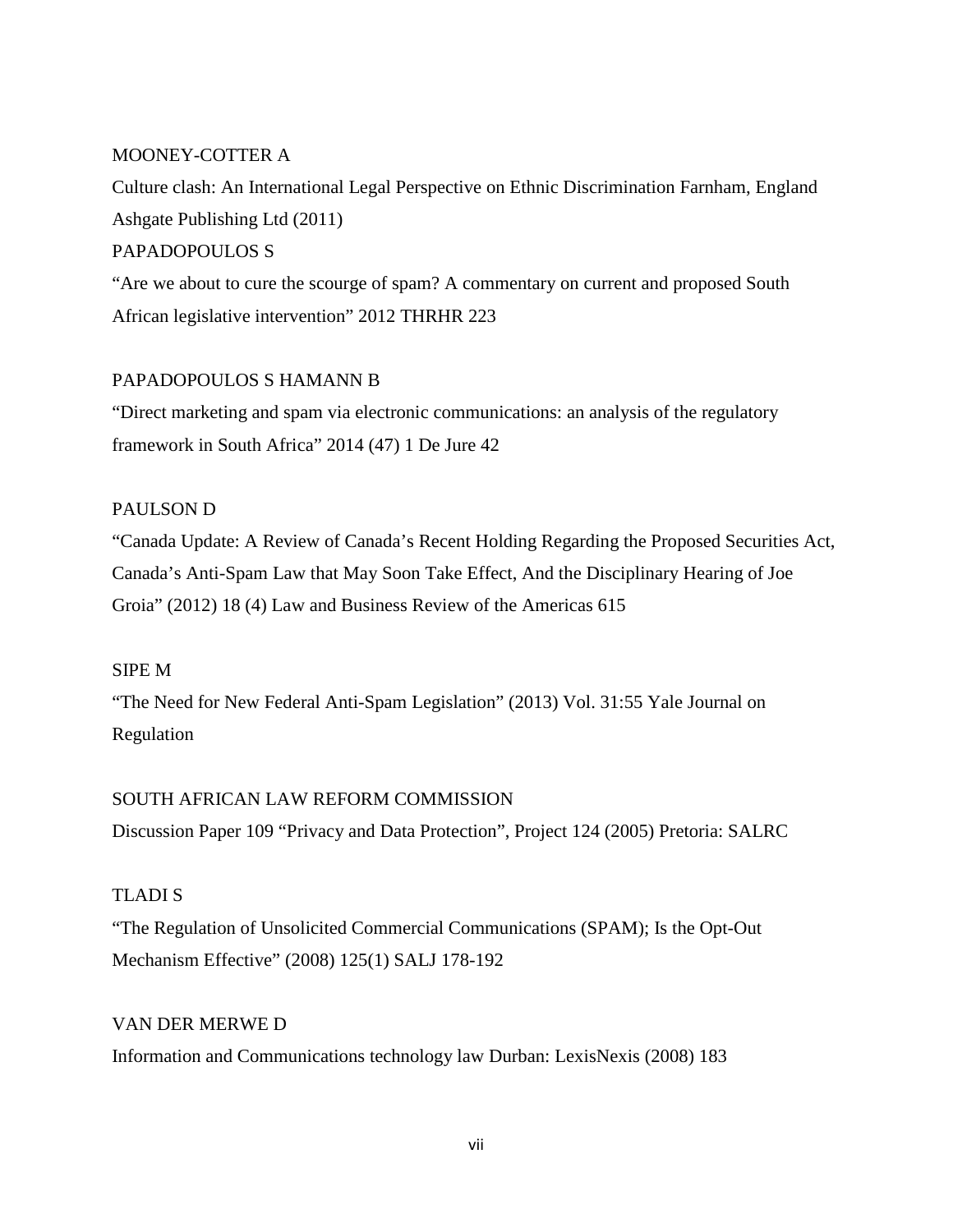MOONEY-COTTER A

Culture clash: An International Legal Perspective on Ethnic Discrimination Farnham, England Ashgate Publishing Ltd (2011)

PAPADOPOULOS S

"Are we about to cure the scourge of spam? A commentary on current and proposed South African legislative intervention" 2012 THRHR 223

PAPADOPOULOS S HAMANN B

"Direct marketing and spam via electronic communications: an analysis of the regulatory framework in South Africa" 2014 (47) 1 De Jure 42

PAULSON D

"Canada Update: A Review of Canada's Recent Holding Regarding the Proposed Securities Act, Canada's Anti-Spam Law that May Soon Take Effect, And the Disciplinary Hearing of Joe Groia" (2012) 18 (4) Law and Business Review of the Americas 615

SIPE M

"The Need for New Federal Anti-Spam Legislation" (2013) Vol. 31:55 Yale Journal on Regulation

SOUTH AFRICAN LAW REFORM COMMISSION

Discussion Paper 109 "Privacy and Data Protection", Project 124 (2005) Pretoria: SALRC

TLADI S

"The Regulation of Unsolicited Commercial Communications (SPAM); Is the Opt-Out Mechanism Effective" (2008) 125(1) SALJ 178-192

VAN DER MERWE D

Information and Communications technology law Durban: LexisNexis (2008) 183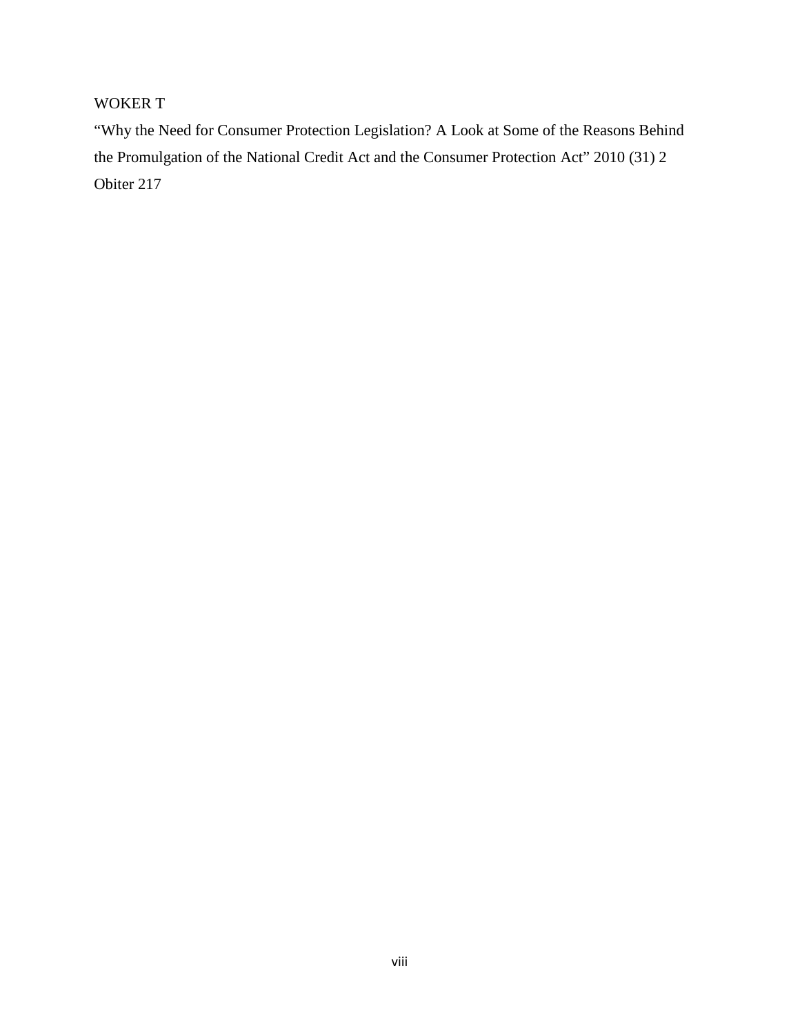WOKER T

"Why the Need for Consumer Protection Legislation? A Look at Some of the Reasons Behind the Promulgation of the National Credit Act and the Consumer Protection Act" 2010 (31) 2 Obiter 217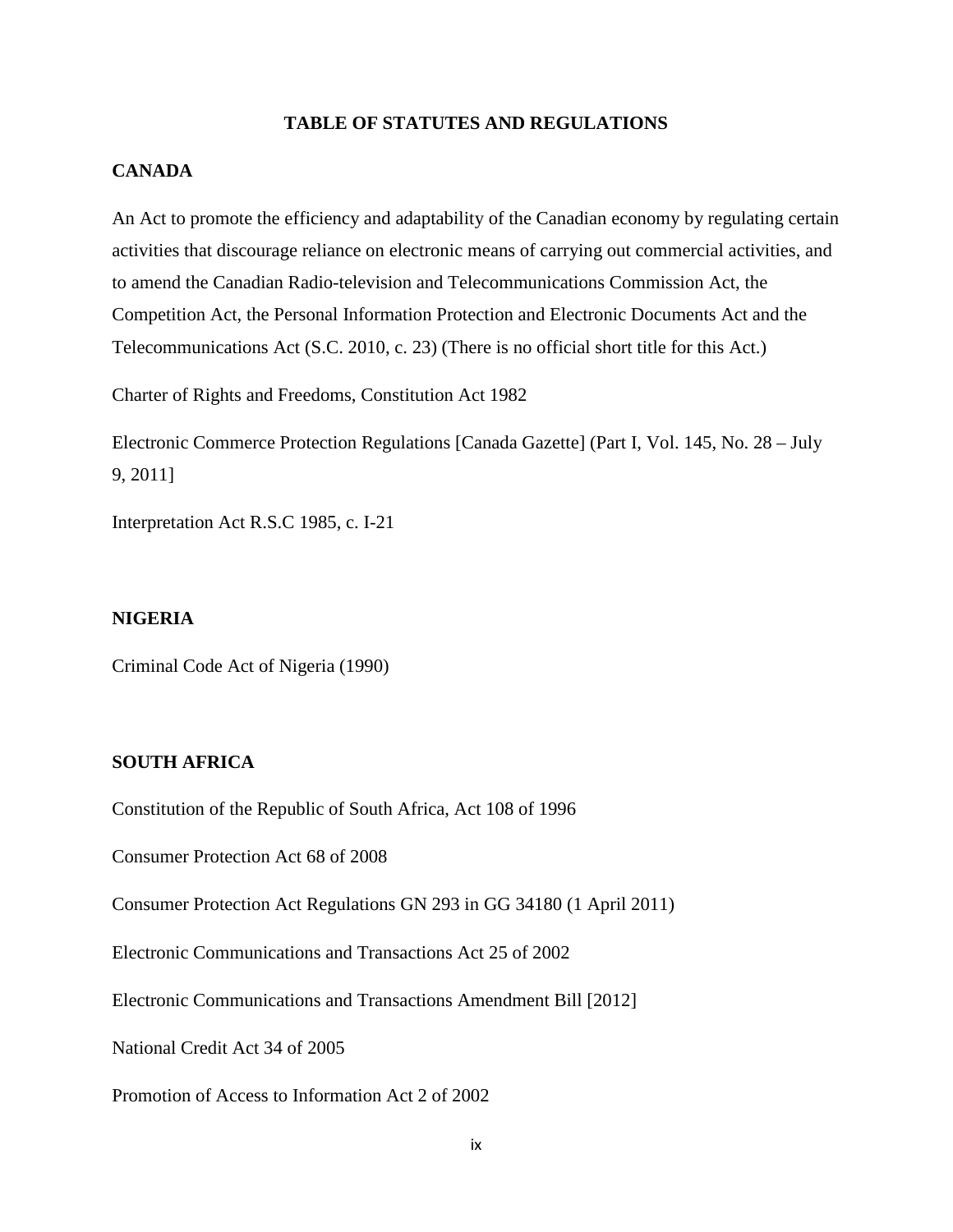# TABLE OF STATUTES AND REGULATIONS

## CANADA

An Act to promote the efficiency and adaptability of the Canadian economy by regulating certain activities that discourage reliance on electronic means of carrying out commercial activities, and to amend the Canadian Radio-television and Telecommunications Commission Act, the Competition Act, the Personal Information Protection and Electronic Documents Act and the Telecommunications Act (S.C. 2010, c. 23) (There is no official short title for this Act.)

Charter of Rights and Freedoms, Constitution Act 1982

Electronic Commerce Protection Regulations [Canada Gazette] (Part I, Vol. 145, No. 28 – July 9, 2011]

Interpretation Act R.S.C 1985, c. I-21

## NIGERIA

Criminal Code Act of Nigeria (1990)

## SOUTH AFRICA

Constitution of the Republic of South Africa, Act 108 of 1996

Consumer Protection Act 68 of 2008

Consumer Protection Act Regulations GN 293 in GG 34180 (1 April 2011)

Electronic Communications and Transactions Act 25 of 2002

Electronic Communications and Transactions Amendment Bill [2012]

National Credit Act 34 of 2005

Promotion of Access to Information Act 2 of 2002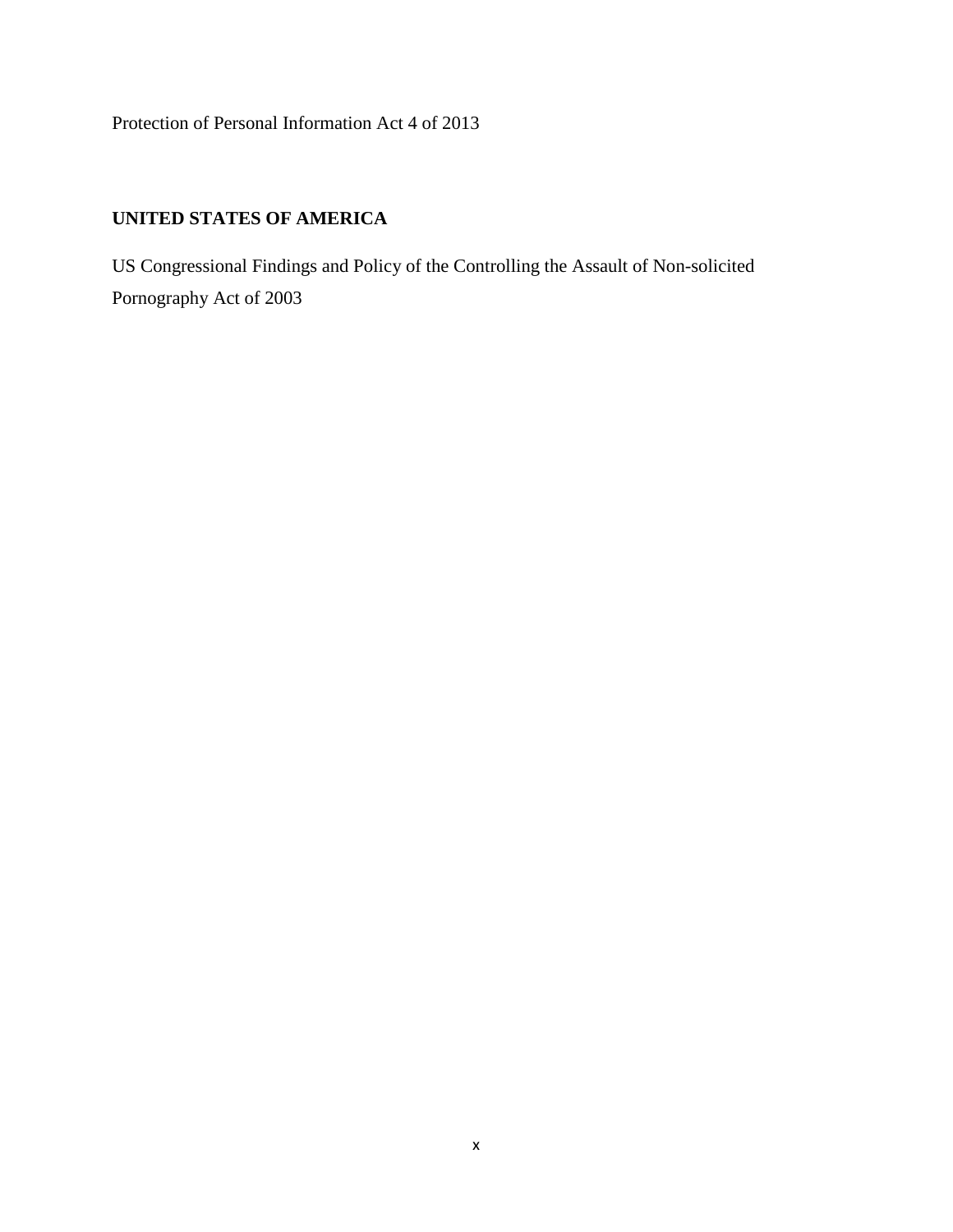Protection of Personal Information Act 4 of 2013

**UNITED STATES OF AMERICA**

US Congressional Findings and Policy of the Controlling the Assault of Non-solicited Pornography Act of 2003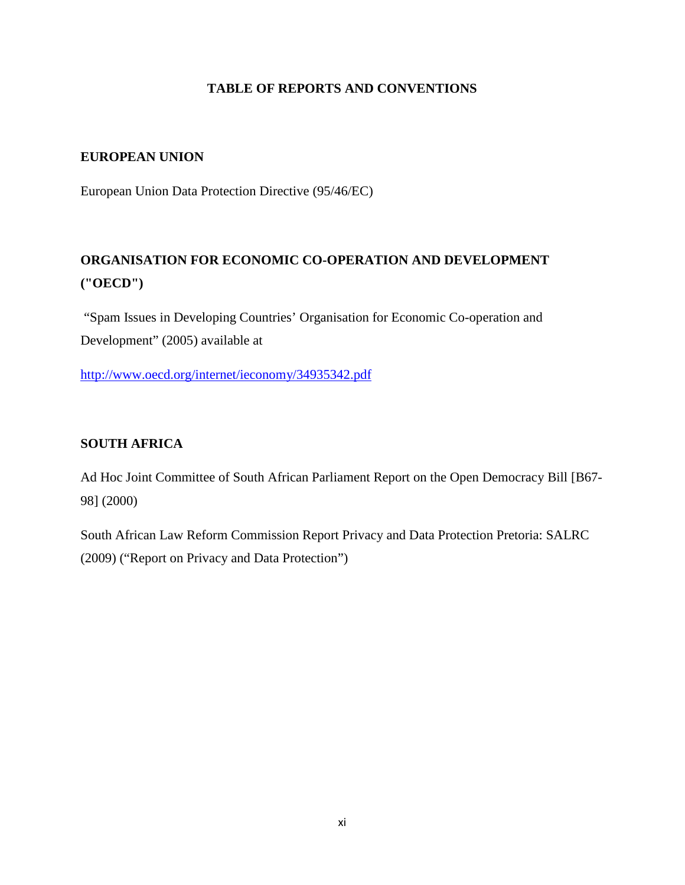# TABLE OF REPORTS AND CONVENTIONS

## EUROPEAN UNION

European Union Data Protection Directive (95/46/EC)

## ORGANISATION FOR ECONOMIC CO-OPERATION AND DEVELOPMENT ("OECD")

"Spam Issues in Developing Countries' Organisation for Economic Co-operation and Development" (2005) available at

http://www.oecd.org/internet/ieconomy/34935342.pdf

## SOUTH AFRICA

Ad Hoc Joint Committee of South African Parliament Report on the Open Democracy Bill [B67-98] (2000)

South African Law Reform Commission Report Privacy and Data Protection Pretoria: SALRC (2009) ("Report on Privacy and Data Protection")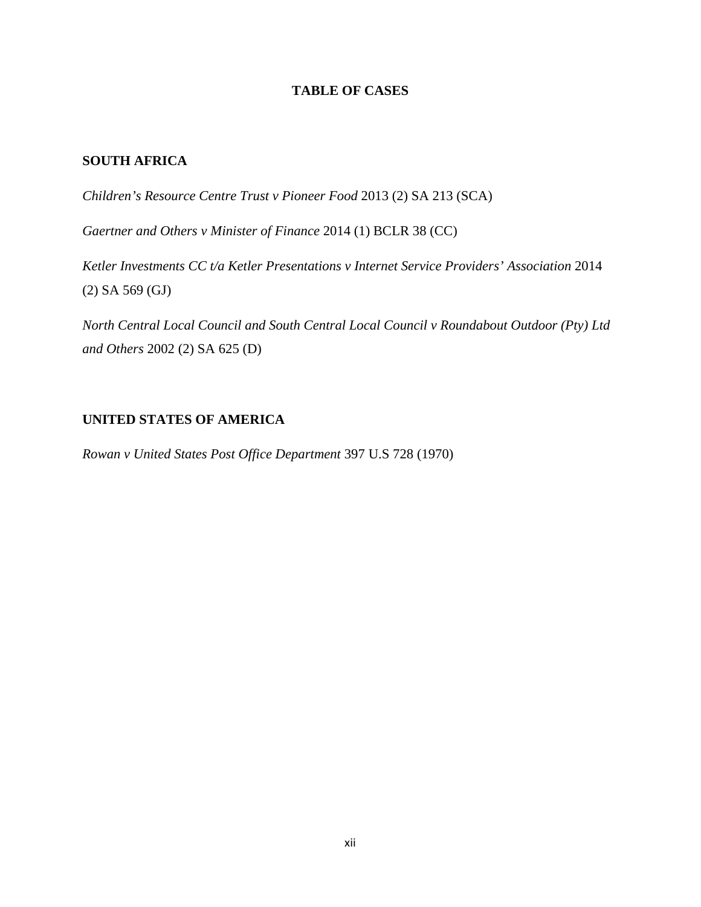# TABLE OF CASES

## SOUTH AFRICA

*Children's Resource Centre Trust v Pioneer Food* 2013 (2) SA 213 (SCA)

*Gaertner and Others v Minister of Finance* 2014 (1) BCLR 38 (CC)

*Ketler Investments CC t/a Ketler Presentations v Internet Service Providers' Association* 2014 (2) SA 569 (GJ)

*North Central Local Council and South Central Local Council v Roundabout Outdoor (Pty) Ltd and Others* 2002 (2) SA 625 (D)

## UNITED STATES OF AMERICA

*Rowan v United States Post Office Department* 397 U.S 728 (1970)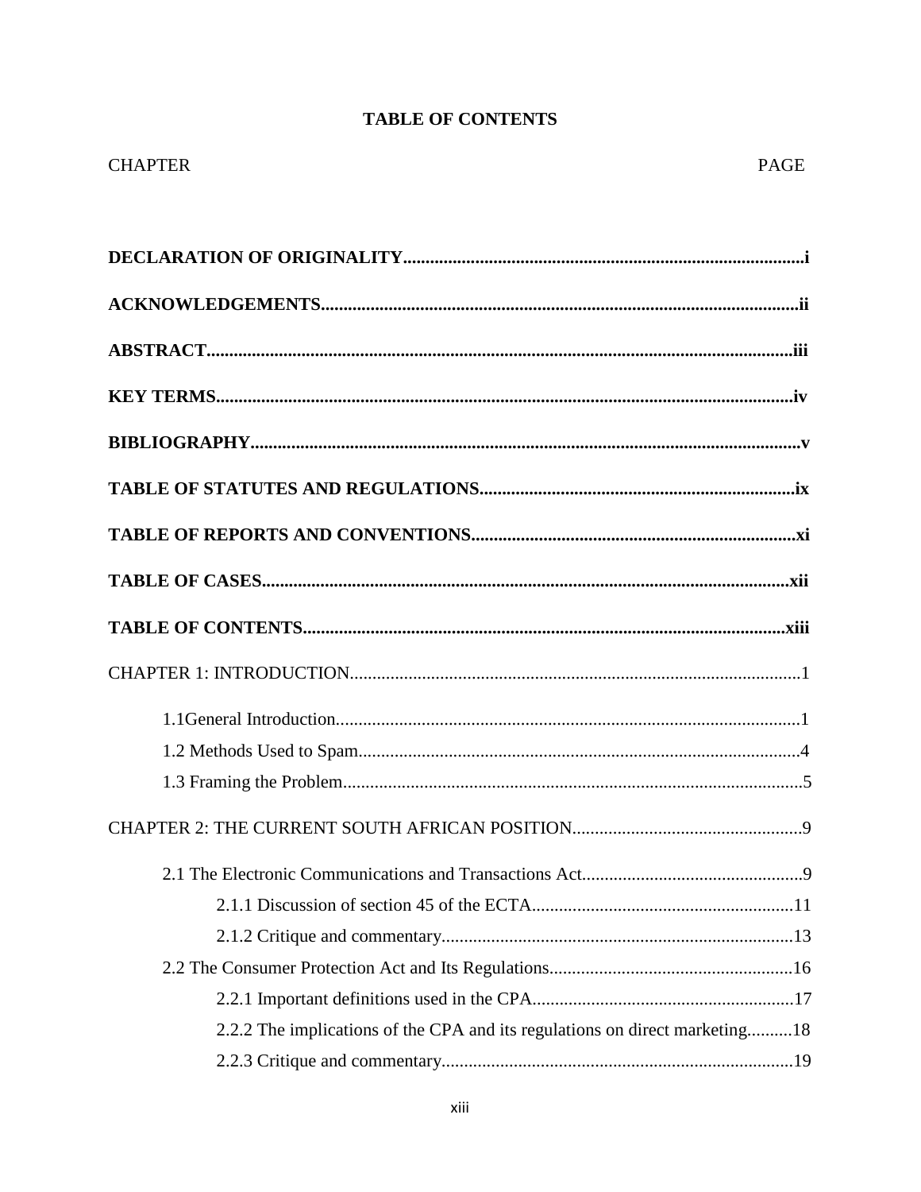# TABLE OF CONTENTS

CHAPTER PAGE

**DECLARATION OF ORIGINALITY**........................................................................................i

**ACKNOWLEDGEMENTS**.........................................................................................................ii

**ABSTRACT**..................................................................................................................................iii

**KEY TERMS**................................................................................................................................iv

**BIBLIOGRAPHY**..........................................................................................................................v

**TABLE OF STATUTES AND REGULATIONS**.......................................................................ix

**TABLE OF REPORTS AND CONVENTIONS**.........................................................................xi

**TABLE OF CASES**......................................................................................................................xii

**TABLE OF CONTENTS**............................................................................................................xiii

CHAPTER 1: INTRODUCTION....................................................................................................1

- 1.1General Introduction.......................................................................................................1
- 1.2 Methods Used to Spam..................................................................................................4
- 1.3 Framing the Problem......................................................................................................5

CHAPTER 2: THE CURRENT SOUTH AFRICAN POSITION...................................................9

- 2.1 The Electronic Communications and Transactions Act.................................................9
  - 2.1.1 Discussion of section 45 of the ECTA..........................................................11
  - 2.1.2 Critique and commentary..............................................................................13
- 2.2 The Consumer Protection Act and Its Regulations......................................................16
  - 2.2.1 Important definitions used in the CPA..........................................................17
  - 2.2.2 The implications of the CPA and its regulations on direct marketing..........18
  - 2.2.3 Critique and commentary..............................................................................19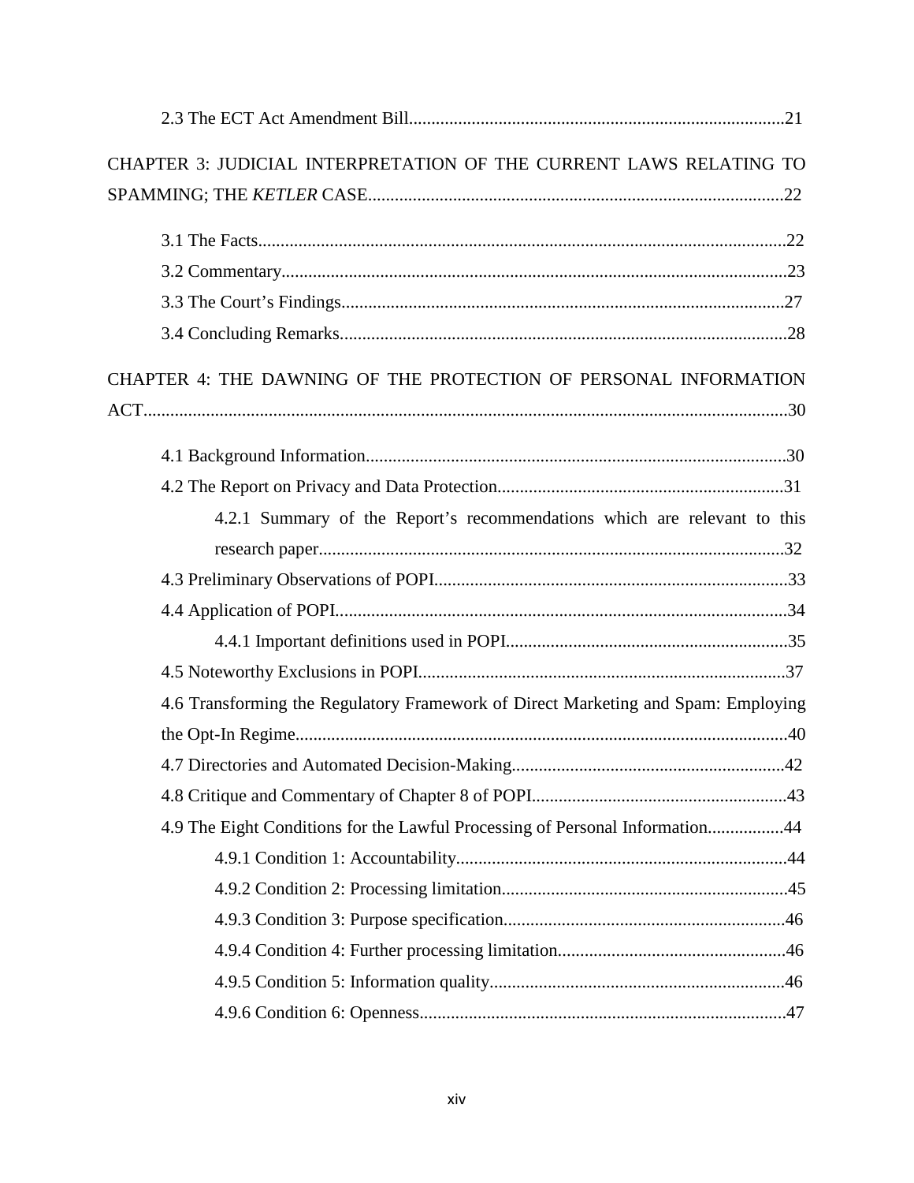2.3 The ECT Act Amendment Bill....................................................................................21

CHAPTER 3: JUDICIAL INTERPRETATION OF THE CURRENT LAWS RELATING TO SPAMMING; THE *KETLER* CASE.............................................................................................22

3.1 The Facts......................................................................................................................22

3.2 Commentary..................................................................................................................23

3.3 The Court's Findings...................................................................................................27

3.4 Concluding Remarks....................................................................................................28

CHAPTER 4: THE DAWNING OF THE PROTECTION OF PERSONAL INFORMATION ACT..............................................................................................................................................30

4.1 Background Information..............................................................................................30

4.2 The Report on Privacy and Data Protection................................................................31

4.2.1 Summary of the Report's recommendations which are relevant to this research paper........................................................................................................32

4.3 Preliminary Observations of POPI...............................................................................33

4.4 Application of POPI.....................................................................................................34

4.4.1 Important definitions used in POPI...............................................................35

4.5 Noteworthy Exclusions in POPI..................................................................................37

4.6 Transforming the Regulatory Framework of Direct Marketing and Spam: Employing the Opt-In Regime..............................................................................................................40

4.7 Directories and Automated Decision-Making.............................................................42

4.8 Critique and Commentary of Chapter 8 of POPI.........................................................43

4.9 The Eight Conditions for the Lawful Processing of Personal Information.................44

4.9.1 Condition 1: Accountability..........................................................................44

4.9.2 Condition 2: Processing limitation................................................................45

4.9.3 Condition 3: Purpose specification...............................................................46

4.9.4 Condition 4: Further processing limitation...................................................46

4.9.5 Condition 5: Information quality..................................................................46

4.9.6 Condition 6: Openness..................................................................................47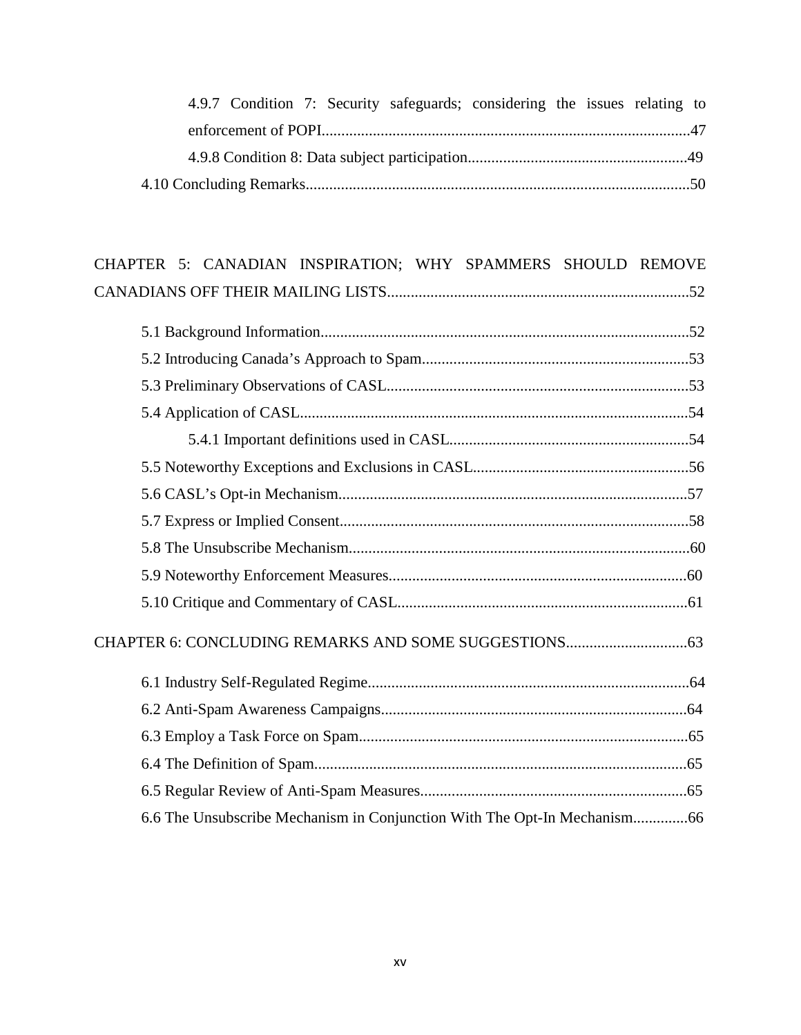4.9.7 Condition 7: Security safeguards; considering the issues relating to enforcement of POPI.............................................................................................47

4.9.8 Condition 8: Data subject participation........................................................49

4.10 Concluding Remarks.................................................................................................50

CHAPTER 5: CANADIAN INSPIRATION; WHY SPAMMERS SHOULD REMOVE CANADIANS OFF THEIR MAILING LISTS............................................................................52

5.1 Background Information.............................................................................................52

5.2 Introducing Canada's Approach to Spam...................................................................53

5.3 Preliminary Observations of CASL.............................................................................53

5.4 Application of CASL..................................................................................................54

5.4.1 Important definitions used in CASL.............................................................54

5.5 Noteworthy Exceptions and Exclusions in CASL.......................................................56

5.6 CASL's Opt-in Mechanism........................................................................................57

5.7 Express or Implied Consent........................................................................................58

5.8 The Unsubscribe Mechanism......................................................................................60

5.9 Noteworthy Enforcement Measures............................................................................60

5.10 Critique and Commentary of CASL..........................................................................61

CHAPTER 6: CONCLUDING REMARKS AND SOME SUGGESTIONS...............................63

6.1 Industry Self-Regulated Regime.................................................................................64

6.2 Anti-Spam Awareness Campaigns..............................................................................64

6.3 Employ a Task Force on Spam...................................................................................65

6.4 The Definition of Spam..............................................................................................65

6.5 Regular Review of Anti-Spam Measures....................................................................65

6.6 The Unsubscribe Mechanism in Conjunction With The Opt-In Mechanism..............66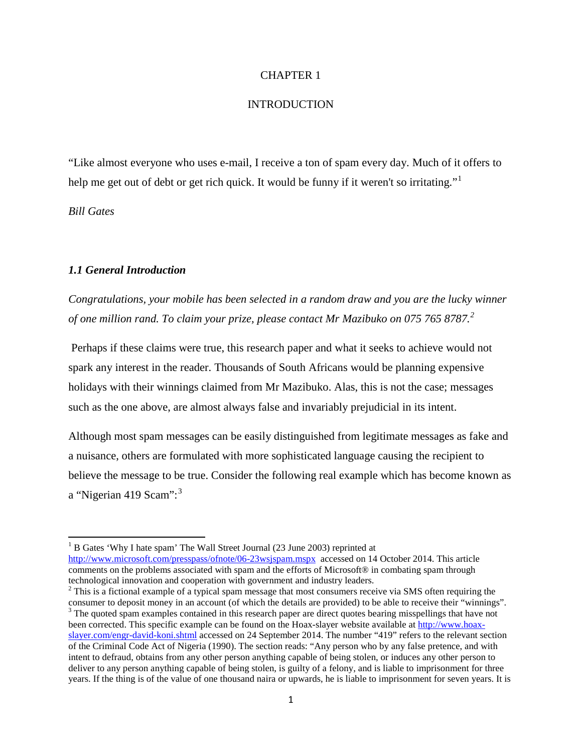# CHAPTER 1

# INTRODUCTION

"Like almost everyone who uses e-mail, I receive a ton of spam every day. Much of it offers to help me get out of debt or get rich quick. It would be funny if it weren't so irritating."[1]

*Bill Gates*

### *1.1 General Introduction*

*Congratulations, your mobile has been selected in a random draw and you are the lucky winner of one million rand. To claim your prize, please contact Mr Mazibuko on 075 765 8787.*[2]

Perhaps if these claims were true, this research paper and what it seeks to achieve would not spark any interest in the reader. Thousands of South Africans would be planning expensive holidays with their winnings claimed from Mr Mazibuko. Alas, this is not the case; messages such as the one above, are almost always false and invariably prejudicial in its intent.

Although most spam messages can be easily distinguished from legitimate messages as fake and a nuisance, others are formulated with more sophisticated language causing the recipient to believe the message to be true. Consider the following real example which has become known as a "Nigerian 419 Scam":[3]

---

[1] B Gates 'Why I hate spam' The Wall Street Journal (23 June 2003) reprinted at http://www.microsoft.com/presspass/ofnote/06-23wsjspam.mspx accessed on 14 October 2014. This article comments on the problems associated with spam and the efforts of Microsoft® in combating spam through technological innovation and cooperation with government and industry leaders.

[2] This is a fictional example of a typical spam message that most consumers receive via SMS often requiring the consumer to deposit money in an account (of which the details are provided) to be able to receive their "winnings".

[3] The quoted spam examples contained in this research paper are direct quotes bearing misspellings that have not been corrected. This specific example can be found on the Hoax-slayer website available at http://www.hoax-slayer.com/engr-david-koni.shtml accessed on 24 September 2014. The number "419" refers to the relevant section of the Criminal Code Act of Nigeria (1990). The section reads: "Any person who by any false pretence, and with intent to defraud, obtains from any other person anything capable of being stolen, or induces any other person to deliver to any person anything capable of being stolen, is guilty of a felony, and is liable to imprisonment for three years. If the thing is of the value of one thousand naira or upwards, he is liable to imprisonment for seven years. It is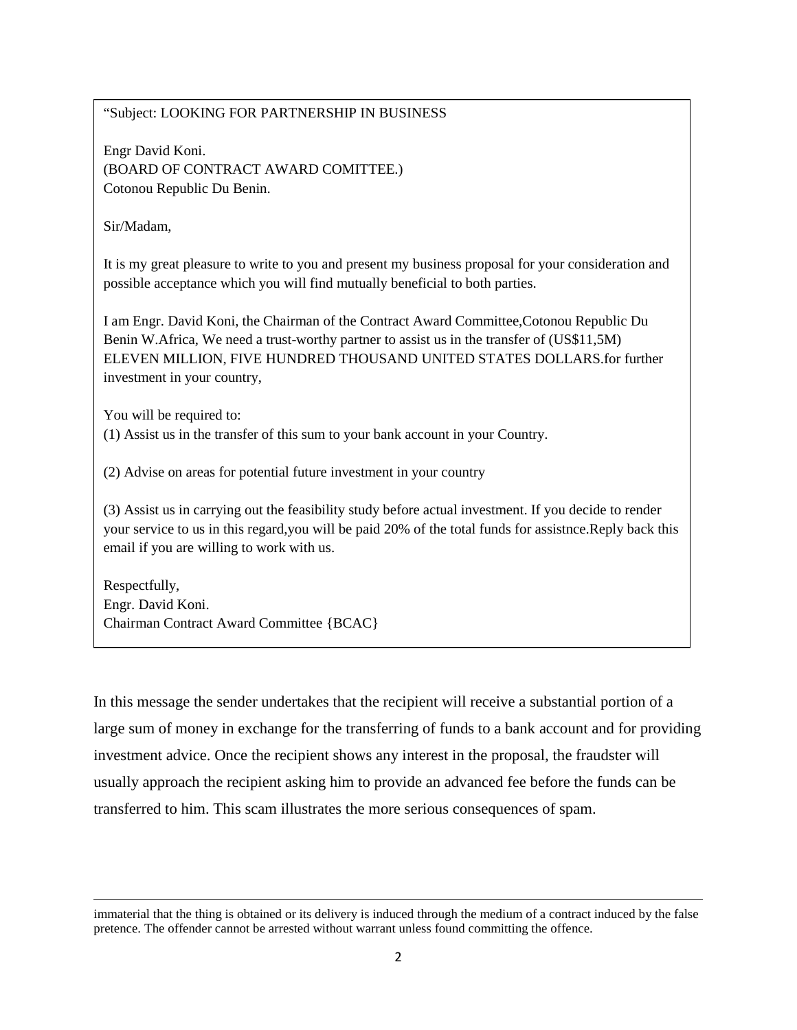> "Subject: LOOKING FOR PARTNERSHIP IN BUSINESS
>
> Engr David Koni.
> (BOARD OF CONTRACT AWARD COMITTEE.)
> Cotonou Republic Du Benin.
>
> Sir/Madam,
>
> It is my great pleasure to write to you and present my business proposal for your consideration and possible acceptance which you will find mutually beneficial to both parties.
>
> I am Engr. David Koni, the Chairman of the Contract Award Committee,Cotonou Republic Du Benin W.Africa, We need a trust-worthy partner to assist us in the transfer of (US$11,5M) ELEVEN MILLION, FIVE HUNDRED THOUSAND UNITED STATES DOLLARS.for further investment in your country,
>
> You will be required to:
> (1) Assist us in the transfer of this sum to your bank account in your Country.
>
> (2) Advise on areas for potential future investment in your country
>
> (3) Assist us in carrying out the feasibility study before actual investment. If you decide to render your service to us in this regard,you will be paid 20% of the total funds for assistnce.Reply back this email if you are willing to work with us.
>
> Respectfully,
> Engr. David Koni.
> Chairman Contract Award Committee {BCAC}

In this message the sender undertakes that the recipient will receive a substantial portion of a large sum of money in exchange for the transferring of funds to a bank account and for providing investment advice. Once the recipient shows any interest in the proposal, the fraudster will usually approach the recipient asking him to provide an advanced fee before the funds can be transferred to him. This scam illustrates the more serious consequences of spam.

---

immaterial that the thing is obtained or its delivery is induced through the medium of a contract induced by the false pretence. The offender cannot be arrested without warrant unless found committing the offence.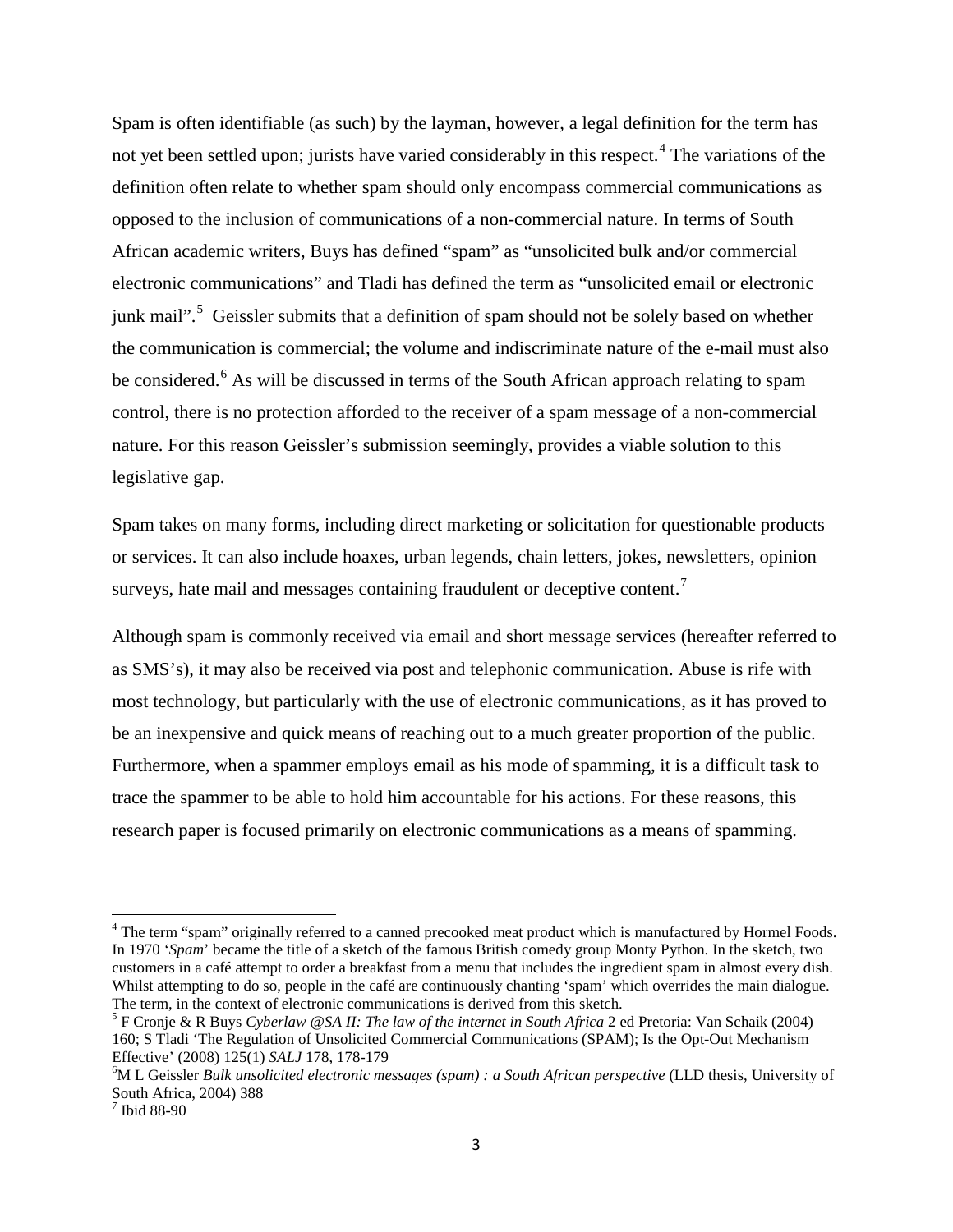Spam is often identifiable (as such) by the layman, however, a legal definition for the term has not yet been settled upon; jurists have varied considerably in this respect.[4] The variations of the definition often relate to whether spam should only encompass commercial communications as opposed to the inclusion of communications of a non-commercial nature. In terms of South African academic writers, Buys has defined "spam" as "unsolicited bulk and/or commercial electronic communications" and Tladi has defined the term as "unsolicited email or electronic junk mail".[5] Geissler submits that a definition of spam should not be solely based on whether the communication is commercial; the volume and indiscriminate nature of the e-mail must also be considered.[6] As will be discussed in terms of the South African approach relating to spam control, there is no protection afforded to the receiver of a spam message of a non-commercial nature. For this reason Geissler's submission seemingly, provides a viable solution to this legislative gap.

Spam takes on many forms, including direct marketing or solicitation for questionable products or services. It can also include hoaxes, urban legends, chain letters, jokes, newsletters, opinion surveys, hate mail and messages containing fraudulent or deceptive content.[7]

Although spam is commonly received via email and short message services (hereafter referred to as SMS's), it may also be received via post and telephonic communication. Abuse is rife with most technology, but particularly with the use of electronic communications, as it has proved to be an inexpensive and quick means of reaching out to a much greater proportion of the public. Furthermore, when a spammer employs email as his mode of spamming, it is a difficult task to trace the spammer to be able to hold him accountable for his actions. For these reasons, this research paper is focused primarily on electronic communications as a means of spamming.

---

[4] The term "spam" originally referred to a canned precooked meat product which is manufactured by Hormel Foods. In 1970 '*Spam*' became the title of a sketch of the famous British comedy group Monty Python. In the sketch, two customers in a café attempt to order a breakfast from a menu that includes the ingredient spam in almost every dish. Whilst attempting to do so, people in the café are continuously chanting 'spam' which overrides the main dialogue. The term, in the context of electronic communications is derived from this sketch.

[5] F Cronje & R Buys *Cyberlaw @SA II: The law of the internet in South Africa* 2 ed Pretoria: Van Schaik (2004) 160; S Tladi 'The Regulation of Unsolicited Commercial Communications (SPAM); Is the Opt-Out Mechanism Effective' (2008) 125(1) *SALJ* 178, 178-179

[6] M L Geissler *Bulk unsolicited electronic messages (spam) : a South African perspective* (LLD thesis, University of South Africa, 2004) 388

[7] Ibid 88-90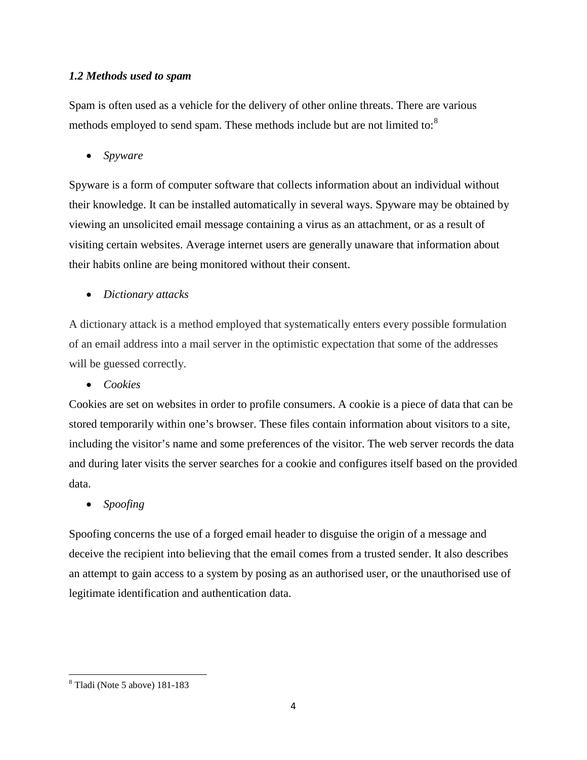### *1.2 Methods used to spam*

Spam is often used as a vehicle for the delivery of other online threats. There are various methods employed to send spam. These methods include but are not limited to:[8]

- *Spyware*

Spyware is a form of computer software that collects information about an individual without their knowledge. It can be installed automatically in several ways. Spyware may be obtained by viewing an unsolicited email message containing a virus as an attachment, or as a result of visiting certain websites. Average internet users are generally unaware that information about their habits online are being monitored without their consent.

- *Dictionary attacks*

A dictionary attack is a method employed that systematically enters every possible formulation of an email address into a mail server in the optimistic expectation that some of the addresses will be guessed correctly.

- *Cookies*

Cookies are set on websites in order to profile consumers. A cookie is a piece of data that can be stored temporarily within one's browser. These files contain information about visitors to a site, including the visitor's name and some preferences of the visitor. The web server records the data and during later visits the server searches for a cookie and configures itself based on the provided data.

- *Spoofing*

Spoofing concerns the use of a forged email header to disguise the origin of a message and deceive the recipient into believing that the email comes from a trusted sender. It also describes an attempt to gain access to a system by posing as an authorised user, or the unauthorised use of legitimate identification and authentication data.

---

[8] Tladi (Note 5 above) 181-183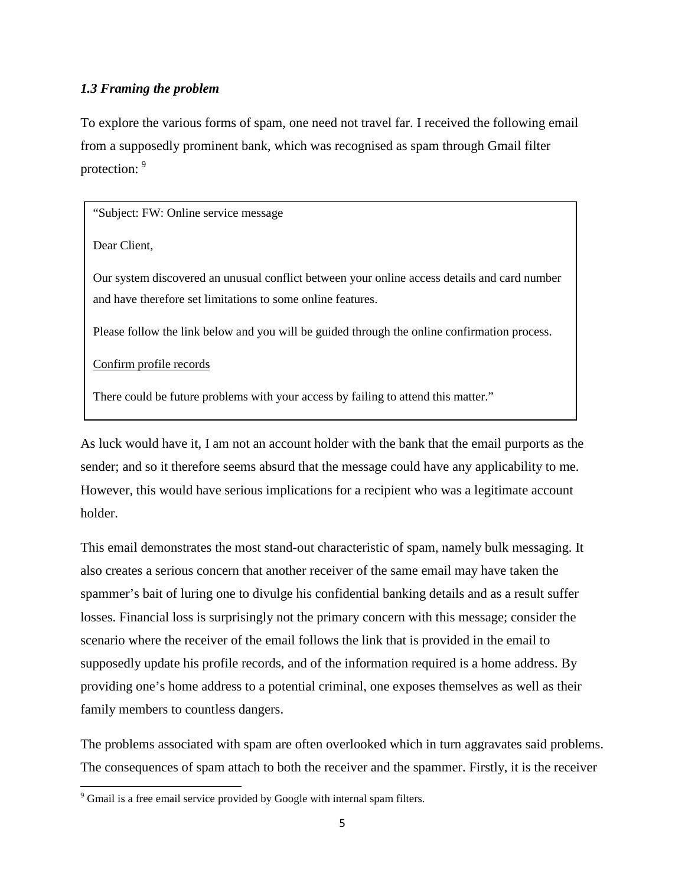### *1.3 Framing the problem*

To explore the various forms of spam, one need not travel far. I received the following email from a supposedly prominent bank, which was recognised as spam through Gmail filter protection: [9]

> "Subject: FW: Online service message
>
> Dear Client,
>
> Our system discovered an unusual conflict between your online access details and card number and have therefore set limitations to some online features.
>
> Please follow the link below and you will be guided through the online confirmation process.
>
> Confirm profile records
>
> There could be future problems with your access by failing to attend this matter."

As luck would have it, I am not an account holder with the bank that the email purports as the sender; and so it therefore seems absurd that the message could have any applicability to me. However, this would have serious implications for a recipient who was a legitimate account holder.

This email demonstrates the most stand-out characteristic of spam, namely bulk messaging. It also creates a serious concern that another receiver of the same email may have taken the spammer's bait of luring one to divulge his confidential banking details and as a result suffer losses. Financial loss is surprisingly not the primary concern with this message; consider the scenario where the receiver of the email follows the link that is provided in the email to supposedly update his profile records, and of the information required is a home address. By providing one's home address to a potential criminal, one exposes themselves as well as their family members to countless dangers.

The problems associated with spam are often overlooked which in turn aggravates said problems. The consequences of spam attach to both the receiver and the spammer. Firstly, it is the receiver

[9] Gmail is a free email service provided by Google with internal spam filters.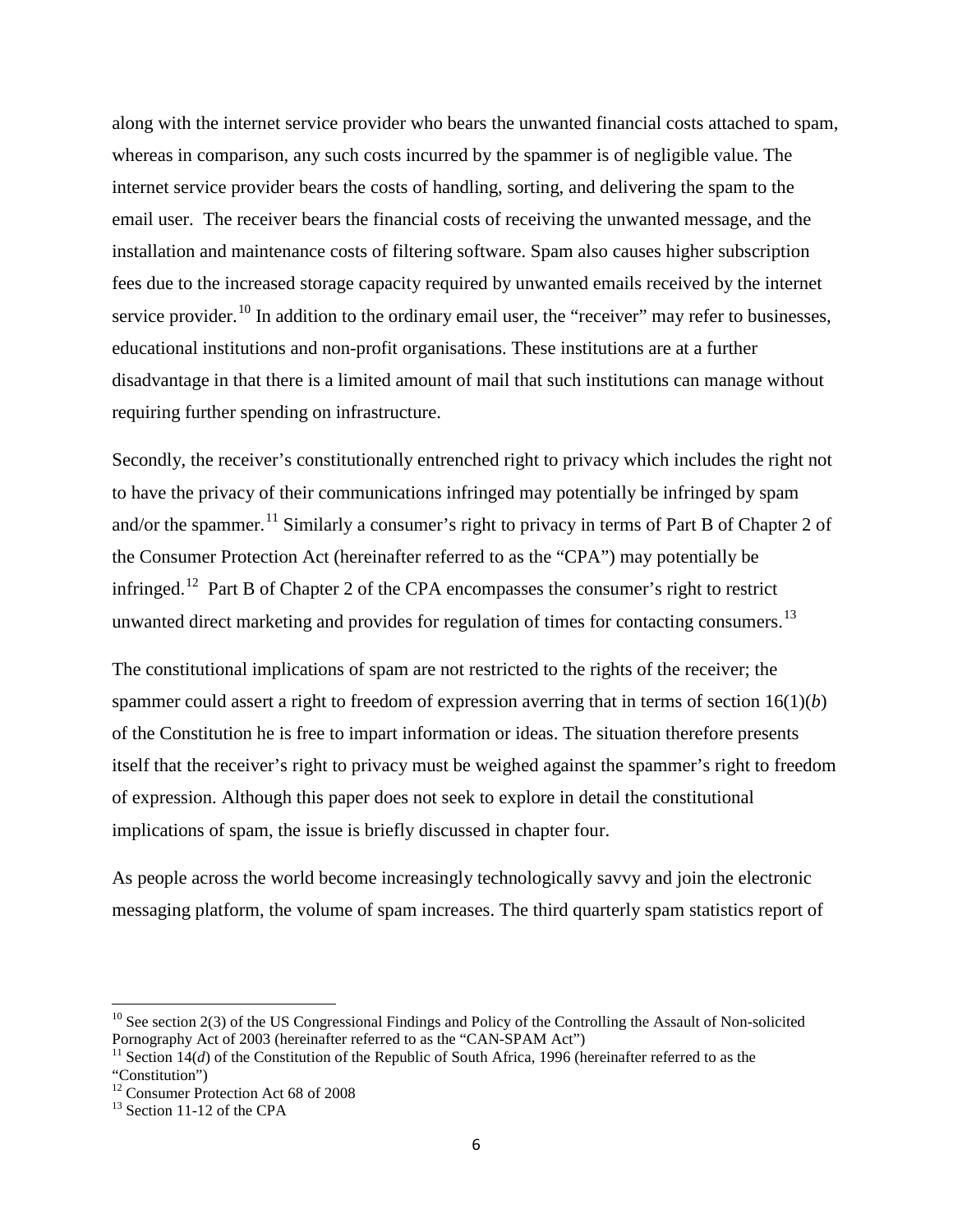along with the internet service provider who bears the unwanted financial costs attached to spam, whereas in comparison, any such costs incurred by the spammer is of negligible value. The internet service provider bears the costs of handling, sorting, and delivering the spam to the email user. The receiver bears the financial costs of receiving the unwanted message, and the installation and maintenance costs of filtering software. Spam also causes higher subscription fees due to the increased storage capacity required by unwanted emails received by the internet service provider.[10] In addition to the ordinary email user, the "receiver" may refer to businesses, educational institutions and non-profit organisations. These institutions are at a further disadvantage in that there is a limited amount of mail that such institutions can manage without requiring further spending on infrastructure.

Secondly, the receiver's constitutionally entrenched right to privacy which includes the right not to have the privacy of their communications infringed may potentially be infringed by spam and/or the spammer.[11] Similarly a consumer's right to privacy in terms of Part B of Chapter 2 of the Consumer Protection Act (hereinafter referred to as the "CPA") may potentially be infringed.[12] Part B of Chapter 2 of the CPA encompasses the consumer's right to restrict unwanted direct marketing and provides for regulation of times for contacting consumers.[13]

The constitutional implications of spam are not restricted to the rights of the receiver; the spammer could assert a right to freedom of expression averring that in terms of section 16(1)(*b*) of the Constitution he is free to impart information or ideas. The situation therefore presents itself that the receiver's right to privacy must be weighed against the spammer's right to freedom of expression. Although this paper does not seek to explore in detail the constitutional implications of spam, the issue is briefly discussed in chapter four.

As people across the world become increasingly technologically savvy and join the electronic messaging platform, the volume of spam increases. The third quarterly spam statistics report of

---

[10] See section 2(3) of the US Congressional Findings and Policy of the Controlling the Assault of Non-solicited Pornography Act of 2003 (hereinafter referred to as the "CAN-SPAM Act")

[11] Section 14(*d*) of the Constitution of the Republic of South Africa, 1996 (hereinafter referred to as the "Constitution")

[12] Consumer Protection Act 68 of 2008

[13] Section 11-12 of the CPA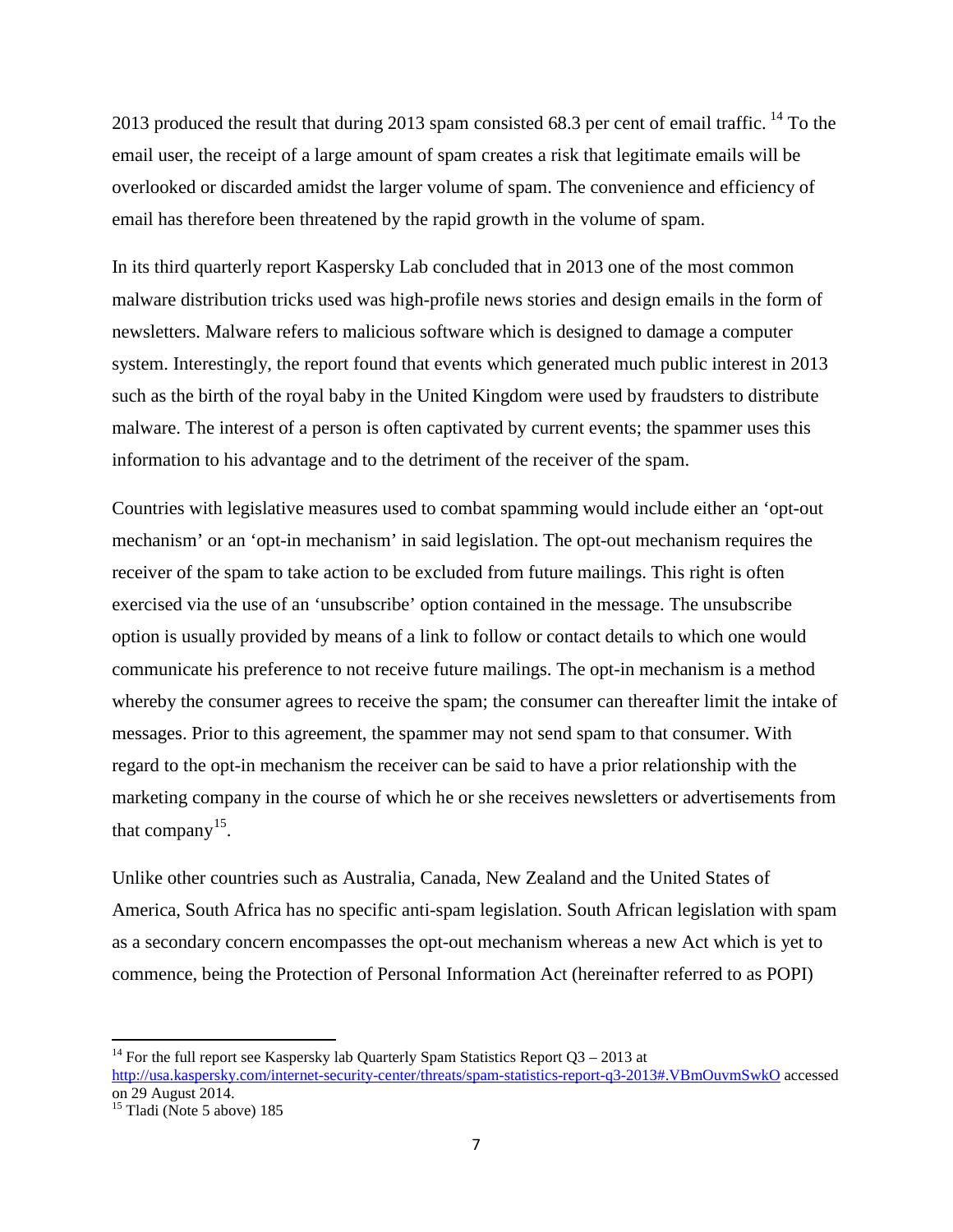2013 produced the result that during 2013 spam consisted 68.3 per cent of email traffic. [14] To the email user, the receipt of a large amount of spam creates a risk that legitimate emails will be overlooked or discarded amidst the larger volume of spam. The convenience and efficiency of email has therefore been threatened by the rapid growth in the volume of spam.

In its third quarterly report Kaspersky Lab concluded that in 2013 one of the most common malware distribution tricks used was high-profile news stories and design emails in the form of newsletters. Malware refers to malicious software which is designed to damage a computer system. Interestingly, the report found that events which generated much public interest in 2013 such as the birth of the royal baby in the United Kingdom were used by fraudsters to distribute malware. The interest of a person is often captivated by current events; the spammer uses this information to his advantage and to the detriment of the receiver of the spam.

Countries with legislative measures used to combat spamming would include either an 'opt-out mechanism' or an 'opt-in mechanism' in said legislation. The opt-out mechanism requires the receiver of the spam to take action to be excluded from future mailings. This right is often exercised via the use of an 'unsubscribe' option contained in the message. The unsubscribe option is usually provided by means of a link to follow or contact details to which one would communicate his preference to not receive future mailings. The opt-in mechanism is a method whereby the consumer agrees to receive the spam; the consumer can thereafter limit the intake of messages. Prior to this agreement, the spammer may not send spam to that consumer. With regard to the opt-in mechanism the receiver can be said to have a prior relationship with the marketing company in the course of which he or she receives newsletters or advertisements from that company[15].

Unlike other countries such as Australia, Canada, New Zealand and the United States of America, South Africa has no specific anti-spam legislation. South African legislation with spam as a secondary concern encompasses the opt-out mechanism whereas a new Act which is yet to commence, being the Protection of Personal Information Act (hereinafter referred to as POPI)

---

[14] For the full report see Kaspersky lab Quarterly Spam Statistics Report Q3 – 2013 at http://usa.kaspersky.com/internet-security-center/threats/spam-statistics-report-q3-2013#.VBmOuvmSwkO accessed on 29 August 2014.

[15] Tladi (Note 5 above) 185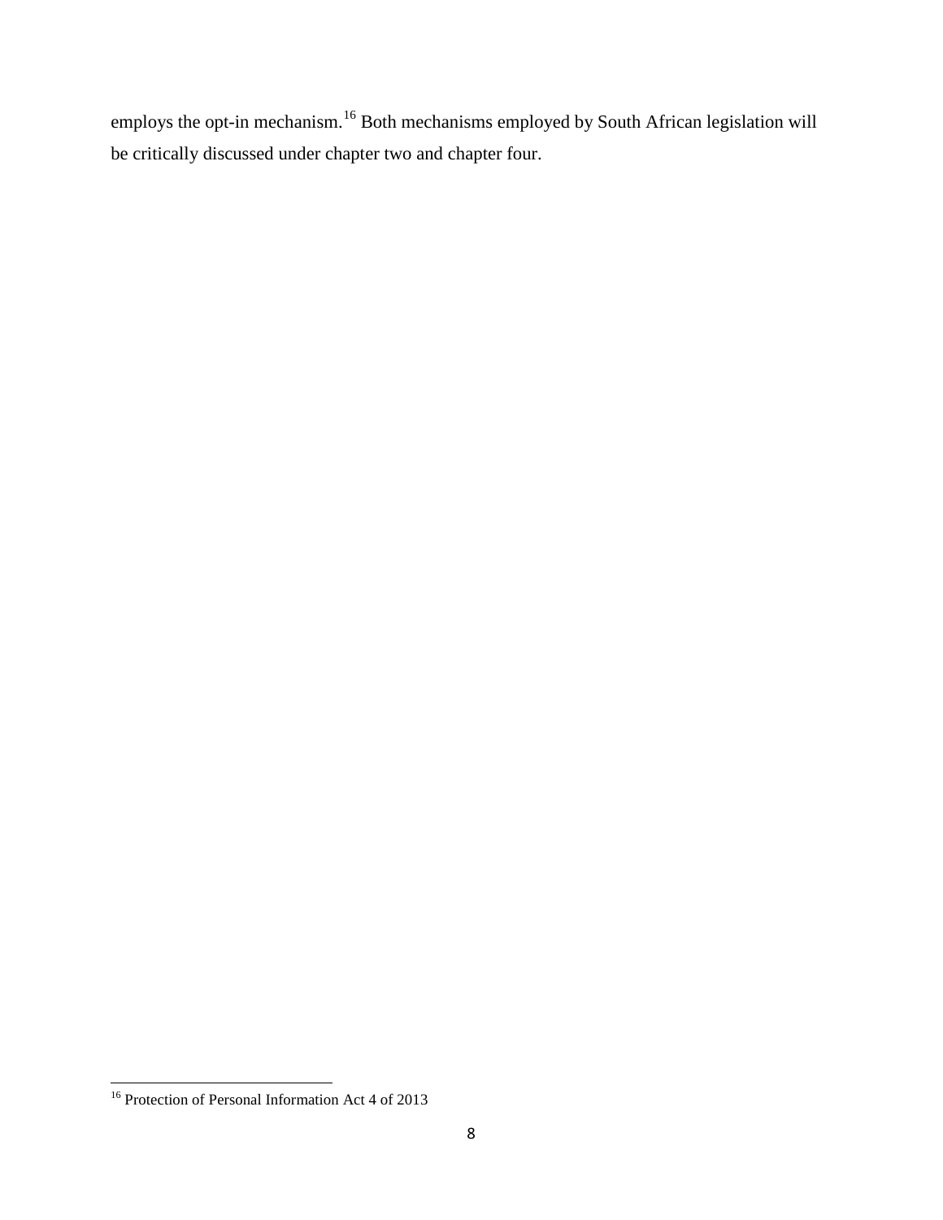employs the opt-in mechanism.[16] Both mechanisms employed by South African legislation will be critically discussed under chapter two and chapter four.

[16] Protection of Personal Information Act 4 of 2013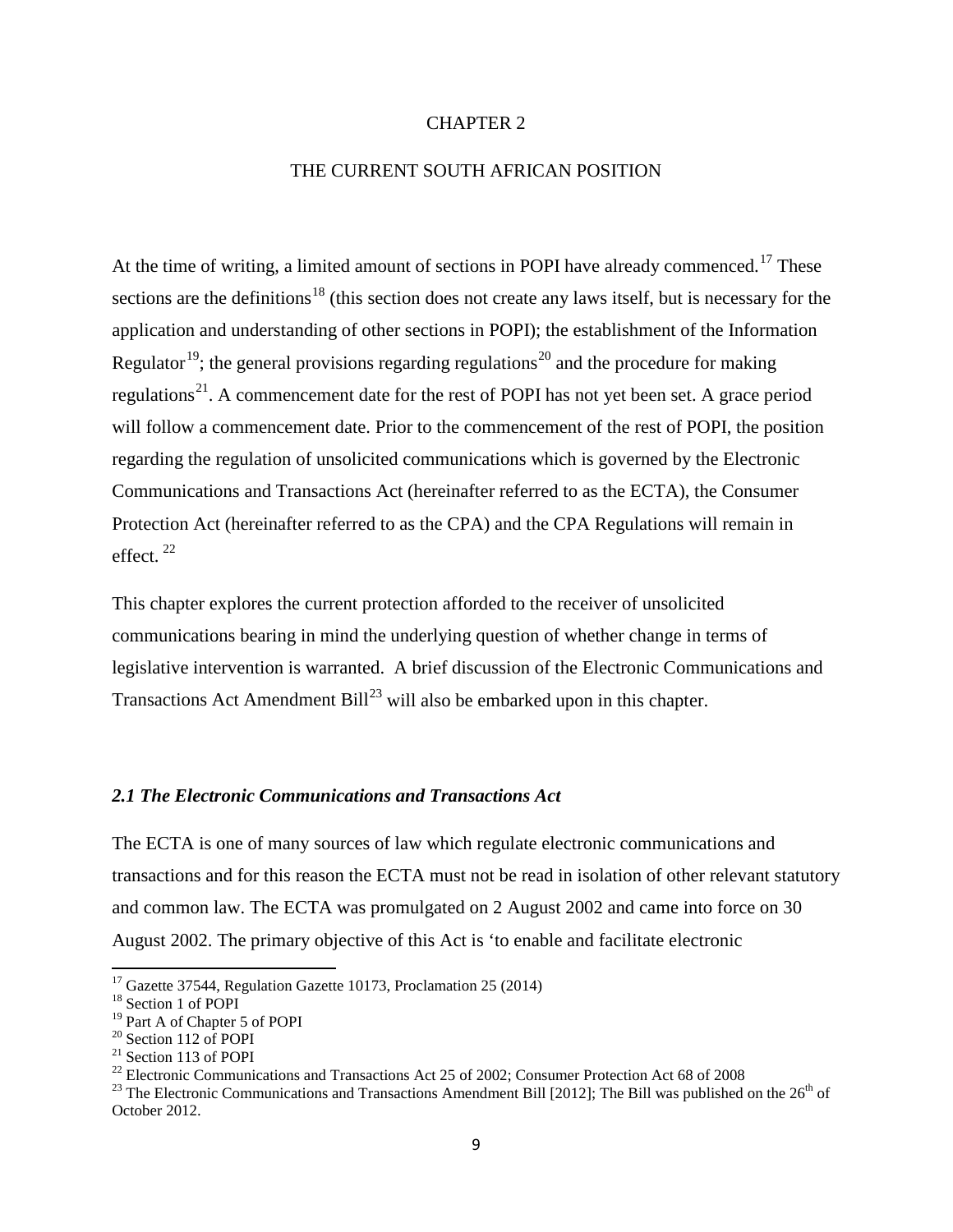# CHAPTER 2

## THE CURRENT SOUTH AFRICAN POSITION

At the time of writing, a limited amount of sections in POPI have already commenced.[17] These sections are the definitions[18] (this section does not create any laws itself, but is necessary for the application and understanding of other sections in POPI); the establishment of the Information Regulator[19]; the general provisions regarding regulations[20] and the procedure for making regulations[21]. A commencement date for the rest of POPI has not yet been set. A grace period will follow a commencement date. Prior to the commencement of the rest of POPI, the position regarding the regulation of unsolicited communications which is governed by the Electronic Communications and Transactions Act (hereinafter referred to as the ECTA), the Consumer Protection Act (hereinafter referred to as the CPA) and the CPA Regulations will remain in effect. [22]

This chapter explores the current protection afforded to the receiver of unsolicited communications bearing in mind the underlying question of whether change in terms of legislative intervention is warranted. A brief discussion of the Electronic Communications and Transactions Act Amendment Bill[23] will also be embarked upon in this chapter.

### *2.1 The Electronic Communications and Transactions Act*

The ECTA is one of many sources of law which regulate electronic communications and transactions and for this reason the ECTA must not be read in isolation of other relevant statutory and common law. The ECTA was promulgated on 2 August 2002 and came into force on 30 August 2002. The primary objective of this Act is 'to enable and facilitate electronic

---

[17] Gazette 37544, Regulation Gazette 10173, Proclamation 25 (2014)

[18] Section 1 of POPI

[19] Part A of Chapter 5 of POPI

[20] Section 112 of POPI

[21] Section 113 of POPI

[22] Electronic Communications and Transactions Act 25 of 2002; Consumer Protection Act 68 of 2008

[23] The Electronic Communications and Transactions Amendment Bill [2012]; The Bill was published on the 26th of October 2012.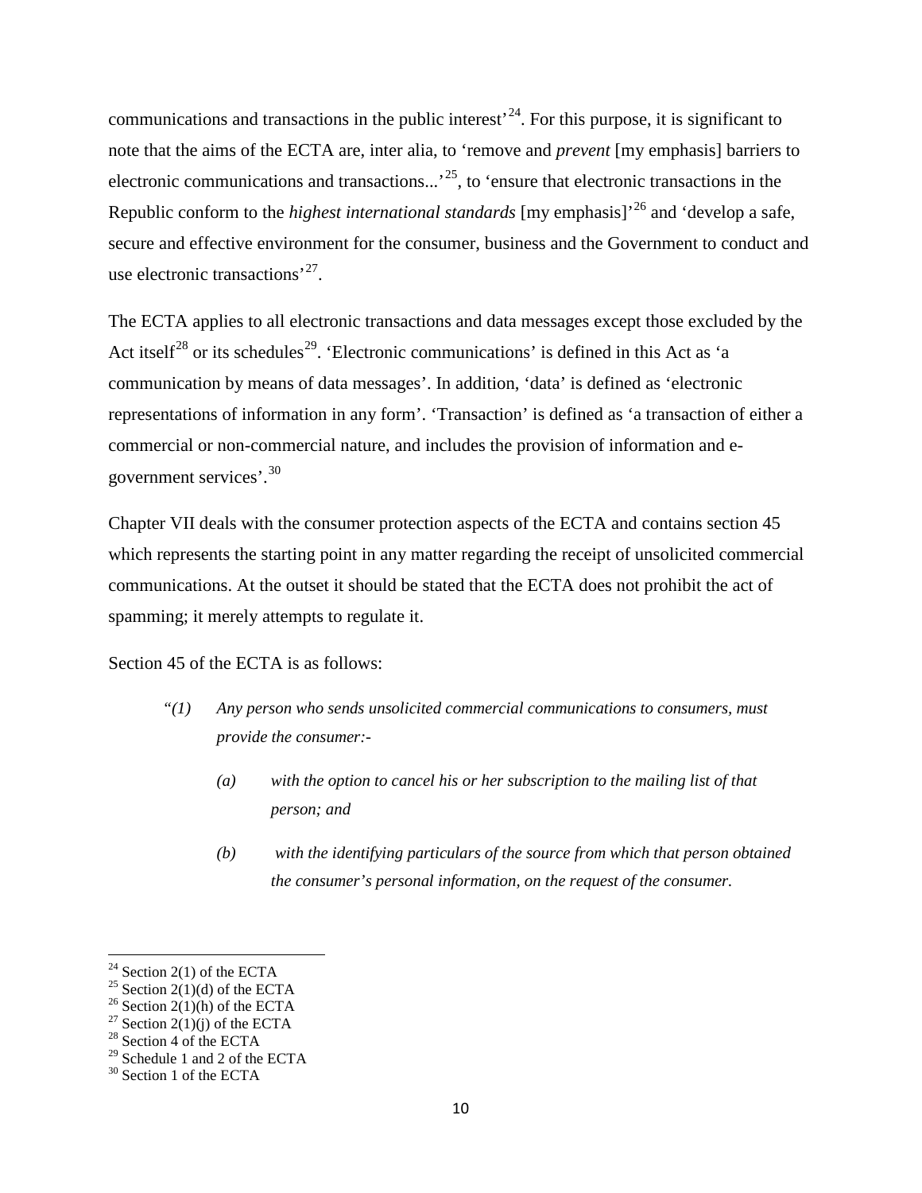communications and transactions in the public interest'[24]. For this purpose, it is significant to note that the aims of the ECTA are, inter alia, to 'remove and *prevent* [my emphasis] barriers to electronic communications and transactions...'[25], to 'ensure that electronic transactions in the Republic conform to the *highest international standards* [my emphasis]'[26] and 'develop a safe, secure and effective environment for the consumer, business and the Government to conduct and use electronic transactions'[27].

The ECTA applies to all electronic transactions and data messages except those excluded by the Act itself[28] or its schedules[29]. 'Electronic communications' is defined in this Act as 'a communication by means of data messages'. In addition, 'data' is defined as 'electronic representations of information in any form'. 'Transaction' is defined as 'a transaction of either a commercial or non-commercial nature, and includes the provision of information and e-government services'.[30]

Chapter VII deals with the consumer protection aspects of the ECTA and contains section 45 which represents the starting point in any matter regarding the receipt of unsolicited commercial communications. At the outset it should be stated that the ECTA does not prohibit the act of spamming; it merely attempts to regulate it.

Section 45 of the ECTA is as follows:

> *"(1) Any person who sends unsolicited commercial communications to consumers, must provide the consumer:-*
>
> > *(a) with the option to cancel his or her subscription to the mailing list of that person; and*
> >
> > *(b) with the identifying particulars of the source from which that person obtained the consumer's personal information, on the request of the consumer.*

---

[24] Section 2(1) of the ECTA
[25] Section 2(1)(d) of the ECTA
[26] Section 2(1)(h) of the ECTA
[27] Section 2(1)(j) of the ECTA
[28] Section 4 of the ECTA
[29] Schedule 1 and 2 of the ECTA
[30] Section 1 of the ECTA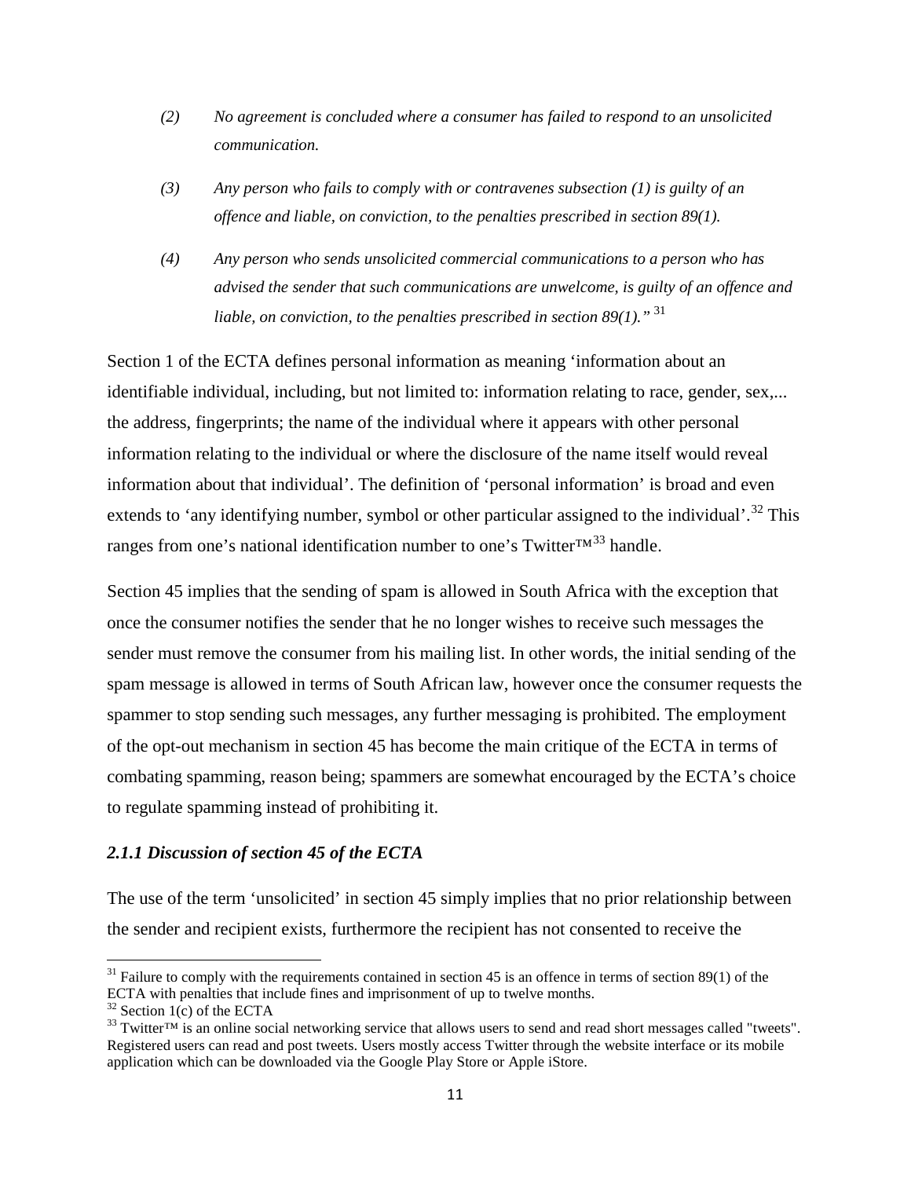*(2) No agreement is concluded where a consumer has failed to respond to an unsolicited communication.*

*(3) Any person who fails to comply with or contravenes subsection (1) is guilty of an offence and liable, on conviction, to the penalties prescribed in section 89(1).*

*(4) Any person who sends unsolicited commercial communications to a person who has advised the sender that such communications are unwelcome, is guilty of an offence and liable, on conviction, to the penalties prescribed in section 89(1)."* [31]

Section 1 of the ECTA defines personal information as meaning 'information about an identifiable individual, including, but not limited to: information relating to race, gender, sex,... the address, fingerprints; the name of the individual where it appears with other personal information relating to the individual or where the disclosure of the name itself would reveal information about that individual'. The definition of 'personal information' is broad and even extends to 'any identifying number, symbol or other particular assigned to the individual'.[32] This ranges from one's national identification number to one's Twitter™[33] handle.

Section 45 implies that the sending of spam is allowed in South Africa with the exception that once the consumer notifies the sender that he no longer wishes to receive such messages the sender must remove the consumer from his mailing list. In other words, the initial sending of the spam message is allowed in terms of South African law, however once the consumer requests the spammer to stop sending such messages, any further messaging is prohibited. The employment of the opt-out mechanism in section 45 has become the main critique of the ECTA in terms of combating spamming, reason being; spammers are somewhat encouraged by the ECTA's choice to regulate spamming instead of prohibiting it.

### *2.1.1 Discussion of section 45 of the ECTA*

The use of the term 'unsolicited' in section 45 simply implies that no prior relationship between the sender and recipient exists, furthermore the recipient has not consented to receive the

---

[31] Failure to comply with the requirements contained in section 45 is an offence in terms of section 89(1) of the ECTA with penalties that include fines and imprisonment of up to twelve months.

[32] Section 1(c) of the ECTA

[33] Twitter™ is an online social networking service that allows users to send and read short messages called "tweets". Registered users can read and post tweets. Users mostly access Twitter through the website interface or its mobile application which can be downloaded via the Google Play Store or Apple iStore.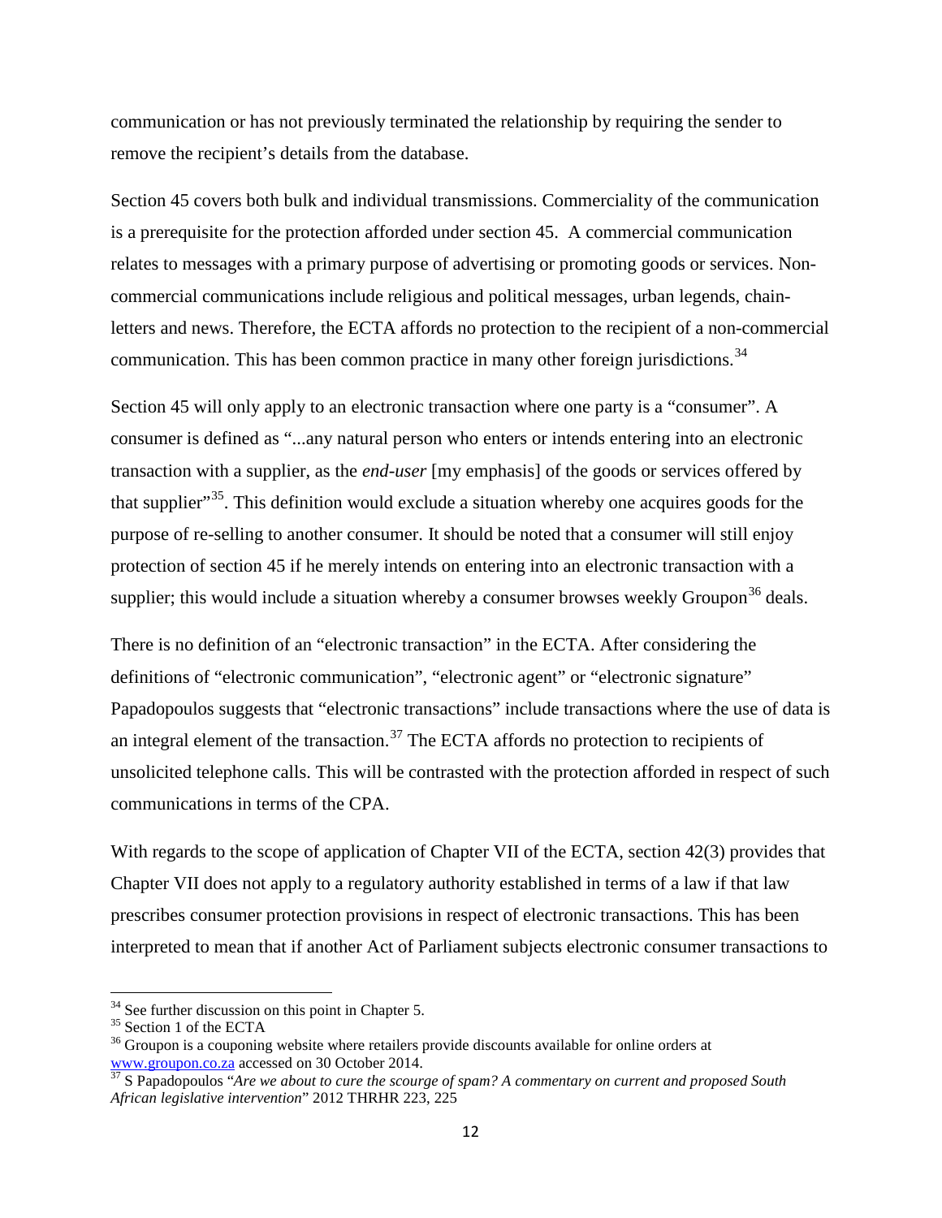communication or has not previously terminated the relationship by requiring the sender to remove the recipient's details from the database.

Section 45 covers both bulk and individual transmissions. Commerciality of the communication is a prerequisite for the protection afforded under section 45. A commercial communication relates to messages with a primary purpose of advertising or promoting goods or services. Non-commercial communications include religious and political messages, urban legends, chain-letters and news. Therefore, the ECTA affords no protection to the recipient of a non-commercial communication. This has been common practice in many other foreign jurisdictions.[34]

Section 45 will only apply to an electronic transaction where one party is a "consumer". A consumer is defined as "...any natural person who enters or intends entering into an electronic transaction with a supplier, as the *end-user* [my emphasis] of the goods or services offered by that supplier"[35]. This definition would exclude a situation whereby one acquires goods for the purpose of re-selling to another consumer. It should be noted that a consumer will still enjoy protection of section 45 if he merely intends on entering into an electronic transaction with a supplier; this would include a situation whereby a consumer browses weekly Groupon[36] deals.

There is no definition of an "electronic transaction" in the ECTA. After considering the definitions of "electronic communication", "electronic agent" or "electronic signature" Papadopoulos suggests that "electronic transactions" include transactions where the use of data is an integral element of the transaction.[37] The ECTA affords no protection to recipients of unsolicited telephone calls. This will be contrasted with the protection afforded in respect of such communications in terms of the CPA.

With regards to the scope of application of Chapter VII of the ECTA, section 42(3) provides that Chapter VII does not apply to a regulatory authority established in terms of a law if that law prescribes consumer protection provisions in respect of electronic transactions. This has been interpreted to mean that if another Act of Parliament subjects electronic consumer transactions to

---

[34] See further discussion on this point in Chapter 5.

[35] Section 1 of the ECTA

[36] Groupon is a couponing website where retailers provide discounts available for online orders at www.groupon.co.za accessed on 30 October 2014.

[37] S Papadopoulos "*Are we about to cure the scourge of spam? A commentary on current and proposed South African legislative intervention*" 2012 THRHR 223, 225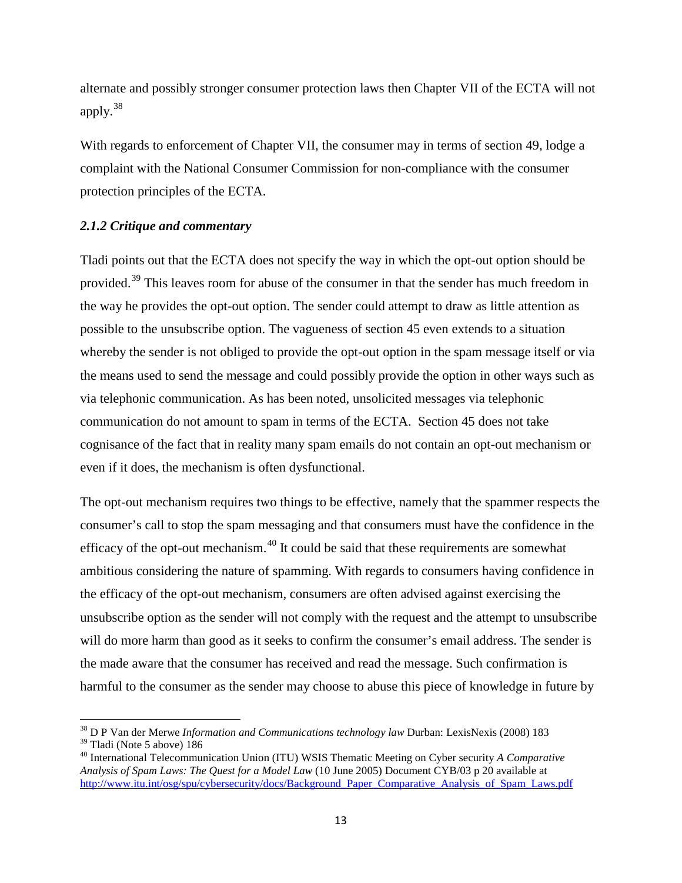alternate and possibly stronger consumer protection laws then Chapter VII of the ECTA will not apply.[38]

With regards to enforcement of Chapter VII, the consumer may in terms of section 49, lodge a complaint with the National Consumer Commission for non-compliance with the consumer protection principles of the ECTA.

### *2.1.2 Critique and commentary*

Tladi points out that the ECTA does not specify the way in which the opt-out option should be provided.[39] This leaves room for abuse of the consumer in that the sender has much freedom in the way he provides the opt-out option. The sender could attempt to draw as little attention as possible to the unsubscribe option. The vagueness of section 45 even extends to a situation whereby the sender is not obliged to provide the opt-out option in the spam message itself or via the means used to send the message and could possibly provide the option in other ways such as via telephonic communication. As has been noted, unsolicited messages via telephonic communication do not amount to spam in terms of the ECTA. Section 45 does not take cognisance of the fact that in reality many spam emails do not contain an opt-out mechanism or even if it does, the mechanism is often dysfunctional.

The opt-out mechanism requires two things to be effective, namely that the spammer respects the consumer's call to stop the spam messaging and that consumers must have the confidence in the efficacy of the opt-out mechanism.[40] It could be said that these requirements are somewhat ambitious considering the nature of spamming. With regards to consumers having confidence in the efficacy of the opt-out mechanism, consumers are often advised against exercising the unsubscribe option as the sender will not comply with the request and the attempt to unsubscribe will do more harm than good as it seeks to confirm the consumer's email address. The sender is the made aware that the consumer has received and read the message. Such confirmation is harmful to the consumer as the sender may choose to abuse this piece of knowledge in future by

---

[38] D P Van der Merwe *Information and Communications technology law* Durban: LexisNexis (2008) 183

[39] Tladi (Note 5 above) 186

[40] International Telecommunication Union (ITU) WSIS Thematic Meeting on Cyber security *A Comparative Analysis of Spam Laws: The Quest for a Model Law* (10 June 2005) Document CYB/03 p 20 available at http://www.itu.int/osg/spu/cybersecurity/docs/Background_Paper_Comparative_Analysis_of_Spam_Laws.pdf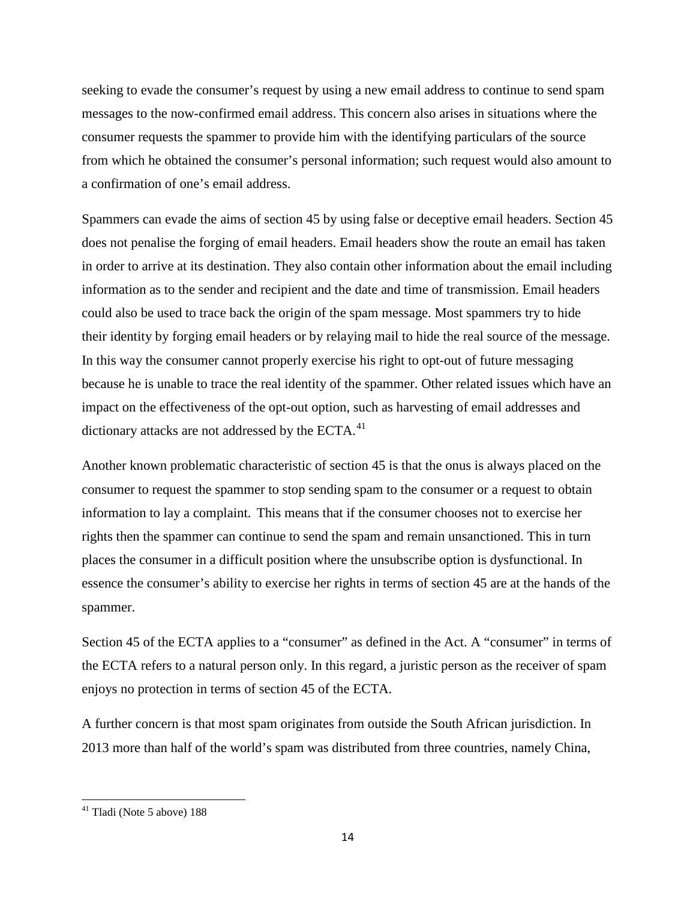seeking to evade the consumer's request by using a new email address to continue to send spam messages to the now-confirmed email address. This concern also arises in situations where the consumer requests the spammer to provide him with the identifying particulars of the source from which he obtained the consumer's personal information; such request would also amount to a confirmation of one's email address.

Spammers can evade the aims of section 45 by using false or deceptive email headers. Section 45 does not penalise the forging of email headers. Email headers show the route an email has taken in order to arrive at its destination. They also contain other information about the email including information as to the sender and recipient and the date and time of transmission. Email headers could also be used to trace back the origin of the spam message. Most spammers try to hide their identity by forging email headers or by relaying mail to hide the real source of the message. In this way the consumer cannot properly exercise his right to opt-out of future messaging because he is unable to trace the real identity of the spammer. Other related issues which have an impact on the effectiveness of the opt-out option, such as harvesting of email addresses and dictionary attacks are not addressed by the ECTA.[41]

Another known problematic characteristic of section 45 is that the onus is always placed on the consumer to request the spammer to stop sending spam to the consumer or a request to obtain information to lay a complaint. This means that if the consumer chooses not to exercise her rights then the spammer can continue to send the spam and remain unsanctioned. This in turn places the consumer in a difficult position where the unsubscribe option is dysfunctional. In essence the consumer's ability to exercise her rights in terms of section 45 are at the hands of the spammer.

Section 45 of the ECTA applies to a "consumer" as defined in the Act. A "consumer" in terms of the ECTA refers to a natural person only. In this regard, a juristic person as the receiver of spam enjoys no protection in terms of section 45 of the ECTA.

A further concern is that most spam originates from outside the South African jurisdiction. In 2013 more than half of the world's spam was distributed from three countries, namely China,

---

[41] Tladi (Note 5 above) 188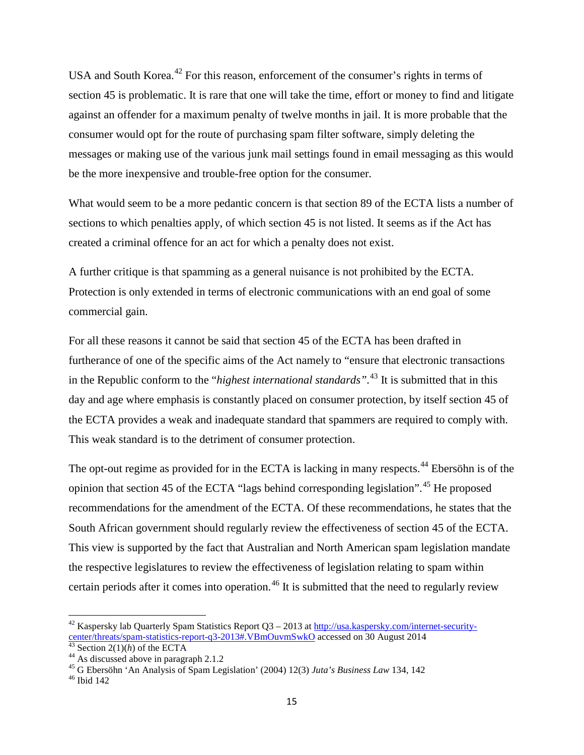USA and South Korea.[42] For this reason, enforcement of the consumer's rights in terms of section 45 is problematic. It is rare that one will take the time, effort or money to find and litigate against an offender for a maximum penalty of twelve months in jail. It is more probable that the consumer would opt for the route of purchasing spam filter software, simply deleting the messages or making use of the various junk mail settings found in email messaging as this would be the more inexpensive and trouble-free option for the consumer.

What would seem to be a more pedantic concern is that section 89 of the ECTA lists a number of sections to which penalties apply, of which section 45 is not listed. It seems as if the Act has created a criminal offence for an act for which a penalty does not exist.

A further critique is that spamming as a general nuisance is not prohibited by the ECTA. Protection is only extended in terms of electronic communications with an end goal of some commercial gain.

For all these reasons it cannot be said that section 45 of the ECTA has been drafted in furtherance of one of the specific aims of the Act namely to "ensure that electronic transactions in the Republic conform to the "*highest international standards"*.[43] It is submitted that in this day and age where emphasis is constantly placed on consumer protection, by itself section 45 of the ECTA provides a weak and inadequate standard that spammers are required to comply with. This weak standard is to the detriment of consumer protection.

The opt-out regime as provided for in the ECTA is lacking in many respects.[44] Ebersöhn is of the opinion that section 45 of the ECTA "lags behind corresponding legislation".[45] He proposed recommendations for the amendment of the ECTA. Of these recommendations, he states that the South African government should regularly review the effectiveness of section 45 of the ECTA. This view is supported by the fact that Australian and North American spam legislation mandate the respective legislatures to review the effectiveness of legislation relating to spam within certain periods after it comes into operation.[46] It is submitted that the need to regularly review

---

[42] Kaspersky lab Quarterly Spam Statistics Report Q3 – 2013 at http://usa.kaspersky.com/internet-security-center/threats/spam-statistics-report-q3-2013#.VBmOuvmSwkO accessed on 30 August 2014

[43] Section 2(1)(*h*) of the ECTA

[44] As discussed above in paragraph 2.1.2

[45] G Ebersöhn 'An Analysis of Spam Legislation' (2004) 12(3) *Juta's Business Law* 134, 142

[46] Ibid 142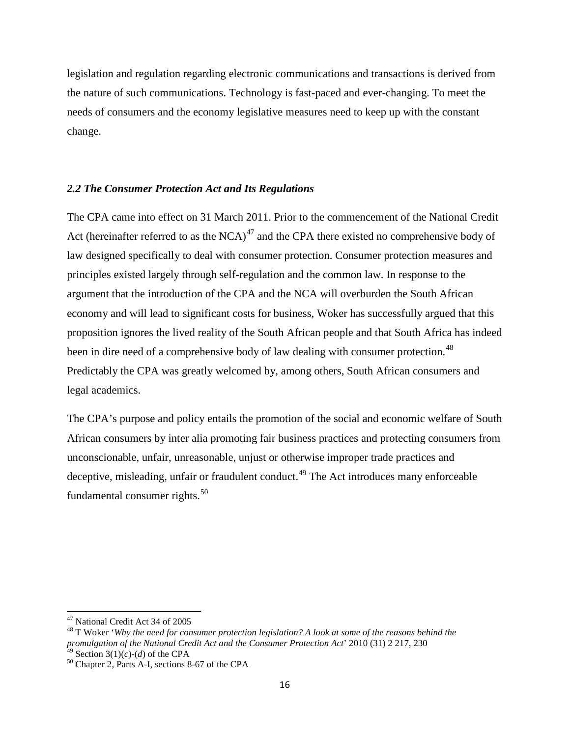legislation and regulation regarding electronic communications and transactions is derived from the nature of such communications. Technology is fast-paced and ever-changing. To meet the needs of consumers and the economy legislative measures need to keep up with the constant change.

### *2.2 The Consumer Protection Act and Its Regulations*

The CPA came into effect on 31 March 2011. Prior to the commencement of the National Credit Act (hereinafter referred to as the NCA)[47] and the CPA there existed no comprehensive body of law designed specifically to deal with consumer protection. Consumer protection measures and principles existed largely through self-regulation and the common law. In response to the argument that the introduction of the CPA and the NCA will overburden the South African economy and will lead to significant costs for business, Woker has successfully argued that this proposition ignores the lived reality of the South African people and that South Africa has indeed been in dire need of a comprehensive body of law dealing with consumer protection.[48] Predictably the CPA was greatly welcomed by, among others, South African consumers and legal academics.

The CPA's purpose and policy entails the promotion of the social and economic welfare of South African consumers by inter alia promoting fair business practices and protecting consumers from unconscionable, unfair, unreasonable, unjust or otherwise improper trade practices and deceptive, misleading, unfair or fraudulent conduct.[49] The Act introduces many enforceable fundamental consumer rights.[50]

---

[47] National Credit Act 34 of 2005

[48] T Woker '*Why the need for consumer protection legislation? A look at some of the reasons behind the promulgation of the National Credit Act and the Consumer Protection Act*' 2010 (31) 2 217, 230

[49] Section 3(1)(*c*)-(*d*) of the CPA

[50] Chapter 2, Parts A-I, sections 8-67 of the CPA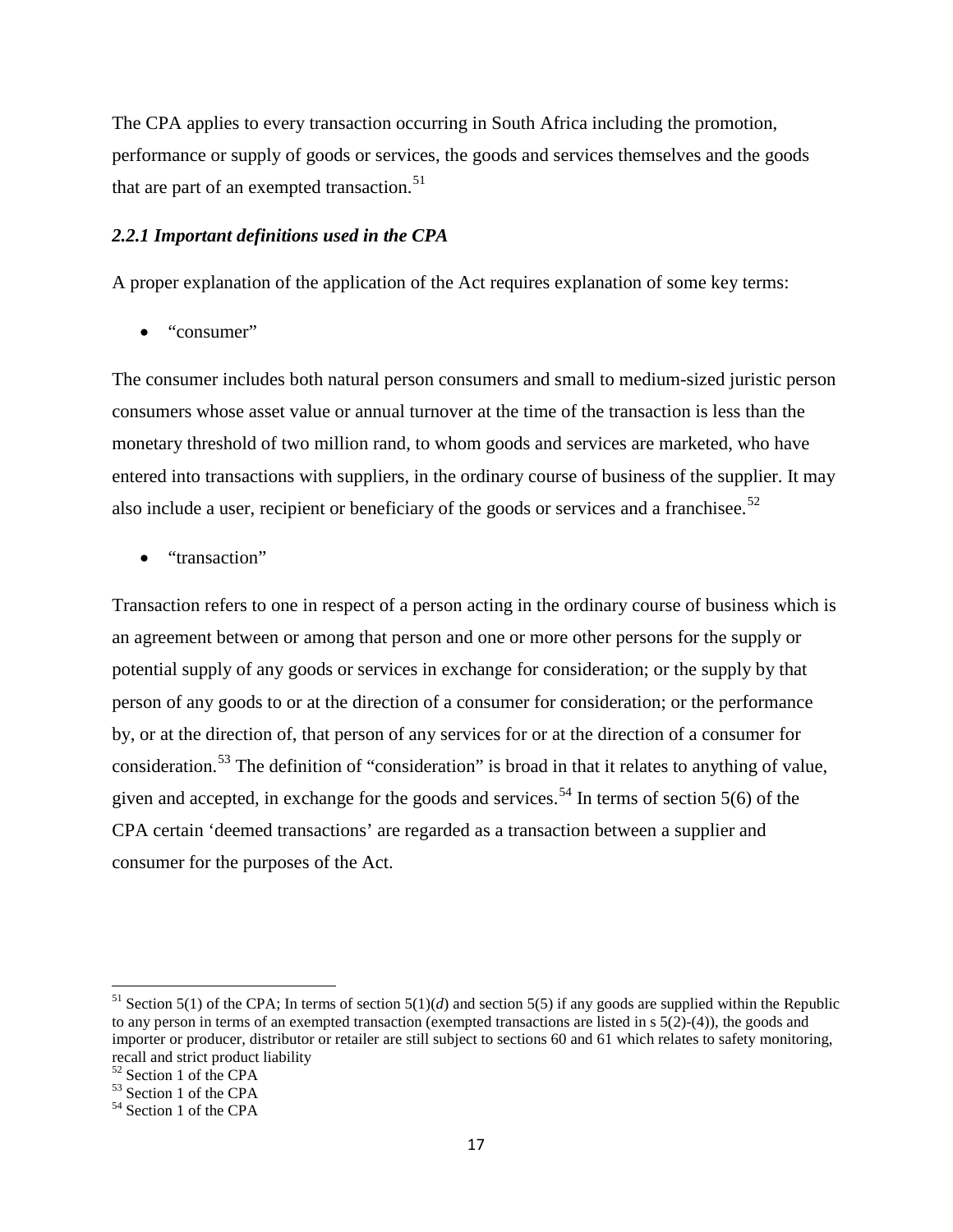The CPA applies to every transaction occurring in South Africa including the promotion, performance or supply of goods or services, the goods and services themselves and the goods that are part of an exempted transaction.[51]

### *2.2.1 Important definitions used in the CPA*

A proper explanation of the application of the Act requires explanation of some key terms:

- "consumer"

The consumer includes both natural person consumers and small to medium-sized juristic person consumers whose asset value or annual turnover at the time of the transaction is less than the monetary threshold of two million rand, to whom goods and services are marketed, who have entered into transactions with suppliers, in the ordinary course of business of the supplier. It may also include a user, recipient or beneficiary of the goods or services and a franchisee.[52]

- "transaction"

Transaction refers to one in respect of a person acting in the ordinary course of business which is an agreement between or among that person and one or more other persons for the supply or potential supply of any goods or services in exchange for consideration; or the supply by that person of any goods to or at the direction of a consumer for consideration; or the performance by, or at the direction of, that person of any services for or at the direction of a consumer for consideration.[53] The definition of "consideration" is broad in that it relates to anything of value, given and accepted, in exchange for the goods and services.[54] In terms of section 5(6) of the CPA certain 'deemed transactions' are regarded as a transaction between a supplier and consumer for the purposes of the Act.

---

[51] Section 5(1) of the CPA; In terms of section 5(1)(*d*) and section 5(5) if any goods are supplied within the Republic to any person in terms of an exempted transaction (exempted transactions are listed in s 5(2)-(4)), the goods and importer or producer, distributor or retailer are still subject to sections 60 and 61 which relates to safety monitoring, recall and strict product liability

[52] Section 1 of the CPA

[53] Section 1 of the CPA

[54] Section 1 of the CPA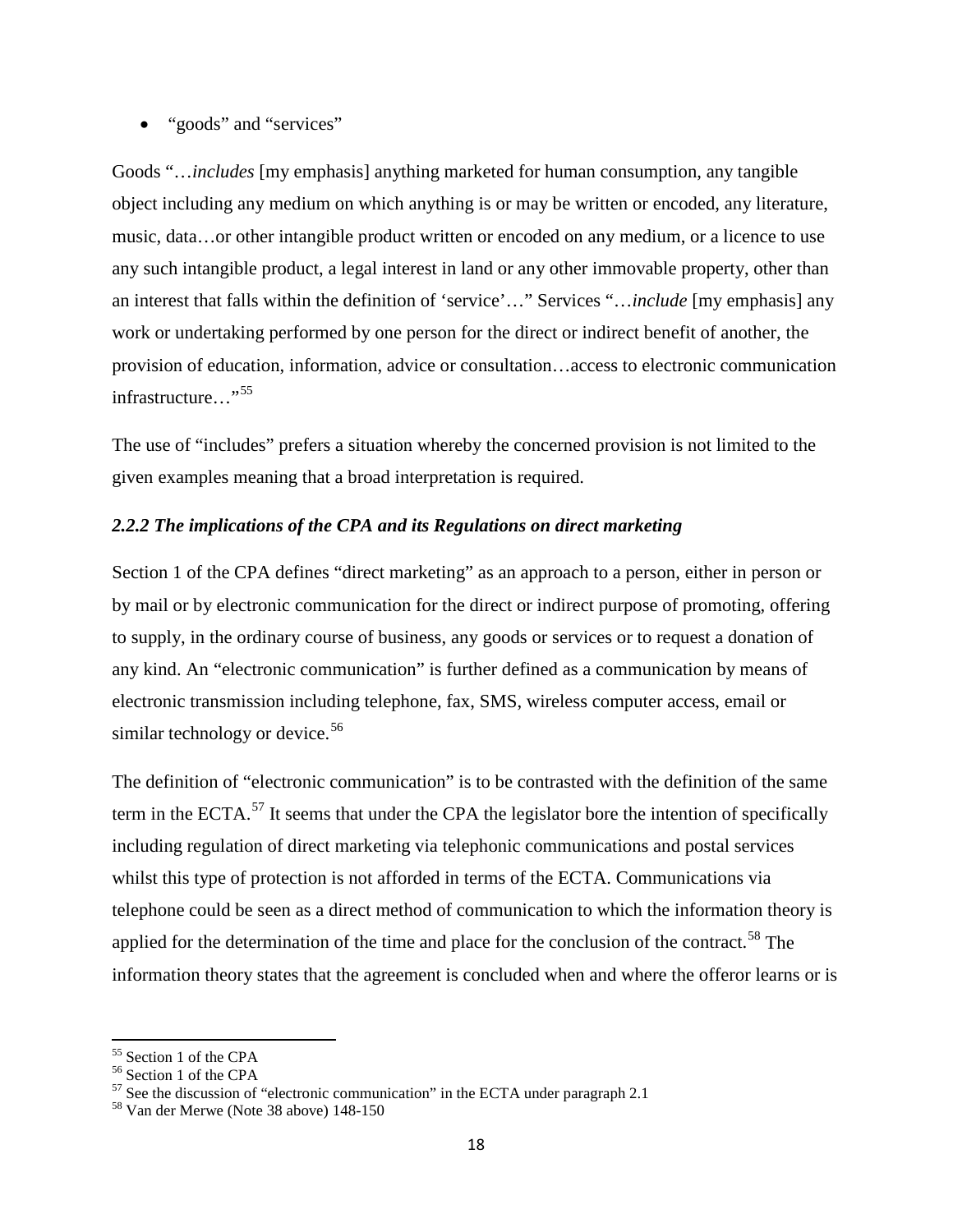- “goods” and “services”

Goods “…*includes* [my emphasis] anything marketed for human consumption, any tangible object including any medium on which anything is or may be written or encoded, any literature, music, data…or other intangible product written or encoded on any medium, or a licence to use any such intangible product, a legal interest in land or any other immovable property, other than an interest that falls within the definition of ‘service’…” Services “…*include* [my emphasis] any work or undertaking performed by one person for the direct or indirect benefit of another, the provision of education, information, advice or consultation…access to electronic communication infrastructure…”[55]

The use of “includes” prefers a situation whereby the concerned provision is not limited to the given examples meaning that a broad interpretation is required.

### *2.2.2 The implications of the CPA and its Regulations on direct marketing*

Section 1 of the CPA defines “direct marketing” as an approach to a person, either in person or by mail or by electronic communication for the direct or indirect purpose of promoting, offering to supply, in the ordinary course of business, any goods or services or to request a donation of any kind. An “electronic communication” is further defined as a communication by means of electronic transmission including telephone, fax, SMS, wireless computer access, email or similar technology or device.[56]

The definition of “electronic communication” is to be contrasted with the definition of the same term in the ECTA.[57] It seems that under the CPA the legislator bore the intention of specifically including regulation of direct marketing via telephonic communications and postal services whilst this type of protection is not afforded in terms of the ECTA. Communications via telephone could be seen as a direct method of communication to which the information theory is applied for the determination of the time and place for the conclusion of the contract.[58] The information theory states that the agreement is concluded when and where the offeror learns or is

---

[55] Section 1 of the CPA

[56] Section 1 of the CPA

[57] See the discussion of “electronic communication” in the ECTA under paragraph 2.1

[58] Van der Merwe (Note 38 above) 148-150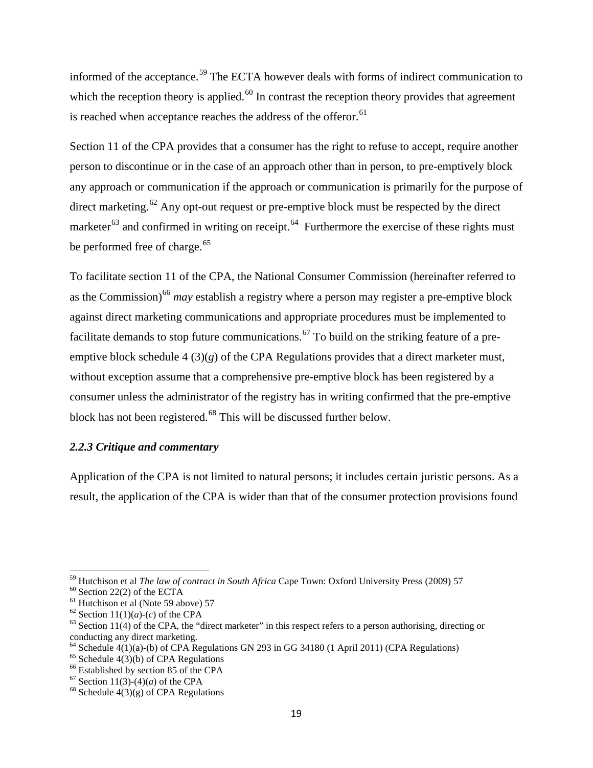informed of the acceptance.[59] The ECTA however deals with forms of indirect communication to which the reception theory is applied.[60] In contrast the reception theory provides that agreement is reached when acceptance reaches the address of the offeror.[61]

Section 11 of the CPA provides that a consumer has the right to refuse to accept, require another person to discontinue or in the case of an approach other than in person, to pre-emptively block any approach or communication if the approach or communication is primarily for the purpose of direct marketing.[62] Any opt-out request or pre-emptive block must be respected by the direct marketer[63] and confirmed in writing on receipt.[64] Furthermore the exercise of these rights must be performed free of charge.[65]

To facilitate section 11 of the CPA, the National Consumer Commission (hereinafter referred to as the Commission)[66] *may* establish a registry where a person may register a pre-emptive block against direct marketing communications and appropriate procedures must be implemented to facilitate demands to stop future communications.[67] To build on the striking feature of a pre-emptive block schedule 4 (3)(*g*) of the CPA Regulations provides that a direct marketer must, without exception assume that a comprehensive pre-emptive block has been registered by a consumer unless the administrator of the registry has in writing confirmed that the pre-emptive block has not been registered.[68] This will be discussed further below.

### *2.2.3 Critique and commentary*

Application of the CPA is not limited to natural persons; it includes certain juristic persons. As a result, the application of the CPA is wider than that of the consumer protection provisions found

---

[59] Hutchison et al *The law of contract in South Africa* Cape Town: Oxford University Press (2009) 57

[60] Section 22(2) of the ECTA

[61] Hutchison et al (Note 59 above) 57

[62] Section 11(1)(*a*)-(*c*) of the CPA

[63] Section 11(4) of the CPA, the "direct marketer" in this respect refers to a person authorising, directing or conducting any direct marketing.

[64] Schedule 4(1)(a)-(b) of CPA Regulations GN 293 in GG 34180 (1 April 2011) (CPA Regulations)

[65] Schedule 4(3)(b) of CPA Regulations

[66] Established by section 85 of the CPA

[67] Section 11(3)-(4)(*a*) of the CPA

[68] Schedule 4(3)(g) of CPA Regulations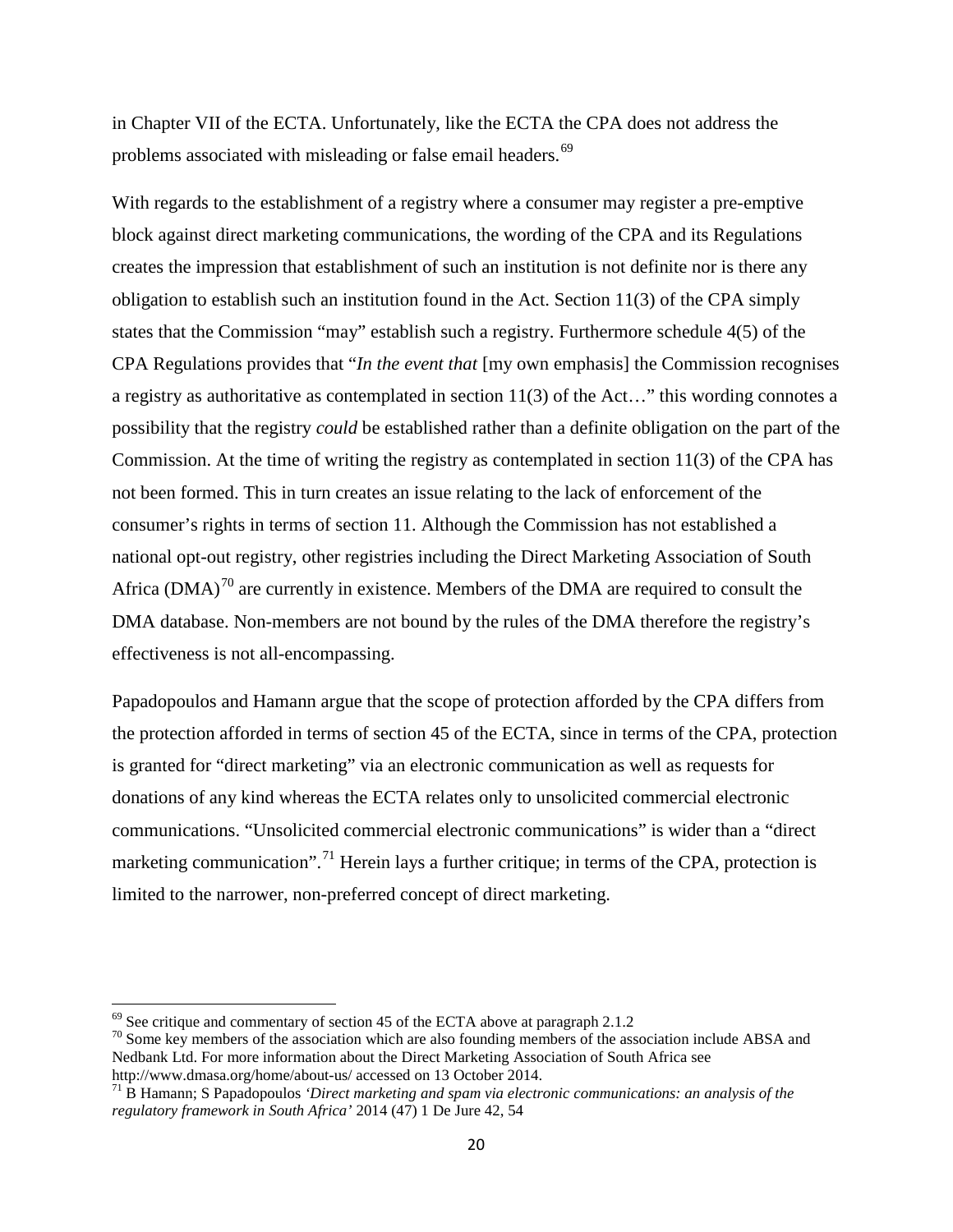in Chapter VII of the ECTA. Unfortunately, like the ECTA the CPA does not address the problems associated with misleading or false email headers.[69]

With regards to the establishment of a registry where a consumer may register a pre-emptive block against direct marketing communications, the wording of the CPA and its Regulations creates the impression that establishment of such an institution is not definite nor is there any obligation to establish such an institution found in the Act. Section 11(3) of the CPA simply states that the Commission "may" establish such a registry. Furthermore schedule 4(5) of the CPA Regulations provides that "*In the event that* [my own emphasis] the Commission recognises a registry as authoritative as contemplated in section 11(3) of the Act…" this wording connotes a possibility that the registry *could* be established rather than a definite obligation on the part of the Commission. At the time of writing the registry as contemplated in section 11(3) of the CPA has not been formed. This in turn creates an issue relating to the lack of enforcement of the consumer's rights in terms of section 11. Although the Commission has not established a national opt-out registry, other registries including the Direct Marketing Association of South Africa (DMA)[70] are currently in existence. Members of the DMA are required to consult the DMA database. Non-members are not bound by the rules of the DMA therefore the registry's effectiveness is not all-encompassing.

Papadopoulos and Hamann argue that the scope of protection afforded by the CPA differs from the protection afforded in terms of section 45 of the ECTA, since in terms of the CPA, protection is granted for "direct marketing" via an electronic communication as well as requests for donations of any kind whereas the ECTA relates only to unsolicited commercial electronic communications. "Unsolicited commercial electronic communications" is wider than a "direct marketing communication".[71] Herein lays a further critique; in terms of the CPA, protection is limited to the narrower, non-preferred concept of direct marketing.

---

[69] See critique and commentary of section 45 of the ECTA above at paragraph 2.1.2

[70] Some key members of the association which are also founding members of the association include ABSA and Nedbank Ltd. For more information about the Direct Marketing Association of South Africa see http://www.dmasa.org/home/about-us/ accessed on 13 October 2014.

[71] B Hamann; S Papadopoulos *'Direct marketing and spam via electronic communications: an analysis of the regulatory framework in South Africa'* 2014 (47) 1 De Jure 42, 54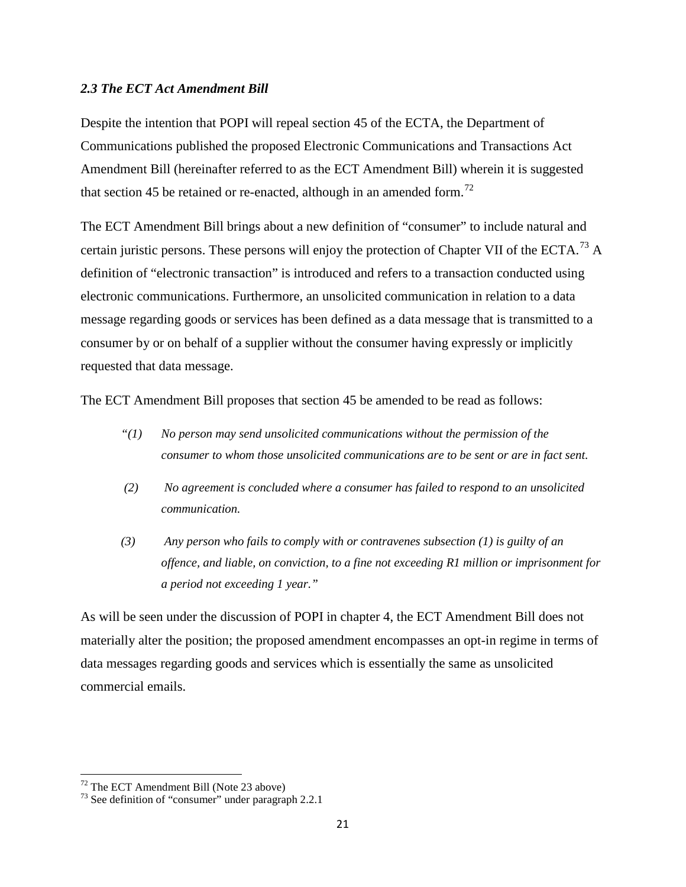### *2.3 The ECT Act Amendment Bill*

Despite the intention that POPI will repeal section 45 of the ECTA, the Department of Communications published the proposed Electronic Communications and Transactions Act Amendment Bill (hereinafter referred to as the ECT Amendment Bill) wherein it is suggested that section 45 be retained or re-enacted, although in an amended form.[72]

The ECT Amendment Bill brings about a new definition of "consumer" to include natural and certain juristic persons. These persons will enjoy the protection of Chapter VII of the ECTA.[73] A definition of "electronic transaction" is introduced and refers to a transaction conducted using electronic communications. Furthermore, an unsolicited communication in relation to a data message regarding goods or services has been defined as a data message that is transmitted to a consumer by or on behalf of a supplier without the consumer having expressly or implicitly requested that data message.

The ECT Amendment Bill proposes that section 45 be amended to be read as follows:

> *"(1) No person may send unsolicited communications without the permission of the consumer to whom those unsolicited communications are to be sent or are in fact sent.*
>
> *(2) No agreement is concluded where a consumer has failed to respond to an unsolicited communication.*
>
> *(3) Any person who fails to comply with or contravenes subsection (1) is guilty of an offence, and liable, on conviction, to a fine not exceeding R1 million or imprisonment for a period not exceeding 1 year."*

As will be seen under the discussion of POPI in chapter 4, the ECT Amendment Bill does not materially alter the position; the proposed amendment encompasses an opt-in regime in terms of data messages regarding goods and services which is essentially the same as unsolicited commercial emails.

---

[72] The ECT Amendment Bill (Note 23 above)

[73] See definition of "consumer" under paragraph 2.2.1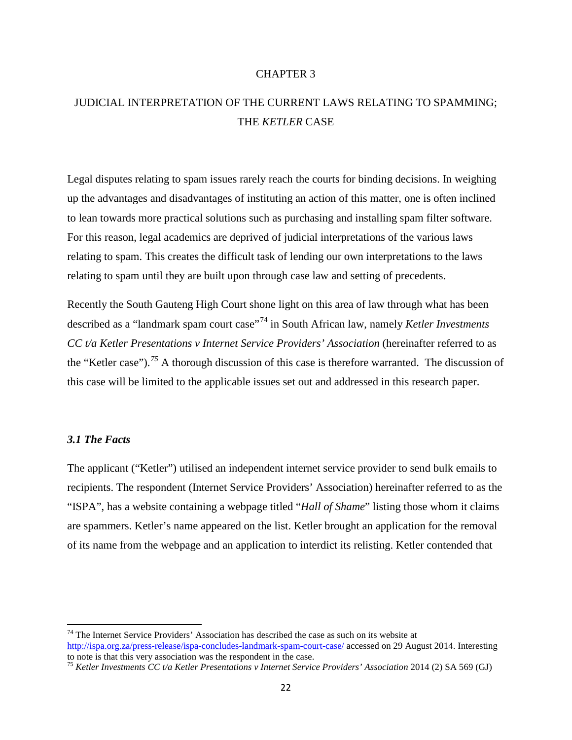# CHAPTER 3

## JUDICIAL INTERPRETATION OF THE CURRENT LAWS RELATING TO SPAMMING; THE *KETLER* CASE

Legal disputes relating to spam issues rarely reach the courts for binding decisions. In weighing up the advantages and disadvantages of instituting an action of this matter, one is often inclined to lean towards more practical solutions such as purchasing and installing spam filter software. For this reason, legal academics are deprived of judicial interpretations of the various laws relating to spam. This creates the difficult task of lending our own interpretations to the laws relating to spam until they are built upon through case law and setting of precedents.

Recently the South Gauteng High Court shone light on this area of law through what has been described as a "landmark spam court case"[74] in South African law, namely *Ketler Investments CC t/a Ketler Presentations v Internet Service Providers' Association* (hereinafter referred to as the "Ketler case").[75] A thorough discussion of this case is therefore warranted. The discussion of this case will be limited to the applicable issues set out and addressed in this research paper.

### *3.1 The Facts*

The applicant ("Ketler") utilised an independent internet service provider to send bulk emails to recipients. The respondent (Internet Service Providers' Association) hereinafter referred to as the "ISPA", has a website containing a webpage titled "*Hall of Shame*" listing those whom it claims are spammers. Ketler's name appeared on the list. Ketler brought an application for the removal of its name from the webpage and an application to interdict its relisting. Ketler contended that

---

[74] The Internet Service Providers' Association has described the case as such on its website at http://ispa.org.za/press-release/ispa-concludes-landmark-spam-court-case/ accessed on 29 August 2014. Interesting to note is that this very association was the respondent in the case.

[75] *Ketler Investments CC t/a Ketler Presentations v Internet Service Providers' Association* 2014 (2) SA 569 (GJ)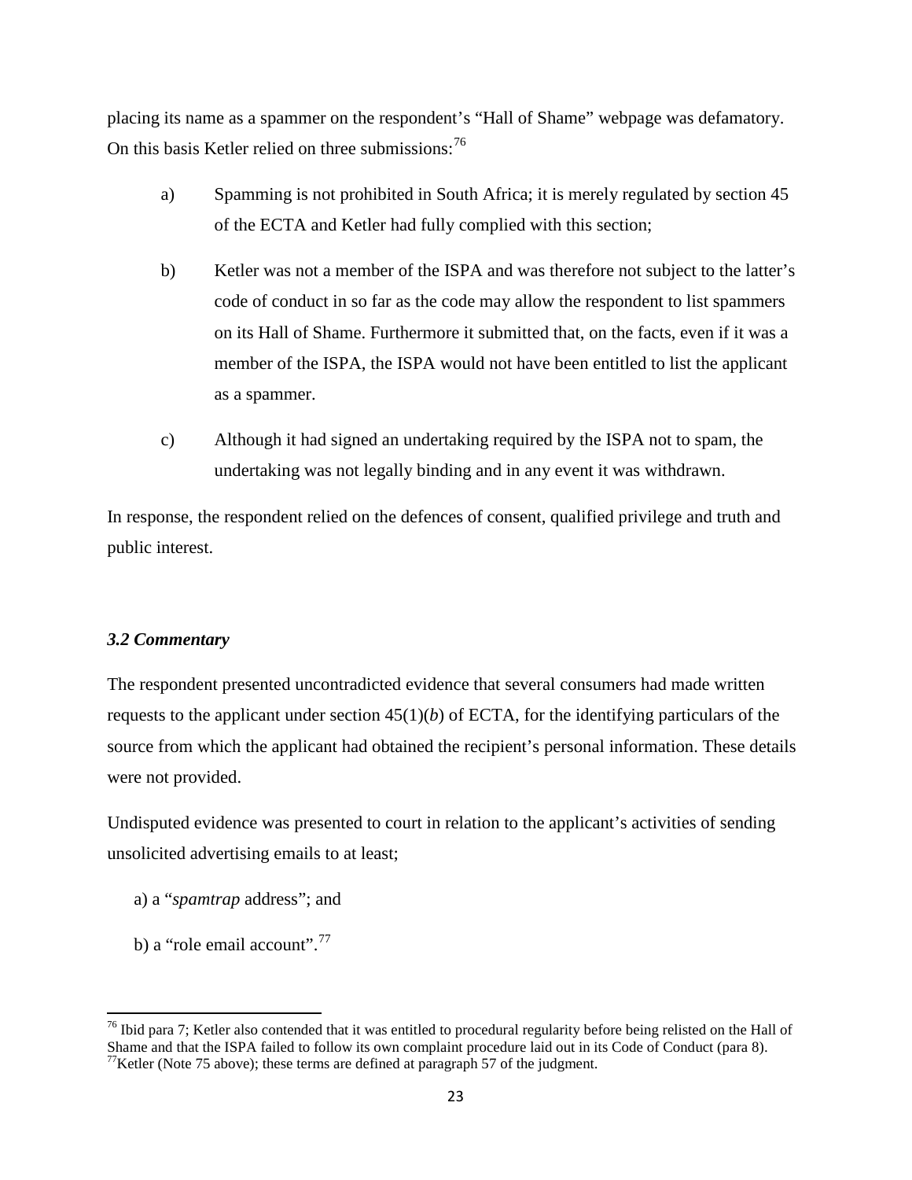placing its name as a spammer on the respondent's "Hall of Shame" webpage was defamatory. On this basis Ketler relied on three submissions:[76]

a) Spamming is not prohibited in South Africa; it is merely regulated by section 45 of the ECTA and Ketler had fully complied with this section;

b) Ketler was not a member of the ISPA and was therefore not subject to the latter's code of conduct in so far as the code may allow the respondent to list spammers on its Hall of Shame. Furthermore it submitted that, on the facts, even if it was a member of the ISPA, the ISPA would not have been entitled to list the applicant as a spammer.

c) Although it had signed an undertaking required by the ISPA not to spam, the undertaking was not legally binding and in any event it was withdrawn.

In response, the respondent relied on the defences of consent, qualified privilege and truth and public interest.

### *3.2 Commentary*

The respondent presented uncontradicted evidence that several consumers had made written requests to the applicant under section 45(1)(*b*) of ECTA, for the identifying particulars of the source from which the applicant had obtained the recipient's personal information. These details were not provided.

Undisputed evidence was presented to court in relation to the applicant's activities of sending unsolicited advertising emails to at least;

a) a "*spamtrap* address"; and

b) a "role email account".[77]

---

[76] Ibid para 7; Ketler also contended that it was entitled to procedural regularity before being relisted on the Hall of Shame and that the ISPA failed to follow its own complaint procedure laid out in its Code of Conduct (para 8).

[77] Ketler (Note 75 above); these terms are defined at paragraph 57 of the judgment.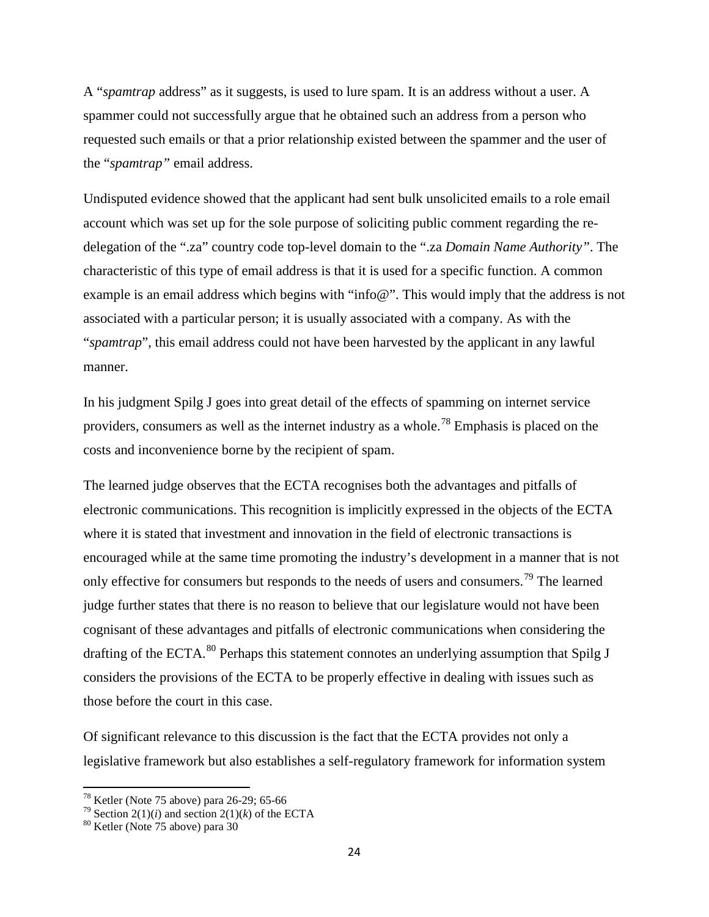A "*spamtrap* address" as it suggests, is used to lure spam. It is an address without a user. A spammer could not successfully argue that he obtained such an address from a person who requested such emails or that a prior relationship existed between the spammer and the user of the "*spamtrap"* email address.

Undisputed evidence showed that the applicant had sent bulk unsolicited emails to a role email account which was set up for the sole purpose of soliciting public comment regarding the re-delegation of the ".za" country code top-level domain to the ".za *Domain Name Authority"*. The characteristic of this type of email address is that it is used for a specific function. A common example is an email address which begins with "info@". This would imply that the address is not associated with a particular person; it is usually associated with a company. As with the "*spamtrap*", this email address could not have been harvested by the applicant in any lawful manner.

In his judgment Spilg J goes into great detail of the effects of spamming on internet service providers, consumers as well as the internet industry as a whole.[78] Emphasis is placed on the costs and inconvenience borne by the recipient of spam.

The learned judge observes that the ECTA recognises both the advantages and pitfalls of electronic communications. This recognition is implicitly expressed in the objects of the ECTA where it is stated that investment and innovation in the field of electronic transactions is encouraged while at the same time promoting the industry's development in a manner that is not only effective for consumers but responds to the needs of users and consumers.[79] The learned judge further states that there is no reason to believe that our legislature would not have been cognisant of these advantages and pitfalls of electronic communications when considering the drafting of the ECTA.[80] Perhaps this statement connotes an underlying assumption that Spilg J considers the provisions of the ECTA to be properly effective in dealing with issues such as those before the court in this case.

Of significant relevance to this discussion is the fact that the ECTA provides not only a legislative framework but also establishes a self-regulatory framework for information system

---

[78] Ketler (Note 75 above) para 26-29; 65-66

[79] Section 2(1)(*i*) and section 2(1)(*k*) of the ECTA

[80] Ketler (Note 75 above) para 30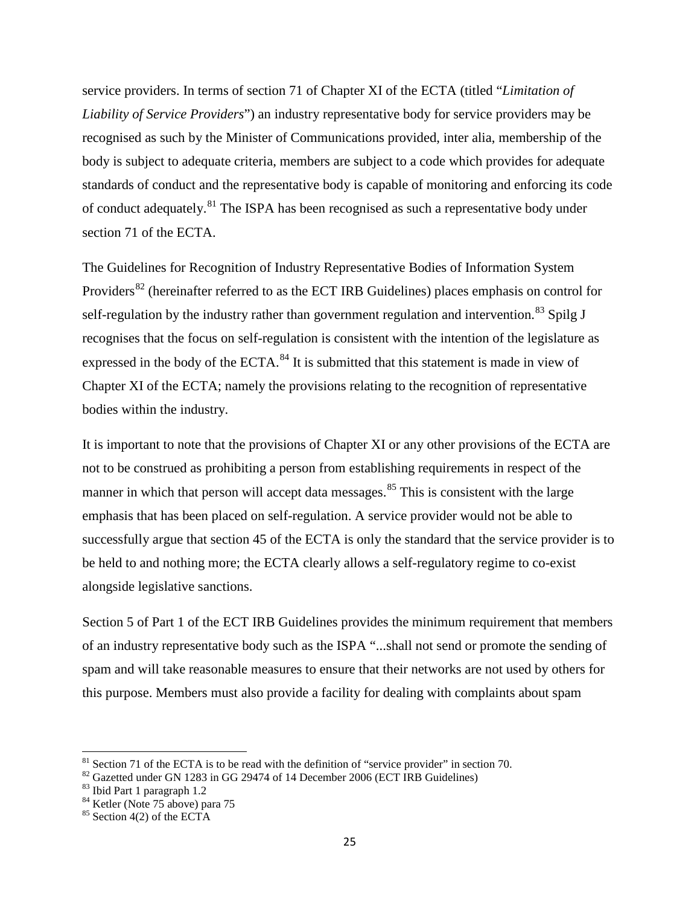service providers. In terms of section 71 of Chapter XI of the ECTA (titled "*Limitation of Liability of Service Providers*") an industry representative body for service providers may be recognised as such by the Minister of Communications provided, inter alia, membership of the body is subject to adequate criteria, members are subject to a code which provides for adequate standards of conduct and the representative body is capable of monitoring and enforcing its code of conduct adequately.[81] The ISPA has been recognised as such a representative body under section 71 of the ECTA.

The Guidelines for Recognition of Industry Representative Bodies of Information System Providers[82] (hereinafter referred to as the ECT IRB Guidelines) places emphasis on control for self-regulation by the industry rather than government regulation and intervention.[83] Spilg J recognises that the focus on self-regulation is consistent with the intention of the legislature as expressed in the body of the ECTA.[84] It is submitted that this statement is made in view of Chapter XI of the ECTA; namely the provisions relating to the recognition of representative bodies within the industry.

It is important to note that the provisions of Chapter XI or any other provisions of the ECTA are not to be construed as prohibiting a person from establishing requirements in respect of the manner in which that person will accept data messages.[85] This is consistent with the large emphasis that has been placed on self-regulation. A service provider would not be able to successfully argue that section 45 of the ECTA is only the standard that the service provider is to be held to and nothing more; the ECTA clearly allows a self-regulatory regime to co-exist alongside legislative sanctions.

Section 5 of Part 1 of the ECT IRB Guidelines provides the minimum requirement that members of an industry representative body such as the ISPA "...shall not send or promote the sending of spam and will take reasonable measures to ensure that their networks are not used by others for this purpose. Members must also provide a facility for dealing with complaints about spam

---

[81] Section 71 of the ECTA is to be read with the definition of "service provider" in section 70.

[82] Gazetted under GN 1283 in GG 29474 of 14 December 2006 (ECT IRB Guidelines)

[83] Ibid Part 1 paragraph 1.2

[84] Ketler (Note 75 above) para 75

[85] Section 4(2) of the ECTA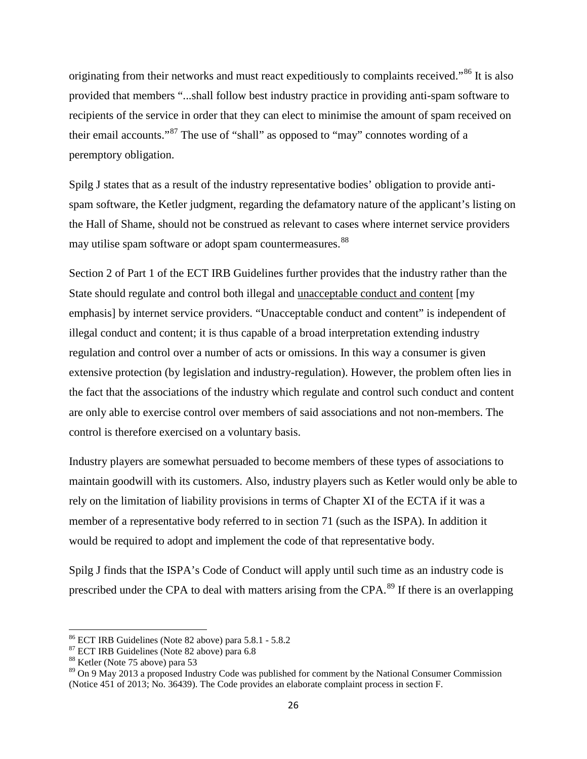originating from their networks and must react expeditiously to complaints received."[86] It is also provided that members "...shall follow best industry practice in providing anti-spam software to recipients of the service in order that they can elect to minimise the amount of spam received on their email accounts."[87] The use of "shall" as opposed to "may" connotes wording of a peremptory obligation.

Spilg J states that as a result of the industry representative bodies' obligation to provide anti-spam software, the Ketler judgment, regarding the defamatory nature of the applicant's listing on the Hall of Shame, should not be construed as relevant to cases where internet service providers may utilise spam software or adopt spam countermeasures.[88]

Section 2 of Part 1 of the ECT IRB Guidelines further provides that the industry rather than the State should regulate and control both illegal and <u>unacceptable conduct and content</u> [my emphasis] by internet service providers. "Unacceptable conduct and content" is independent of illegal conduct and content; it is thus capable of a broad interpretation extending industry regulation and control over a number of acts or omissions. In this way a consumer is given extensive protection (by legislation and industry-regulation). However, the problem often lies in the fact that the associations of the industry which regulate and control such conduct and content are only able to exercise control over members of said associations and not non-members. The control is therefore exercised on a voluntary basis.

Industry players are somewhat persuaded to become members of these types of associations to maintain goodwill with its customers. Also, industry players such as Ketler would only be able to rely on the limitation of liability provisions in terms of Chapter XI of the ECTA if it was a member of a representative body referred to in section 71 (such as the ISPA). In addition it would be required to adopt and implement the code of that representative body.

Spilg J finds that the ISPA's Code of Conduct will apply until such time as an industry code is prescribed under the CPA to deal with matters arising from the CPA.[89] If there is an overlapping

---

[86] ECT IRB Guidelines (Note 82 above) para 5.8.1 - 5.8.2

[87] ECT IRB Guidelines (Note 82 above) para 6.8

[88] Ketler (Note 75 above) para 53

[89] On 9 May 2013 a proposed Industry Code was published for comment by the National Consumer Commission (Notice 451 of 2013; No. 36439). The Code provides an elaborate complaint process in section F.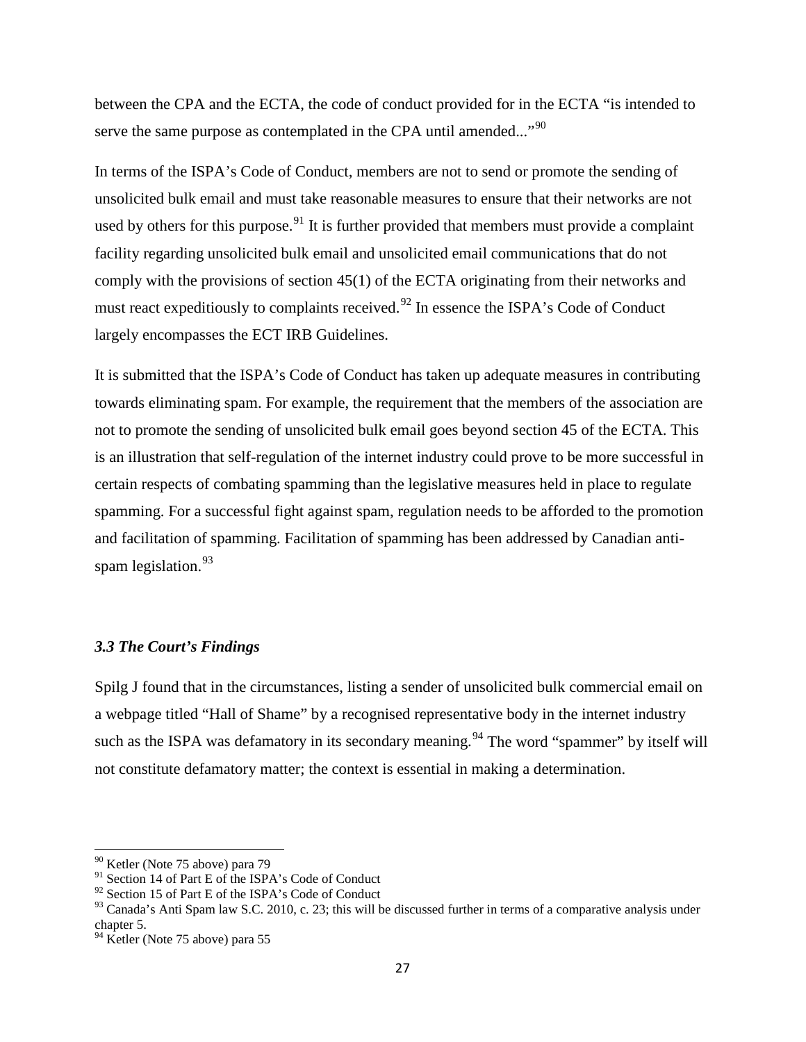between the CPA and the ECTA, the code of conduct provided for in the ECTA "is intended to serve the same purpose as contemplated in the CPA until amended..."[90]

In terms of the ISPA's Code of Conduct, members are not to send or promote the sending of unsolicited bulk email and must take reasonable measures to ensure that their networks are not used by others for this purpose.[91] It is further provided that members must provide a complaint facility regarding unsolicited bulk email and unsolicited email communications that do not comply with the provisions of section 45(1) of the ECTA originating from their networks and must react expeditiously to complaints received.[92] In essence the ISPA's Code of Conduct largely encompasses the ECT IRB Guidelines.

It is submitted that the ISPA's Code of Conduct has taken up adequate measures in contributing towards eliminating spam. For example, the requirement that the members of the association are not to promote the sending of unsolicited bulk email goes beyond section 45 of the ECTA. This is an illustration that self-regulation of the internet industry could prove to be more successful in certain respects of combating spamming than the legislative measures held in place to regulate spamming. For a successful fight against spam, regulation needs to be afforded to the promotion and facilitation of spamming. Facilitation of spamming has been addressed by Canadian anti-spam legislation.[93]

### *3.3 The Court's Findings*

Spilg J found that in the circumstances, listing a sender of unsolicited bulk commercial email on a webpage titled "Hall of Shame" by a recognised representative body in the internet industry such as the ISPA was defamatory in its secondary meaning.[94] The word "spammer" by itself will not constitute defamatory matter; the context is essential in making a determination.

---

[90] Ketler (Note 75 above) para 79

[91] Section 14 of Part E of the ISPA's Code of Conduct

[92] Section 15 of Part E of the ISPA's Code of Conduct

[93] Canada's Anti Spam law S.C. 2010, c. 23; this will be discussed further in terms of a comparative analysis under chapter 5.

[94] Ketler (Note 75 above) para 55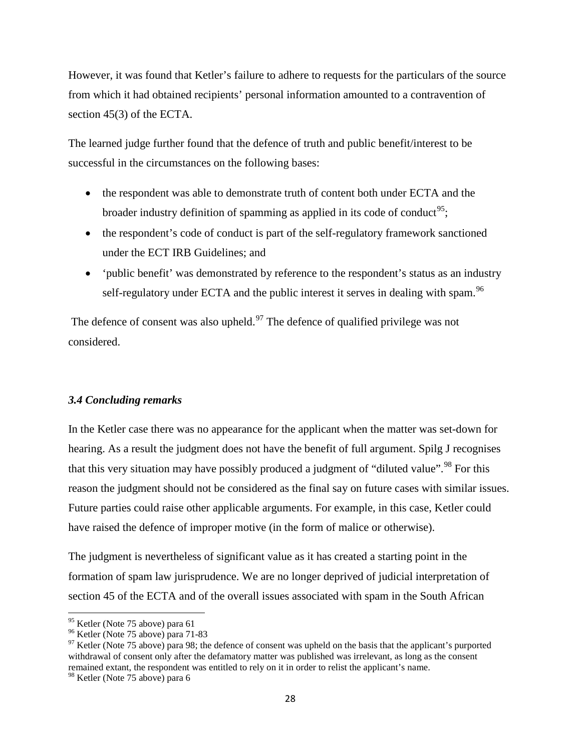However, it was found that Ketler's failure to adhere to requests for the particulars of the source from which it had obtained recipients' personal information amounted to a contravention of section 45(3) of the ECTA.

The learned judge further found that the defence of truth and public benefit/interest to be successful in the circumstances on the following bases:

- the respondent was able to demonstrate truth of content both under ECTA and the broader industry definition of spamming as applied in its code of conduct[95];
- the respondent's code of conduct is part of the self-regulatory framework sanctioned under the ECT IRB Guidelines; and
- 'public benefit' was demonstrated by reference to the respondent's status as an industry self-regulatory under ECTA and the public interest it serves in dealing with spam.[96]

The defence of consent was also upheld.[97] The defence of qualified privilege was not considered.

### *3.4 Concluding remarks*

In the Ketler case there was no appearance for the applicant when the matter was set-down for hearing. As a result the judgment does not have the benefit of full argument. Spilg J recognises that this very situation may have possibly produced a judgment of "diluted value".[98] For this reason the judgment should not be considered as the final say on future cases with similar issues. Future parties could raise other applicable arguments. For example, in this case, Ketler could have raised the defence of improper motive (in the form of malice or otherwise).

The judgment is nevertheless of significant value as it has created a starting point in the formation of spam law jurisprudence. We are no longer deprived of judicial interpretation of section 45 of the ECTA and of the overall issues associated with spam in the South African

---

[95] Ketler (Note 75 above) para 61

[96] Ketler (Note 75 above) para 71-83

[97] Ketler (Note 75 above) para 98; the defence of consent was upheld on the basis that the applicant's purported withdrawal of consent only after the defamatory matter was published was irrelevant, as long as the consent remained extant, the respondent was entitled to rely on it in order to relist the applicant's name.

[98] Ketler (Note 75 above) para 6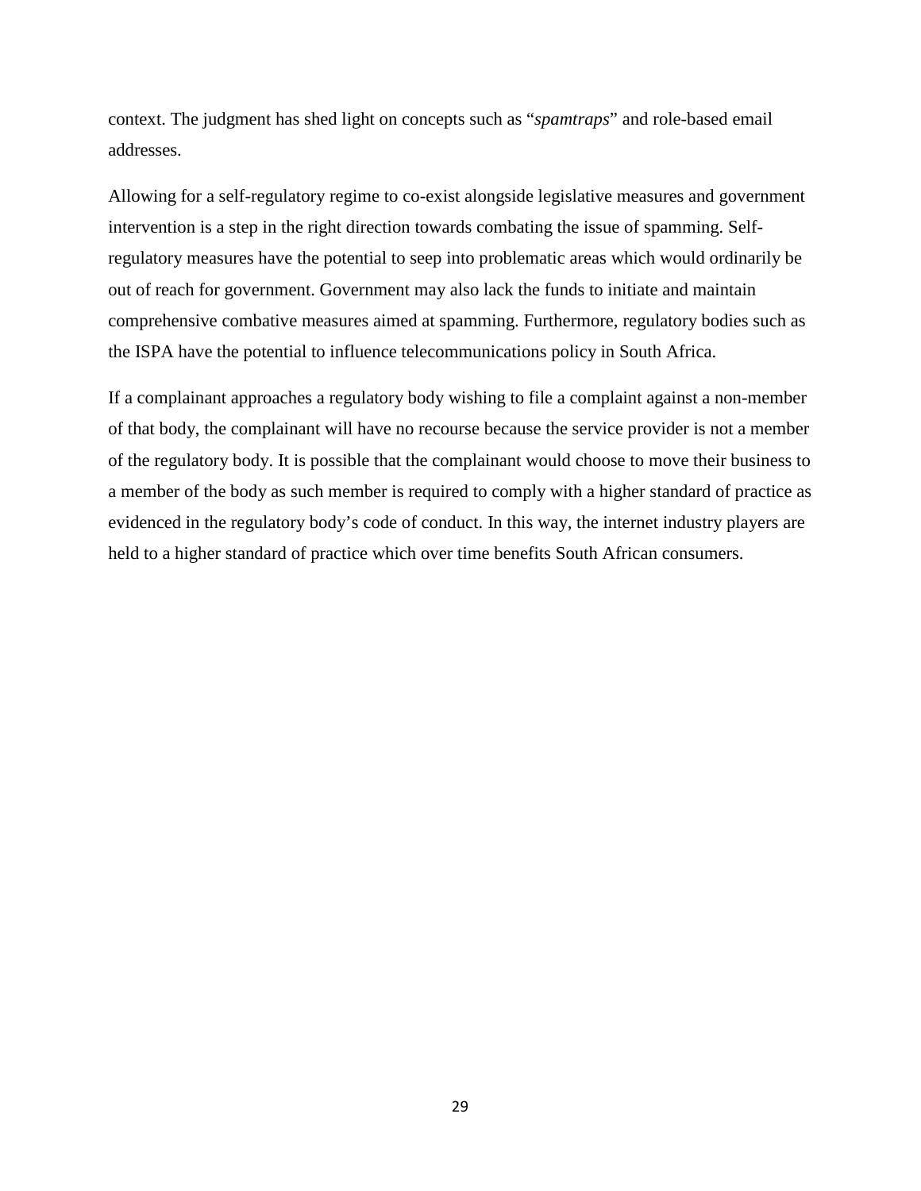context. The judgment has shed light on concepts such as "*spamtraps*" and role-based email addresses.

Allowing for a self-regulatory regime to co-exist alongside legislative measures and government intervention is a step in the right direction towards combating the issue of spamming. Self-regulatory measures have the potential to seep into problematic areas which would ordinarily be out of reach for government. Government may also lack the funds to initiate and maintain comprehensive combative measures aimed at spamming. Furthermore, regulatory bodies such as the ISPA have the potential to influence telecommunications policy in South Africa.

If a complainant approaches a regulatory body wishing to file a complaint against a non-member of that body, the complainant will have no recourse because the service provider is not a member of the regulatory body. It is possible that the complainant would choose to move their business to a member of the body as such member is required to comply with a higher standard of practice as evidenced in the regulatory body's code of conduct. In this way, the internet industry players are held to a higher standard of practice which over time benefits South African consumers.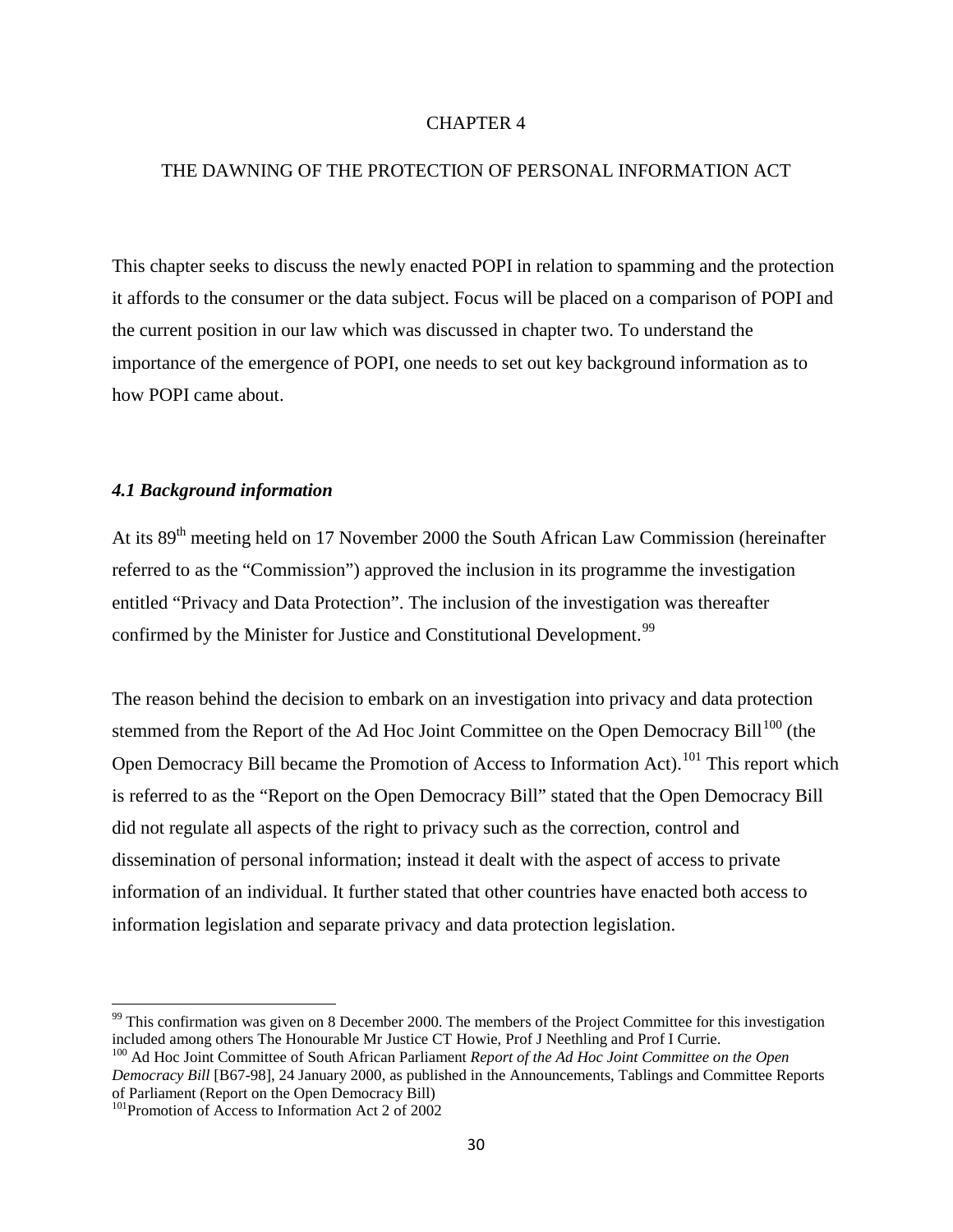# CHAPTER 4

## THE DAWNING OF THE PROTECTION OF PERSONAL INFORMATION ACT

This chapter seeks to discuss the newly enacted POPI in relation to spamming and the protection it affords to the consumer or the data subject. Focus will be placed on a comparison of POPI and the current position in our law which was discussed in chapter two. To understand the importance of the emergence of POPI, one needs to set out key background information as to how POPI came about.

### *4.1 Background information*

At its 89th meeting held on 17 November 2000 the South African Law Commission (hereinafter referred to as the "Commission") approved the inclusion in its programme the investigation entitled "Privacy and Data Protection". The inclusion of the investigation was thereafter confirmed by the Minister for Justice and Constitutional Development.[99]

The reason behind the decision to embark on an investigation into privacy and data protection stemmed from the Report of the Ad Hoc Joint Committee on the Open Democracy Bill[100] (the Open Democracy Bill became the Promotion of Access to Information Act).[101] This report which is referred to as the "Report on the Open Democracy Bill" stated that the Open Democracy Bill did not regulate all aspects of the right to privacy such as the correction, control and dissemination of personal information; instead it dealt with the aspect of access to private information of an individual. It further stated that other countries have enacted both access to information legislation and separate privacy and data protection legislation.

---

[99] This confirmation was given on 8 December 2000. The members of the Project Committee for this investigation included among others The Honourable Mr Justice CT Howie, Prof J Neethling and Prof I Currie.

[100] Ad Hoc Joint Committee of South African Parliament *Report of the Ad Hoc Joint Committee on the Open Democracy Bill* [B67-98], 24 January 2000, as published in the Announcements, Tablings and Committee Reports of Parliament (Report on the Open Democracy Bill)

[101] Promotion of Access to Information Act 2 of 2002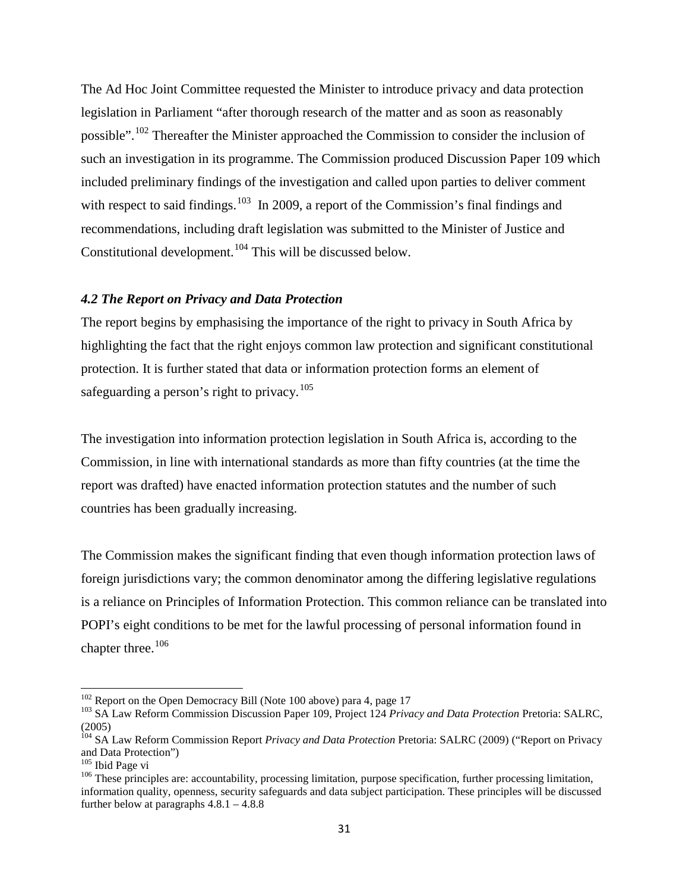The Ad Hoc Joint Committee requested the Minister to introduce privacy and data protection legislation in Parliament "after thorough research of the matter and as soon as reasonably possible".[102] Thereafter the Minister approached the Commission to consider the inclusion of such an investigation in its programme. The Commission produced Discussion Paper 109 which included preliminary findings of the investigation and called upon parties to deliver comment with respect to said findings.[103] In 2009, a report of the Commission's final findings and recommendations, including draft legislation was submitted to the Minister of Justice and Constitutional development.[104] This will be discussed below.

### *4.2 The Report on Privacy and Data Protection*

The report begins by emphasising the importance of the right to privacy in South Africa by highlighting the fact that the right enjoys common law protection and significant constitutional protection. It is further stated that data or information protection forms an element of safeguarding a person's right to privacy.[105]

The investigation into information protection legislation in South Africa is, according to the Commission, in line with international standards as more than fifty countries (at the time the report was drafted) have enacted information protection statutes and the number of such countries has been gradually increasing.

The Commission makes the significant finding that even though information protection laws of foreign jurisdictions vary; the common denominator among the differing legislative regulations is a reliance on Principles of Information Protection. This common reliance can be translated into POPI's eight conditions to be met for the lawful processing of personal information found in chapter three.[106]

---

[102] Report on the Open Democracy Bill (Note 100 above) para 4, page 17

[103] SA Law Reform Commission Discussion Paper 109, Project 124 *Privacy and Data Protection* Pretoria: SALRC, (2005)

[104] SA Law Reform Commission Report *Privacy and Data Protection* Pretoria: SALRC (2009) ("Report on Privacy and Data Protection")

[105] Ibid Page vi

[106] These principles are: accountability, processing limitation, purpose specification, further processing limitation, information quality, openness, security safeguards and data subject participation. These principles will be discussed further below at paragraphs 4.8.1 – 4.8.8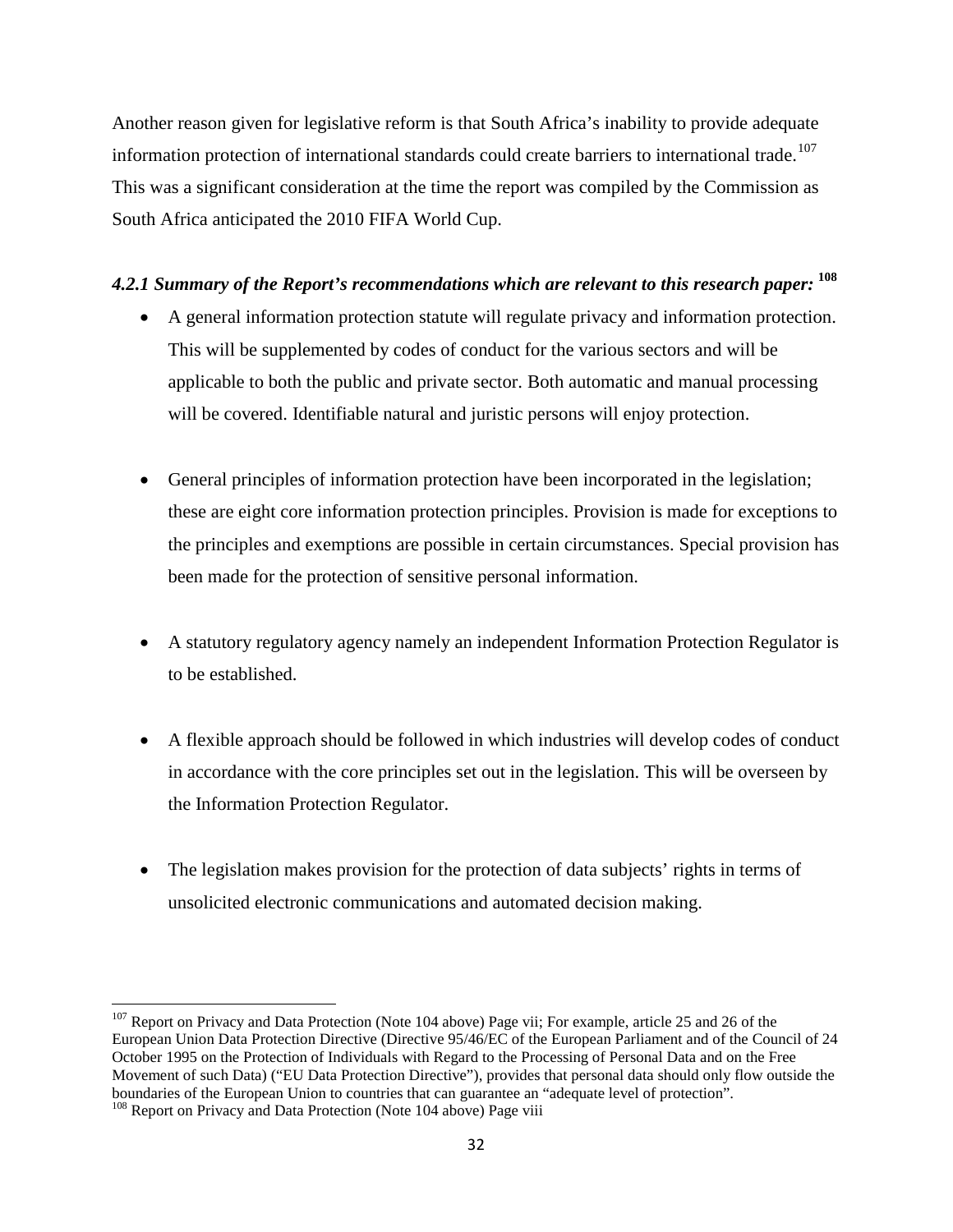Another reason given for legislative reform is that South Africa's inability to provide adequate information protection of international standards could create barriers to international trade.[107] This was a significant consideration at the time the report was compiled by the Commission as South Africa anticipated the 2010 FIFA World Cup.

#### *4.2.1 Summary of the Report's recommendations which are relevant to this research paper:* [108]

- A general information protection statute will regulate privacy and information protection. This will be supplemented by codes of conduct for the various sectors and will be applicable to both the public and private sector. Both automatic and manual processing will be covered. Identifiable natural and juristic persons will enjoy protection.

- General principles of information protection have been incorporated in the legislation; these are eight core information protection principles. Provision is made for exceptions to the principles and exemptions are possible in certain circumstances. Special provision has been made for the protection of sensitive personal information.

- A statutory regulatory agency namely an independent Information Protection Regulator is to be established.

- A flexible approach should be followed in which industries will develop codes of conduct in accordance with the core principles set out in the legislation. This will be overseen by the Information Protection Regulator.

- The legislation makes provision for the protection of data subjects' rights in terms of unsolicited electronic communications and automated decision making.

---

[107] Report on Privacy and Data Protection (Note 104 above) Page vii; For example, article 25 and 26 of the European Union Data Protection Directive (Directive 95/46/EC of the European Parliament and of the Council of 24 October 1995 on the Protection of Individuals with Regard to the Processing of Personal Data and on the Free Movement of such Data) ("EU Data Protection Directive"), provides that personal data should only flow outside the boundaries of the European Union to countries that can guarantee an "adequate level of protection".

[108] Report on Privacy and Data Protection (Note 104 above) Page viii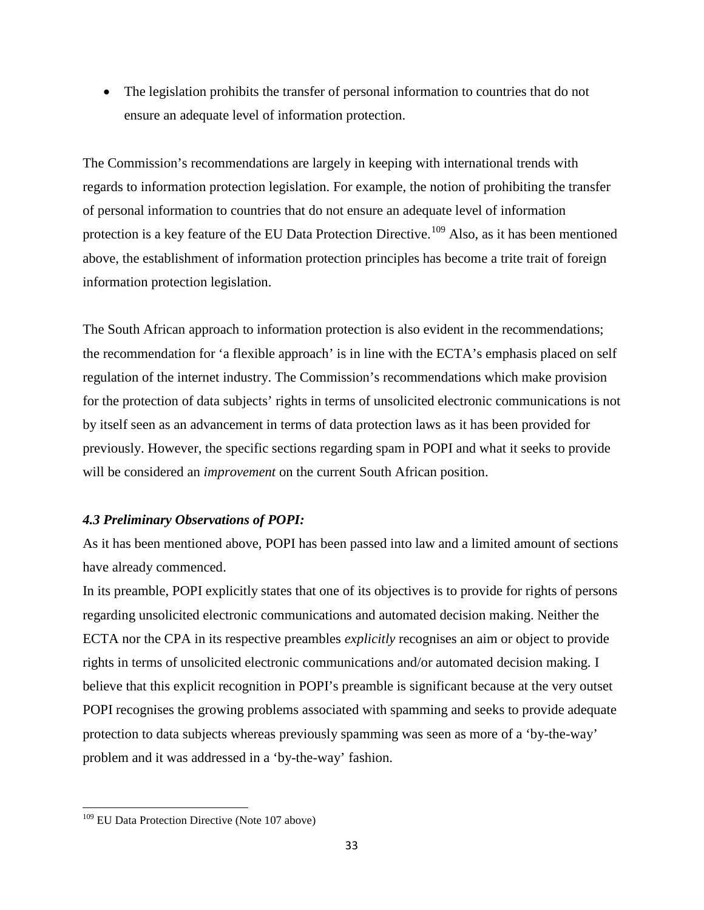- The legislation prohibits the transfer of personal information to countries that do not ensure an adequate level of information protection.

The Commission's recommendations are largely in keeping with international trends with regards to information protection legislation. For example, the notion of prohibiting the transfer of personal information to countries that do not ensure an adequate level of information protection is a key feature of the EU Data Protection Directive.[109] Also, as it has been mentioned above, the establishment of information protection principles has become a trite trait of foreign information protection legislation.

The South African approach to information protection is also evident in the recommendations; the recommendation for 'a flexible approach' is in line with the ECTA's emphasis placed on self regulation of the internet industry. The Commission's recommendations which make provision for the protection of data subjects' rights in terms of unsolicited electronic communications is not by itself seen as an advancement in terms of data protection laws as it has been provided for previously. However, the specific sections regarding spam in POPI and what it seeks to provide will be considered an *improvement* on the current South African position.

### *4.3 Preliminary Observations of POPI:*

As it has been mentioned above, POPI has been passed into law and a limited amount of sections have already commenced.

In its preamble, POPI explicitly states that one of its objectives is to provide for rights of persons regarding unsolicited electronic communications and automated decision making. Neither the ECTA nor the CPA in its respective preambles *explicitly* recognises an aim or object to provide rights in terms of unsolicited electronic communications and/or automated decision making. I believe that this explicit recognition in POPI's preamble is significant because at the very outset POPI recognises the growing problems associated with spamming and seeks to provide adequate protection to data subjects whereas previously spamming was seen as more of a 'by-the-way' problem and it was addressed in a 'by-the-way' fashion.

---

[109] EU Data Protection Directive (Note 107 above)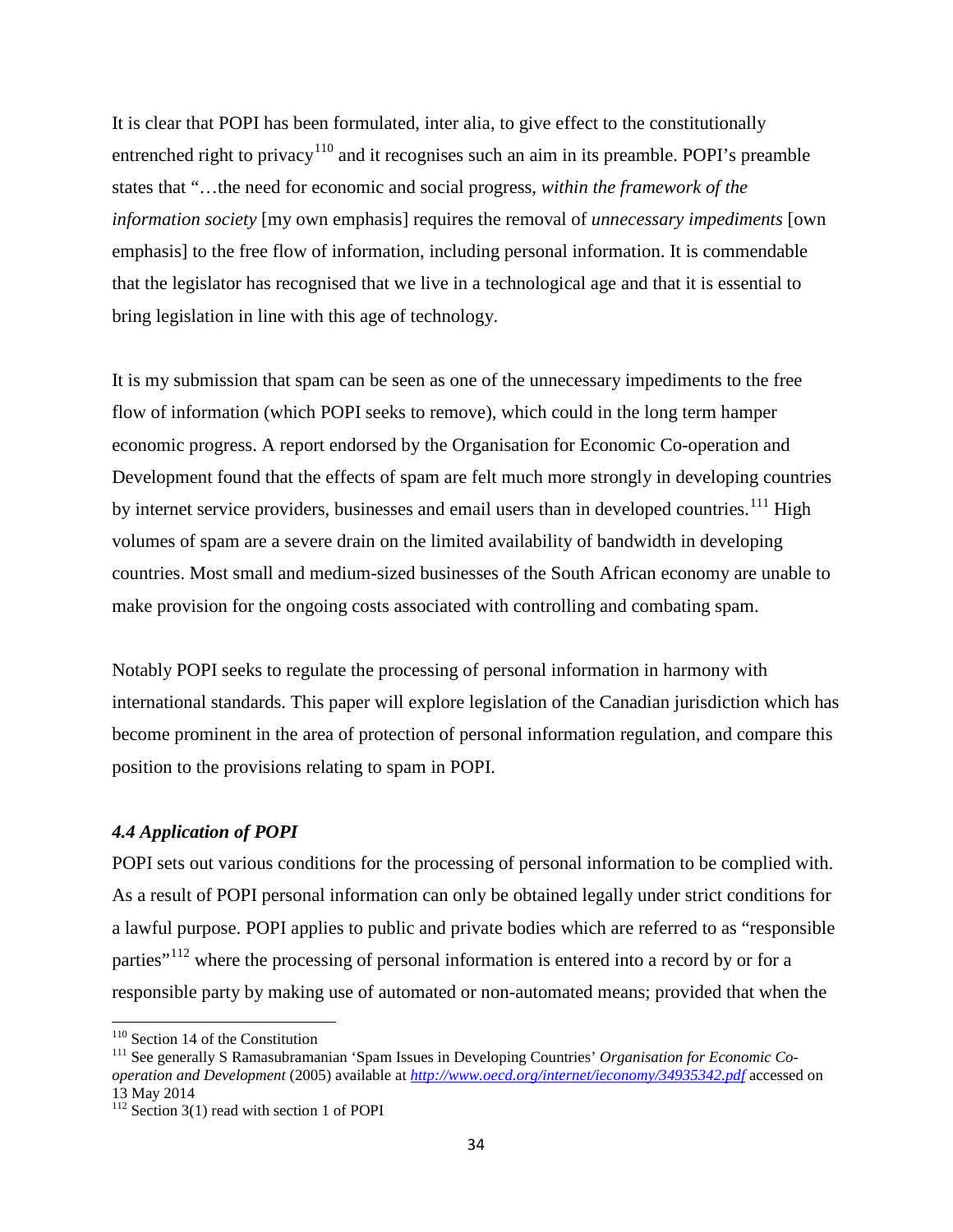It is clear that POPI has been formulated, inter alia, to give effect to the constitutionally entrenched right to privacy[110] and it recognises such an aim in its preamble. POPI's preamble states that "…the need for economic and social progress, *within the framework of the information society* [my own emphasis] requires the removal of *unnecessary impediments* [own emphasis] to the free flow of information, including personal information. It is commendable that the legislator has recognised that we live in a technological age and that it is essential to bring legislation in line with this age of technology.

It is my submission that spam can be seen as one of the unnecessary impediments to the free flow of information (which POPI seeks to remove), which could in the long term hamper economic progress. A report endorsed by the Organisation for Economic Co-operation and Development found that the effects of spam are felt much more strongly in developing countries by internet service providers, businesses and email users than in developed countries.[111] High volumes of spam are a severe drain on the limited availability of bandwidth in developing countries. Most small and medium-sized businesses of the South African economy are unable to make provision for the ongoing costs associated with controlling and combating spam.

Notably POPI seeks to regulate the processing of personal information in harmony with international standards. This paper will explore legislation of the Canadian jurisdiction which has become prominent in the area of protection of personal information regulation, and compare this position to the provisions relating to spam in POPI.

### *4.4 Application of POPI*

POPI sets out various conditions for the processing of personal information to be complied with. As a result of POPI personal information can only be obtained legally under strict conditions for a lawful purpose. POPI applies to public and private bodies which are referred to as "responsible parties"[112] where the processing of personal information is entered into a record by or for a responsible party by making use of automated or non-automated means; provided that when the

---

[110] Section 14 of the Constitution

[111] See generally S Ramasubramanian 'Spam Issues in Developing Countries' *Organisation for Economic Co-operation and Development* (2005) available at *http://www.oecd.org/internet/ieconomy/34935342.pdf* accessed on 13 May 2014

[112] Section 3(1) read with section 1 of POPI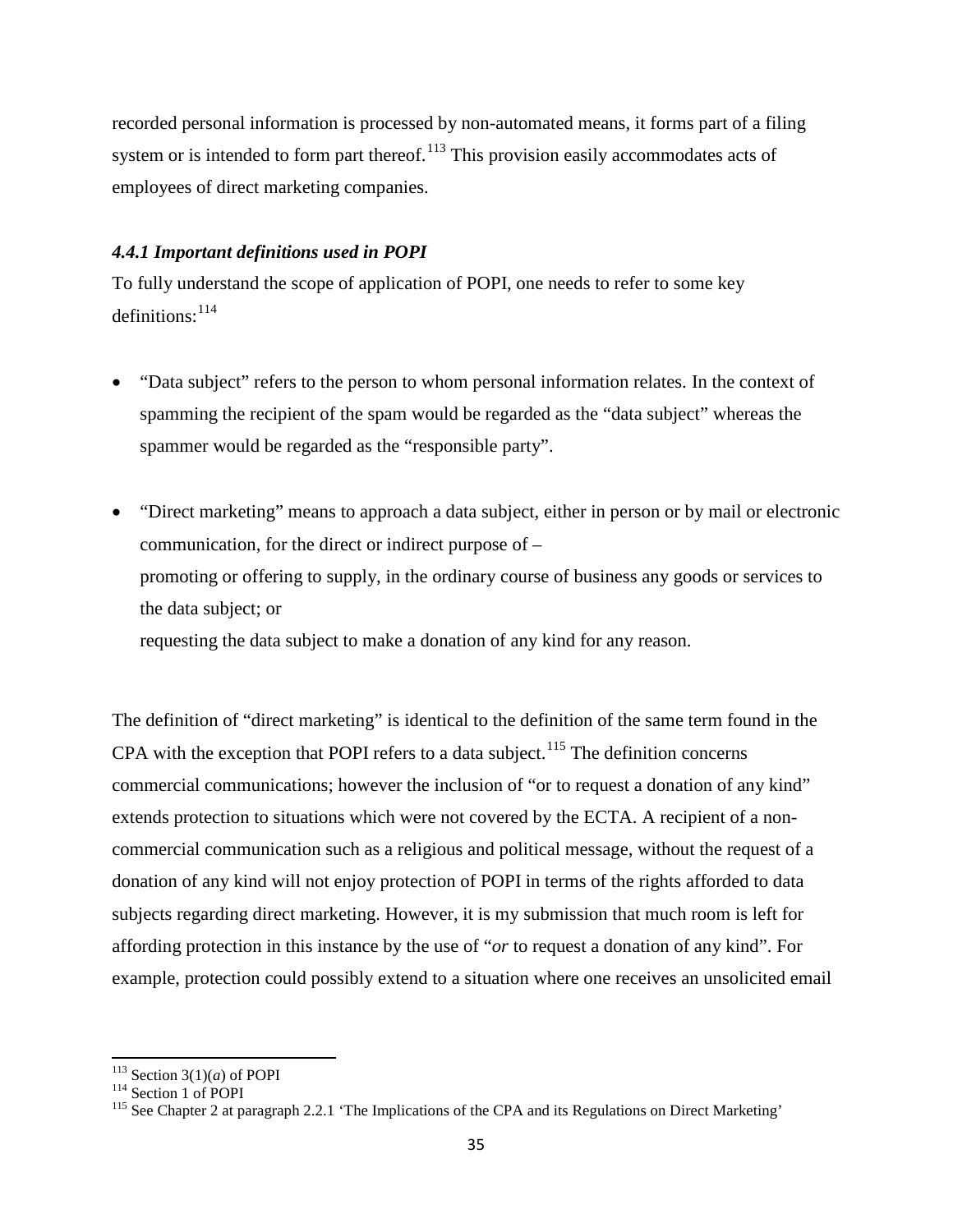recorded personal information is processed by non-automated means, it forms part of a filing system or is intended to form part thereof.[113] This provision easily accommodates acts of employees of direct marketing companies.

### *4.4.1 Important definitions used in POPI*

To fully understand the scope of application of POPI, one needs to refer to some key definitions:[114]

- "Data subject" refers to the person to whom personal information relates. In the context of spamming the recipient of the spam would be regarded as the "data subject" whereas the spammer would be regarded as the "responsible party".

- "Direct marketing" means to approach a data subject, either in person or by mail or electronic communication, for the direct or indirect purpose of –
  promoting or offering to supply, in the ordinary course of business any goods or services to the data subject; or
  requesting the data subject to make a donation of any kind for any reason.

The definition of "direct marketing" is identical to the definition of the same term found in the CPA with the exception that POPI refers to a data subject.[115] The definition concerns commercial communications; however the inclusion of "or to request a donation of any kind" extends protection to situations which were not covered by the ECTA. A recipient of a non-commercial communication such as a religious and political message, without the request of a donation of any kind will not enjoy protection of POPI in terms of the rights afforded to data subjects regarding direct marketing. However, it is my submission that much room is left for affording protection in this instance by the use of "*or* to request a donation of any kind". For example, protection could possibly extend to a situation where one receives an unsolicited email

---

[113] Section 3(1)(*a*) of POPI

[114] Section 1 of POPI

[115] See Chapter 2 at paragraph 2.2.1 'The Implications of the CPA and its Regulations on Direct Marketing'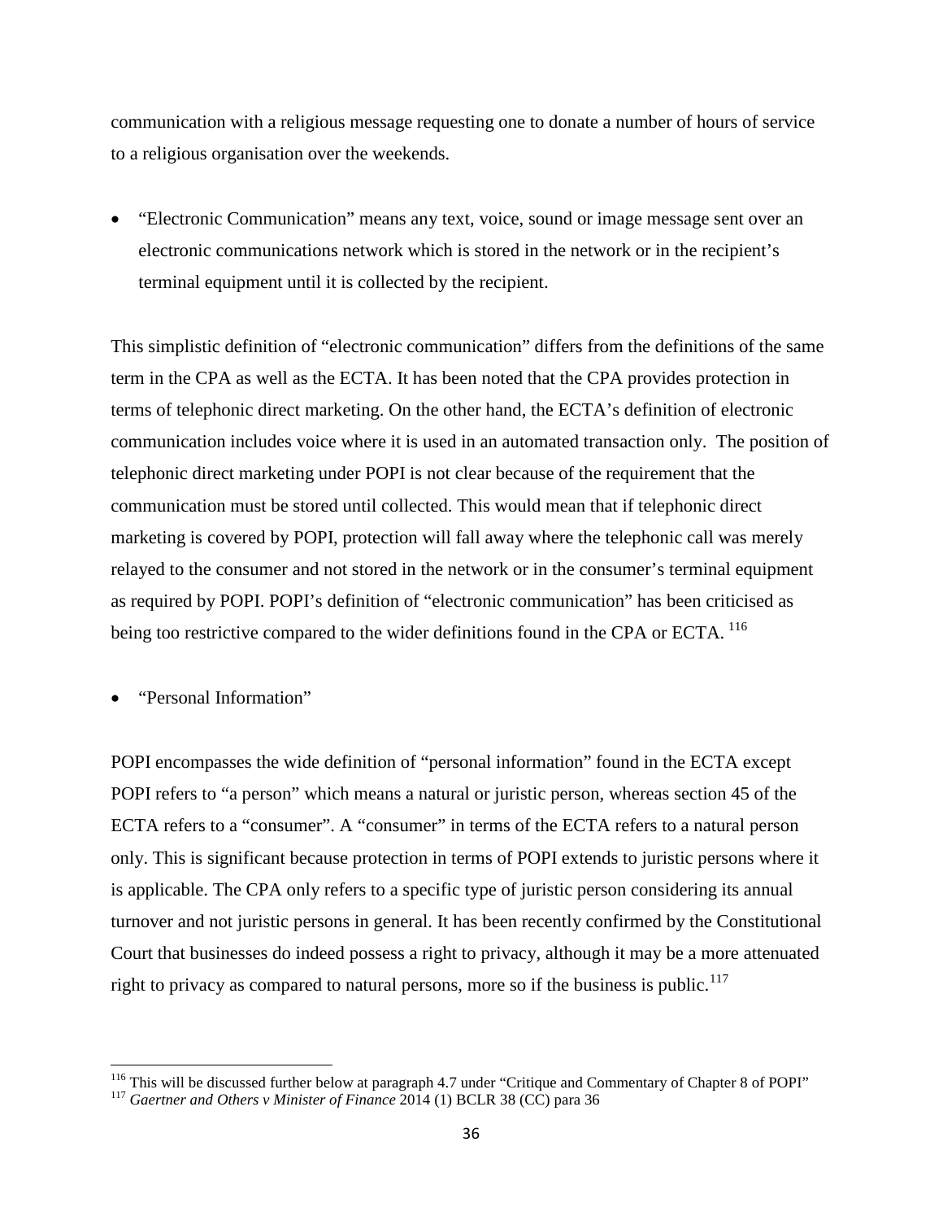communication with a religious message requesting one to donate a number of hours of service to a religious organisation over the weekends.

- "Electronic Communication" means any text, voice, sound or image message sent over an electronic communications network which is stored in the network or in the recipient's terminal equipment until it is collected by the recipient.

This simplistic definition of "electronic communication" differs from the definitions of the same term in the CPA as well as the ECTA. It has been noted that the CPA provides protection in terms of telephonic direct marketing. On the other hand, the ECTA's definition of electronic communication includes voice where it is used in an automated transaction only. The position of telephonic direct marketing under POPI is not clear because of the requirement that the communication must be stored until collected. This would mean that if telephonic direct marketing is covered by POPI, protection will fall away where the telephonic call was merely relayed to the consumer and not stored in the network or in the consumer's terminal equipment as required by POPI. POPI's definition of "electronic communication" has been criticised as being too restrictive compared to the wider definitions found in the CPA or ECTA. [116]

- "Personal Information"

POPI encompasses the wide definition of "personal information" found in the ECTA except POPI refers to "a person" which means a natural or juristic person, whereas section 45 of the ECTA refers to a "consumer". A "consumer" in terms of the ECTA refers to a natural person only. This is significant because protection in terms of POPI extends to juristic persons where it is applicable. The CPA only refers to a specific type of juristic person considering its annual turnover and not juristic persons in general. It has been recently confirmed by the Constitutional Court that businesses do indeed possess a right to privacy, although it may be a more attenuated right to privacy as compared to natural persons, more so if the business is public.[117]

---

[116] This will be discussed further below at paragraph 4.7 under "Critique and Commentary of Chapter 8 of POPI"

[117] *Gaertner and Others v Minister of Finance* 2014 (1) BCLR 38 (CC) para 36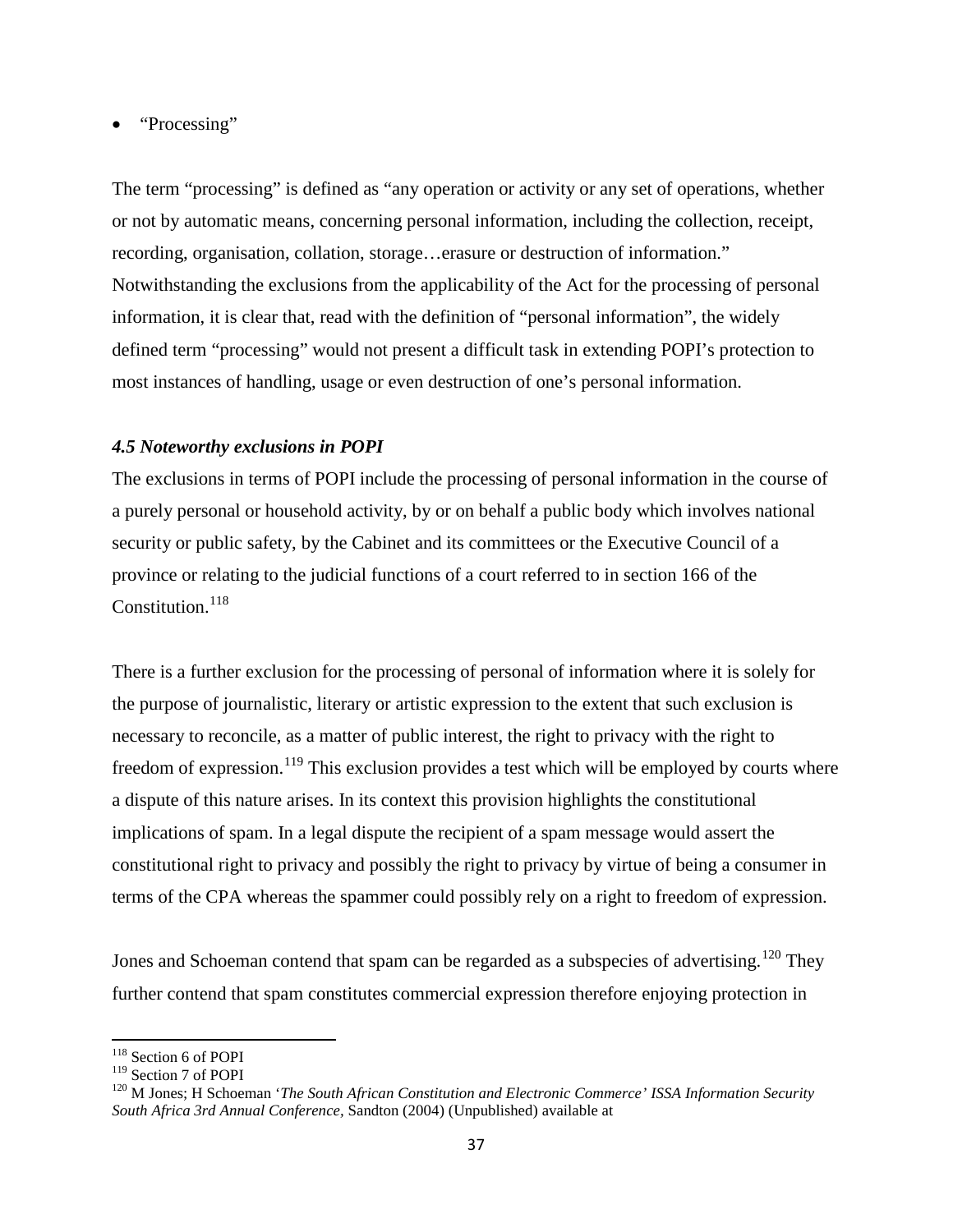- "Processing"

The term "processing" is defined as "any operation or activity or any set of operations, whether or not by automatic means, concerning personal information, including the collection, receipt, recording, organisation, collation, storage…erasure or destruction of information." Notwithstanding the exclusions from the applicability of the Act for the processing of personal information, it is clear that, read with the definition of "personal information", the widely defined term "processing" would not present a difficult task in extending POPI's protection to most instances of handling, usage or even destruction of one's personal information.

### *4.5 Noteworthy exclusions in POPI*

The exclusions in terms of POPI include the processing of personal information in the course of a purely personal or household activity, by or on behalf a public body which involves national security or public safety, by the Cabinet and its committees or the Executive Council of a province or relating to the judicial functions of a court referred to in section 166 of the Constitution.[118]

There is a further exclusion for the processing of personal of information where it is solely for the purpose of journalistic, literary or artistic expression to the extent that such exclusion is necessary to reconcile, as a matter of public interest, the right to privacy with the right to freedom of expression.[119] This exclusion provides a test which will be employed by courts where a dispute of this nature arises. In its context this provision highlights the constitutional implications of spam. In a legal dispute the recipient of a spam message would assert the constitutional right to privacy and possibly the right to privacy by virtue of being a consumer in terms of the CPA whereas the spammer could possibly rely on a right to freedom of expression.

Jones and Schoeman contend that spam can be regarded as a subspecies of advertising.[120] They further contend that spam constitutes commercial expression therefore enjoying protection in

---

[118] Section 6 of POPI

[119] Section 7 of POPI

[120] M Jones; H Schoeman '*The South African Constitution and Electronic Commerce' ISSA Information Security South Africa 3rd Annual Conference,* Sandton (2004) (Unpublished) available at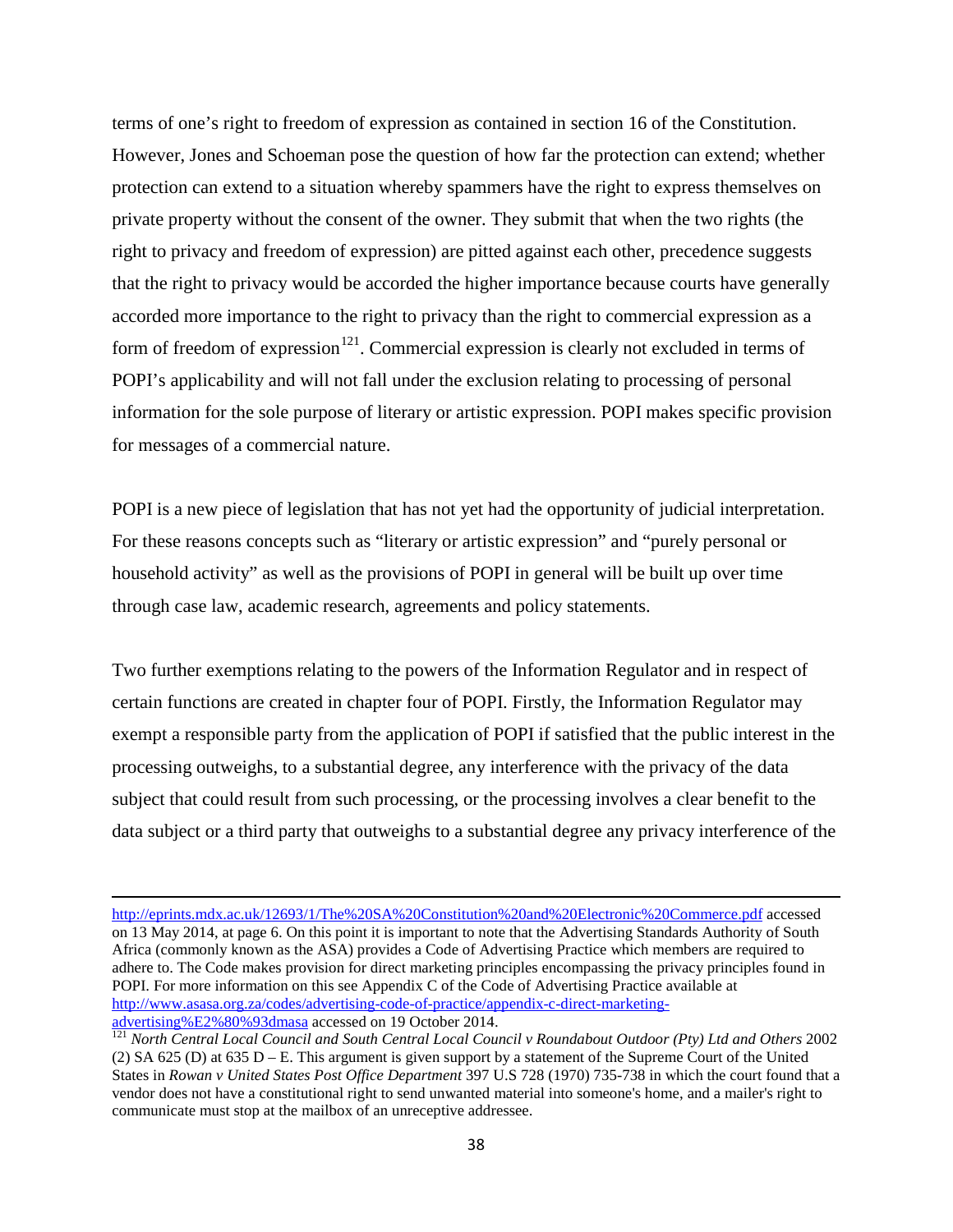terms of one's right to freedom of expression as contained in section 16 of the Constitution. However, Jones and Schoeman pose the question of how far the protection can extend; whether protection can extend to a situation whereby spammers have the right to express themselves on private property without the consent of the owner. They submit that when the two rights (the right to privacy and freedom of expression) are pitted against each other, precedence suggests that the right to privacy would be accorded the higher importance because courts have generally accorded more importance to the right to privacy than the right to commercial expression as a form of freedom of expression[121]. Commercial expression is clearly not excluded in terms of POPI's applicability and will not fall under the exclusion relating to processing of personal information for the sole purpose of literary or artistic expression. POPI makes specific provision for messages of a commercial nature.

POPI is a new piece of legislation that has not yet had the opportunity of judicial interpretation. For these reasons concepts such as "literary or artistic expression" and "purely personal or household activity" as well as the provisions of POPI in general will be built up over time through case law, academic research, agreements and policy statements.

Two further exemptions relating to the powers of the Information Regulator and in respect of certain functions are created in chapter four of POPI. Firstly, the Information Regulator may exempt a responsible party from the application of POPI if satisfied that the public interest in the processing outweighs, to a substantial degree, any interference with the privacy of the data subject that could result from such processing, or the processing involves a clear benefit to the data subject or a third party that outweighs to a substantial degree any privacy interference of the

---

http://eprints.mdx.ac.uk/12693/1/The%20SA%20Constitution%20and%20Electronic%20Commerce.pdf accessed on 13 May 2014, at page 6. On this point it is important to note that the Advertising Standards Authority of South Africa (commonly known as the ASA) provides a Code of Advertising Practice which members are required to adhere to. The Code makes provision for direct marketing principles encompassing the privacy principles found in POPI. For more information on this see Appendix C of the Code of Advertising Practice available at http://www.asasa.org.za/codes/advertising-code-of-practice/appendix-c-direct-marketing-advertising%E2%80%93dmasa accessed on 19 October 2014.

[121] *North Central Local Council and South Central Local Council v Roundabout Outdoor (Pty) Ltd and Others* 2002 (2) SA 625 (D) at 635 D – E. This argument is given support by a statement of the Supreme Court of the United States in *Rowan v United States Post Office Department* 397 U.S 728 (1970) 735-738 in which the court found that a vendor does not have a constitutional right to send unwanted material into someone's home, and a mailer's right to communicate must stop at the mailbox of an unreceptive addressee.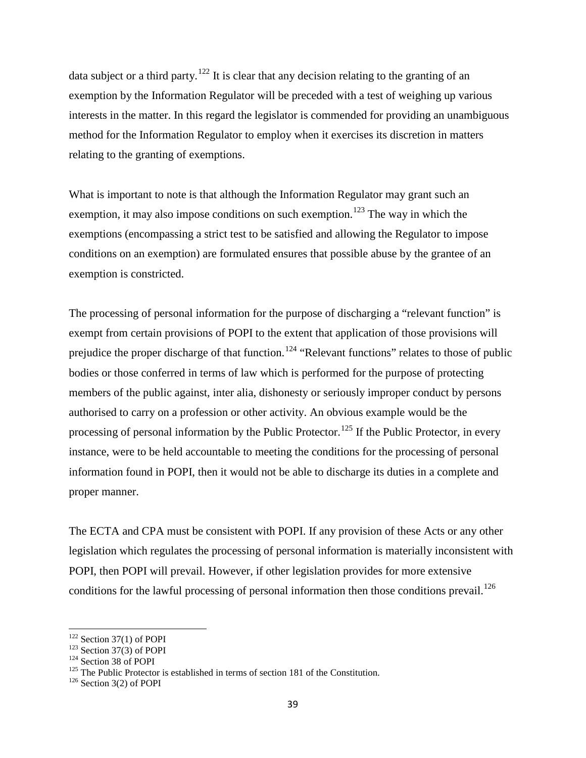data subject or a third party.[122] It is clear that any decision relating to the granting of an exemption by the Information Regulator will be preceded with a test of weighing up various interests in the matter. In this regard the legislator is commended for providing an unambiguous method for the Information Regulator to employ when it exercises its discretion in matters relating to the granting of exemptions.

What is important to note is that although the Information Regulator may grant such an exemption, it may also impose conditions on such exemption.[123] The way in which the exemptions (encompassing a strict test to be satisfied and allowing the Regulator to impose conditions on an exemption) are formulated ensures that possible abuse by the grantee of an exemption is constricted.

The processing of personal information for the purpose of discharging a "relevant function" is exempt from certain provisions of POPI to the extent that application of those provisions will prejudice the proper discharge of that function.[124] "Relevant functions" relates to those of public bodies or those conferred in terms of law which is performed for the purpose of protecting members of the public against, inter alia, dishonesty or seriously improper conduct by persons authorised to carry on a profession or other activity. An obvious example would be the processing of personal information by the Public Protector.[125] If the Public Protector, in every instance, were to be held accountable to meeting the conditions for the processing of personal information found in POPI, then it would not be able to discharge its duties in a complete and proper manner.

The ECTA and CPA must be consistent with POPI. If any provision of these Acts or any other legislation which regulates the processing of personal information is materially inconsistent with POPI, then POPI will prevail. However, if other legislation provides for more extensive conditions for the lawful processing of personal information then those conditions prevail.[126]

---

[122] Section 37(1) of POPI

[123] Section 37(3) of POPI

[124] Section 38 of POPI

[125] The Public Protector is established in terms of section 181 of the Constitution.

[126] Section 3(2) of POPI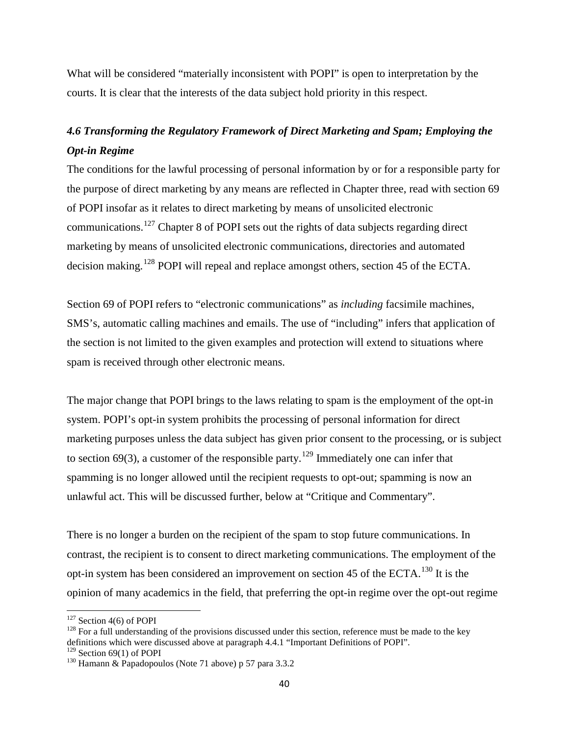What will be considered "materially inconsistent with POPI" is open to interpretation by the courts. It is clear that the interests of the data subject hold priority in this respect.

### *4.6 Transforming the Regulatory Framework of Direct Marketing and Spam; Employing the Opt-in Regime*

The conditions for the lawful processing of personal information by or for a responsible party for the purpose of direct marketing by any means are reflected in Chapter three, read with section 69 of POPI insofar as it relates to direct marketing by means of unsolicited electronic communications.[127] Chapter 8 of POPI sets out the rights of data subjects regarding direct marketing by means of unsolicited electronic communications, directories and automated decision making.[128] POPI will repeal and replace amongst others, section 45 of the ECTA.

Section 69 of POPI refers to "electronic communications" as *including* facsimile machines, SMS's, automatic calling machines and emails. The use of "including" infers that application of the section is not limited to the given examples and protection will extend to situations where spam is received through other electronic means.

The major change that POPI brings to the laws relating to spam is the employment of the opt-in system. POPI's opt-in system prohibits the processing of personal information for direct marketing purposes unless the data subject has given prior consent to the processing, or is subject to section 69(3), a customer of the responsible party.[129] Immediately one can infer that spamming is no longer allowed until the recipient requests to opt-out; spamming is now an unlawful act. This will be discussed further, below at "Critique and Commentary".

There is no longer a burden on the recipient of the spam to stop future communications. In contrast, the recipient is to consent to direct marketing communications. The employment of the opt-in system has been considered an improvement on section 45 of the ECTA.[130] It is the opinion of many academics in the field, that preferring the opt-in regime over the opt-out regime

---

[127] Section 4(6) of POPI

[128] For a full understanding of the provisions discussed under this section, reference must be made to the key definitions which were discussed above at paragraph 4.4.1 "Important Definitions of POPI".

[129] Section 69(1) of POPI

[130] Hamann & Papadopoulos (Note 71 above) p 57 para 3.3.2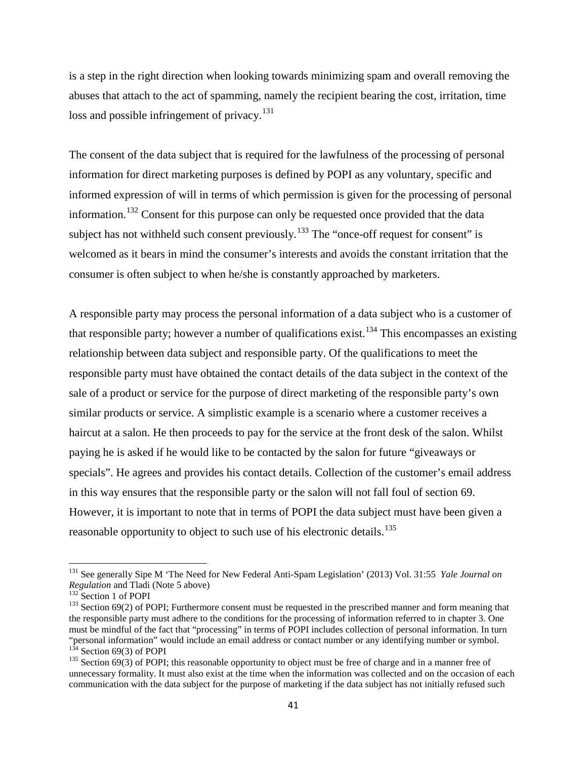is a step in the right direction when looking towards minimizing spam and overall removing the abuses that attach to the act of spamming, namely the recipient bearing the cost, irritation, time loss and possible infringement of privacy.[131]

The consent of the data subject that is required for the lawfulness of the processing of personal information for direct marketing purposes is defined by POPI as any voluntary, specific and informed expression of will in terms of which permission is given for the processing of personal information.[132] Consent for this purpose can only be requested once provided that the data subject has not withheld such consent previously.[133] The "once-off request for consent" is welcomed as it bears in mind the consumer's interests and avoids the constant irritation that the consumer is often subject to when he/she is constantly approached by marketers.

A responsible party may process the personal information of a data subject who is a customer of that responsible party; however a number of qualifications exist.[134] This encompasses an existing relationship between data subject and responsible party. Of the qualifications to meet the responsible party must have obtained the contact details of the data subject in the context of the sale of a product or service for the purpose of direct marketing of the responsible party's own similar products or service. A simplistic example is a scenario where a customer receives a haircut at a salon. He then proceeds to pay for the service at the front desk of the salon. Whilst paying he is asked if he would like to be contacted by the salon for future "giveaways or specials". He agrees and provides his contact details. Collection of the customer's email address in this way ensures that the responsible party or the salon will not fall foul of section 69. However, it is important to note that in terms of POPI the data subject must have been given a reasonable opportunity to object to such use of his electronic details.[135]

---

[131] See generally Sipe M 'The Need for New Federal Anti-Spam Legislation' (2013) Vol. 31:55 *Yale Journal on Regulation* and Tladi (Note 5 above)

[132] Section 1 of POPI

[133] Section 69(2) of POPI; Furthermore consent must be requested in the prescribed manner and form meaning that the responsible party must adhere to the conditions for the processing of information referred to in chapter 3. One must be mindful of the fact that "processing" in terms of POPI includes collection of personal information. In turn "personal information" would include an email address or contact number or any identifying number or symbol.

[134] Section 69(3) of POPI

[135] Section 69(3) of POPI; this reasonable opportunity to object must be free of charge and in a manner free of unnecessary formality. It must also exist at the time when the information was collected and on the occasion of each communication with the data subject for the purpose of marketing if the data subject has not initially refused such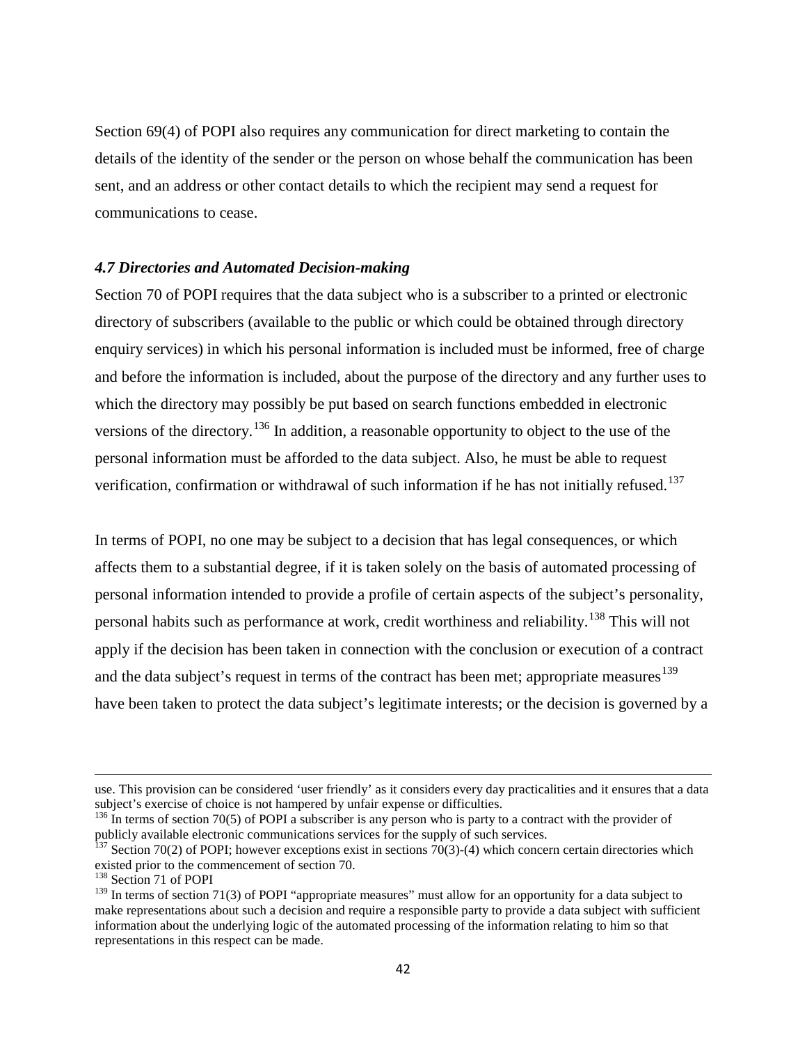Section 69(4) of POPI also requires any communication for direct marketing to contain the details of the identity of the sender or the person on whose behalf the communication has been sent, and an address or other contact details to which the recipient may send a request for communications to cease.

### *4.7 Directories and Automated Decision-making*

Section 70 of POPI requires that the data subject who is a subscriber to a printed or electronic directory of subscribers (available to the public or which could be obtained through directory enquiry services) in which his personal information is included must be informed, free of charge and before the information is included, about the purpose of the directory and any further uses to which the directory may possibly be put based on search functions embedded in electronic versions of the directory.[136] In addition, a reasonable opportunity to object to the use of the personal information must be afforded to the data subject. Also, he must be able to request verification, confirmation or withdrawal of such information if he has not initially refused.[137]

In terms of POPI, no one may be subject to a decision that has legal consequences, or which affects them to a substantial degree, if it is taken solely on the basis of automated processing of personal information intended to provide a profile of certain aspects of the subject's personality, personal habits such as performance at work, credit worthiness and reliability.[138] This will not apply if the decision has been taken in connection with the conclusion or execution of a contract and the data subject's request in terms of the contract has been met; appropriate measures[139] have been taken to protect the data subject's legitimate interests; or the decision is governed by a

---

use. This provision can be considered 'user friendly' as it considers every day practicalities and it ensures that a data subject's exercise of choice is not hampered by unfair expense or difficulties.

[136] In terms of section 70(5) of POPI a subscriber is any person who is party to a contract with the provider of publicly available electronic communications services for the supply of such services.

[137] Section 70(2) of POPI; however exceptions exist in sections 70(3)-(4) which concern certain directories which existed prior to the commencement of section 70.

[138] Section 71 of POPI

[139] In terms of section 71(3) of POPI "appropriate measures" must allow for an opportunity for a data subject to make representations about such a decision and require a responsible party to provide a data subject with sufficient information about the underlying logic of the automated processing of the information relating to him so that representations in this respect can be made.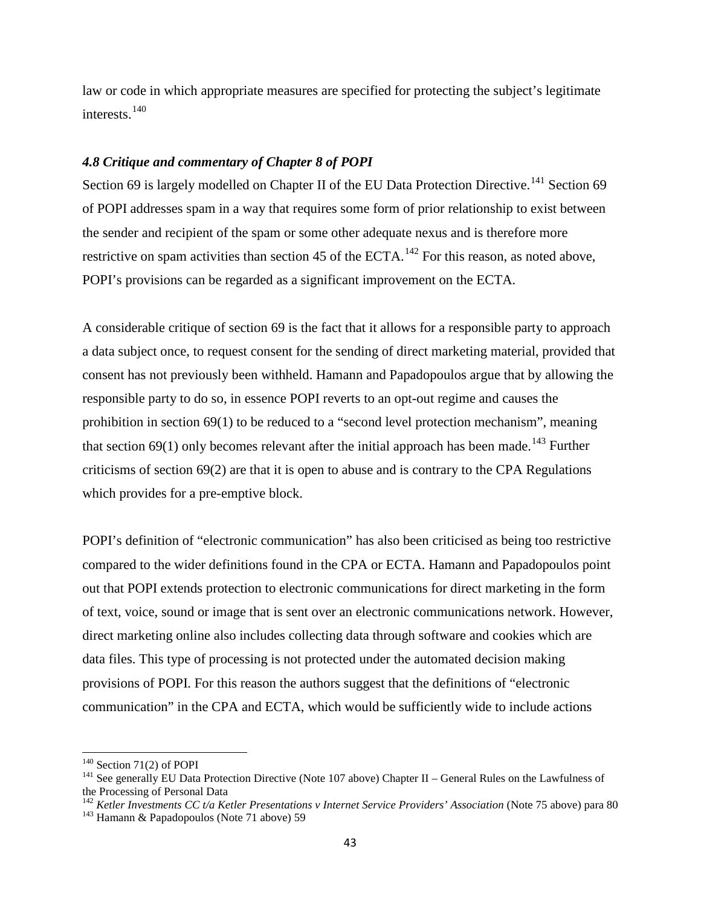law or code in which appropriate measures are specified for protecting the subject's legitimate interests.[140]

### *4.8 Critique and commentary of Chapter 8 of POPI*

Section 69 is largely modelled on Chapter II of the EU Data Protection Directive.[141] Section 69 of POPI addresses spam in a way that requires some form of prior relationship to exist between the sender and recipient of the spam or some other adequate nexus and is therefore more restrictive on spam activities than section 45 of the ECTA.[142] For this reason, as noted above, POPI's provisions can be regarded as a significant improvement on the ECTA.

A considerable critique of section 69 is the fact that it allows for a responsible party to approach a data subject once, to request consent for the sending of direct marketing material, provided that consent has not previously been withheld. Hamann and Papadopoulos argue that by allowing the responsible party to do so, in essence POPI reverts to an opt-out regime and causes the prohibition in section 69(1) to be reduced to a "second level protection mechanism", meaning that section 69(1) only becomes relevant after the initial approach has been made.[143] Further criticisms of section 69(2) are that it is open to abuse and is contrary to the CPA Regulations which provides for a pre-emptive block.

POPI's definition of "electronic communication" has also been criticised as being too restrictive compared to the wider definitions found in the CPA or ECTA. Hamann and Papadopoulos point out that POPI extends protection to electronic communications for direct marketing in the form of text, voice, sound or image that is sent over an electronic communications network. However, direct marketing online also includes collecting data through software and cookies which are data files. This type of processing is not protected under the automated decision making provisions of POPI. For this reason the authors suggest that the definitions of "electronic communication" in the CPA and ECTA, which would be sufficiently wide to include actions

---

[140] Section 71(2) of POPI

[141] See generally EU Data Protection Directive (Note 107 above) Chapter II – General Rules on the Lawfulness of the Processing of Personal Data

[142] *Ketler Investments CC t/a Ketler Presentations v Internet Service Providers' Association* (Note 75 above) para 80

[143] Hamann & Papadopoulos (Note 71 above) 59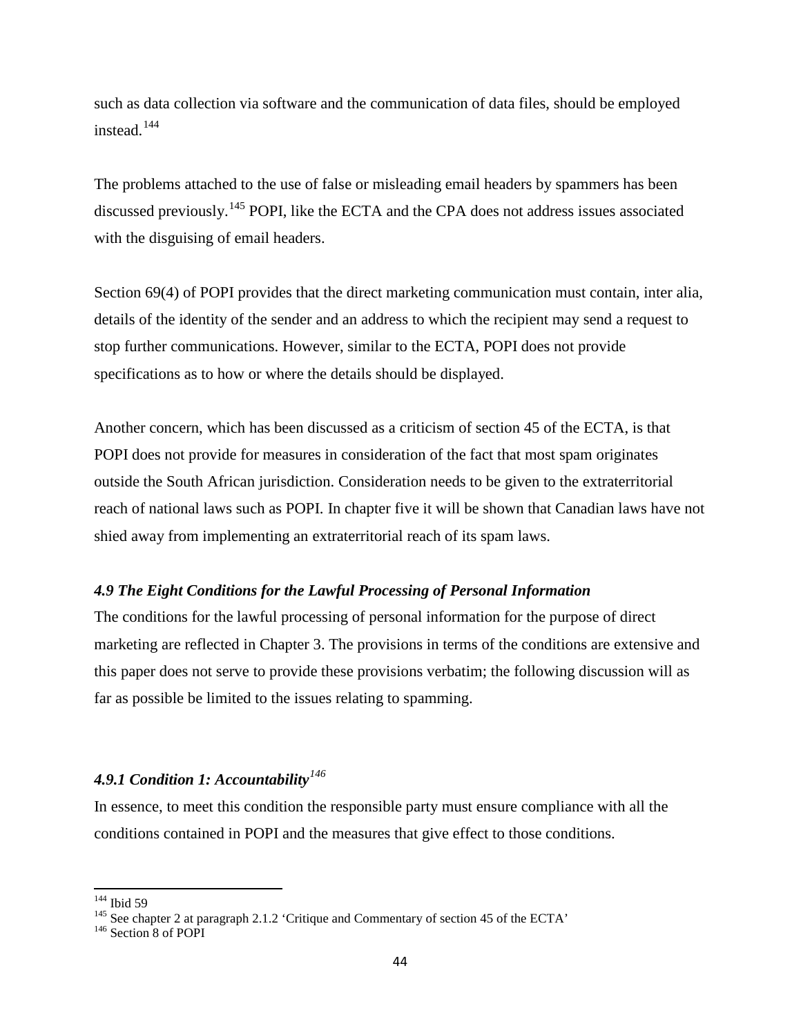such as data collection via software and the communication of data files, should be employed instead.[144]

The problems attached to the use of false or misleading email headers by spammers has been discussed previously.[145] POPI, like the ECTA and the CPA does not address issues associated with the disguising of email headers.

Section 69(4) of POPI provides that the direct marketing communication must contain, inter alia, details of the identity of the sender and an address to which the recipient may send a request to stop further communications. However, similar to the ECTA, POPI does not provide specifications as to how or where the details should be displayed.

Another concern, which has been discussed as a criticism of section 45 of the ECTA, is that POPI does not provide for measures in consideration of the fact that most spam originates outside the South African jurisdiction. Consideration needs to be given to the extraterritorial reach of national laws such as POPI. In chapter five it will be shown that Canadian laws have not shied away from implementing an extraterritorial reach of its spam laws.

### *4.9 The Eight Conditions for the Lawful Processing of Personal Information*

The conditions for the lawful processing of personal information for the purpose of direct marketing are reflected in Chapter 3. The provisions in terms of the conditions are extensive and this paper does not serve to provide these provisions verbatim; the following discussion will as far as possible be limited to the issues relating to spamming.

#### *4.9.1 Condition 1: Accountability*[146]

In essence, to meet this condition the responsible party must ensure compliance with all the conditions contained in POPI and the measures that give effect to those conditions.

---

[144] Ibid 59

[145] See chapter 2 at paragraph 2.1.2 'Critique and Commentary of section 45 of the ECTA'

[146] Section 8 of POPI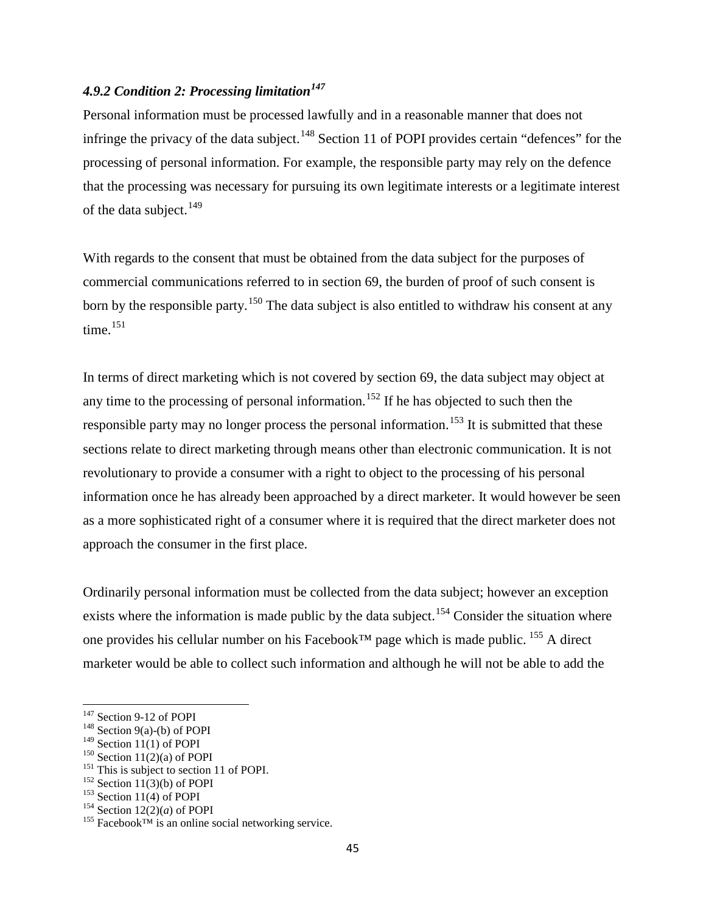#### *4.9.2 Condition 2: Processing limitation*[147]

Personal information must be processed lawfully and in a reasonable manner that does not infringe the privacy of the data subject.[148] Section 11 of POPI provides certain "defences" for the processing of personal information. For example, the responsible party may rely on the defence that the processing was necessary for pursuing its own legitimate interests or a legitimate interest of the data subject.[149]

With regards to the consent that must be obtained from the data subject for the purposes of commercial communications referred to in section 69, the burden of proof of such consent is born by the responsible party.[150] The data subject is also entitled to withdraw his consent at any time.[151]

In terms of direct marketing which is not covered by section 69, the data subject may object at any time to the processing of personal information.[152] If he has objected to such then the responsible party may no longer process the personal information.[153] It is submitted that these sections relate to direct marketing through means other than electronic communication. It is not revolutionary to provide a consumer with a right to object to the processing of his personal information once he has already been approached by a direct marketer. It would however be seen as a more sophisticated right of a consumer where it is required that the direct marketer does not approach the consumer in the first place.

Ordinarily personal information must be collected from the data subject; however an exception exists where the information is made public by the data subject.[154] Consider the situation where one provides his cellular number on his Facebook™ page which is made public. [155] A direct marketer would be able to collect such information and although he will not be able to add the

---

[147] Section 9-12 of POPI
[148] Section 9(a)-(b) of POPI
[149] Section 11(1) of POPI
[150] Section 11(2)(a) of POPI
[151] This is subject to section 11 of POPI.
[152] Section 11(3)(b) of POPI
[153] Section 11(4) of POPI
[154] Section 12(2)(*a*) of POPI
[155] Facebook™ is an online social networking service.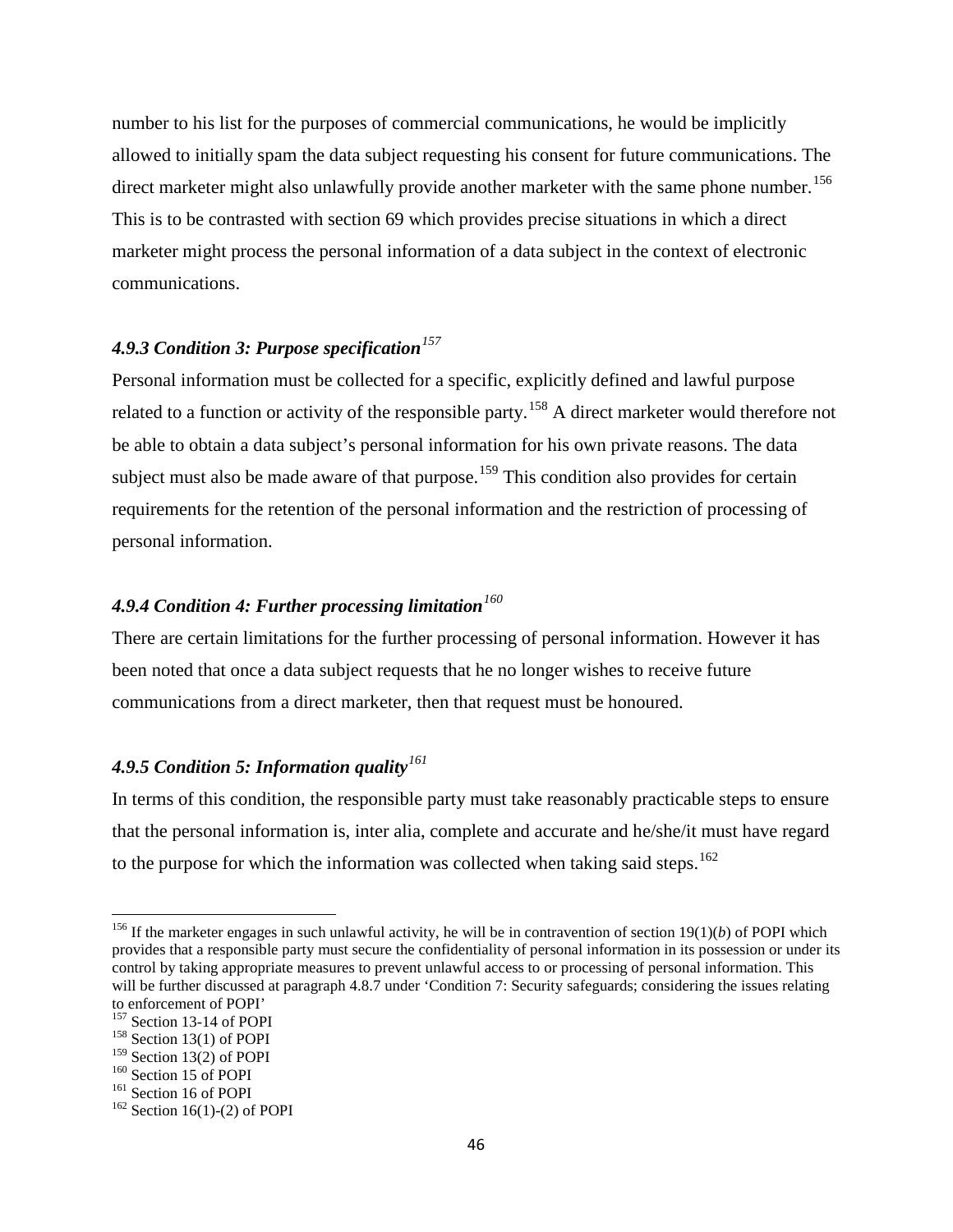number to his list for the purposes of commercial communications, he would be implicitly allowed to initially spam the data subject requesting his consent for future communications. The direct marketer might also unlawfully provide another marketer with the same phone number.[156] This is to be contrasted with section 69 which provides precise situations in which a direct marketer might process the personal information of a data subject in the context of electronic communications.

### *4.9.3 Condition 3: Purpose specification*[157]

Personal information must be collected for a specific, explicitly defined and lawful purpose related to a function or activity of the responsible party.[158] A direct marketer would therefore not be able to obtain a data subject's personal information for his own private reasons. The data subject must also be made aware of that purpose.[159] This condition also provides for certain requirements for the retention of the personal information and the restriction of processing of personal information.

### *4.9.4 Condition 4: Further processing limitation*[160]

There are certain limitations for the further processing of personal information. However it has been noted that once a data subject requests that he no longer wishes to receive future communications from a direct marketer, then that request must be honoured.

### *4.9.5 Condition 5: Information quality*[161]

In terms of this condition, the responsible party must take reasonably practicable steps to ensure that the personal information is, inter alia, complete and accurate and he/she/it must have regard to the purpose for which the information was collected when taking said steps.[162]

---

[156] If the marketer engages in such unlawful activity, he will be in contravention of section 19(1)(*b*) of POPI which provides that a responsible party must secure the confidentiality of personal information in its possession or under its control by taking appropriate measures to prevent unlawful access to or processing of personal information. This will be further discussed at paragraph 4.8.7 under 'Condition 7: Security safeguards; considering the issues relating to enforcement of POPI'

[157] Section 13-14 of POPI

[158] Section 13(1) of POPI

[159] Section 13(2) of POPI

[160] Section 15 of POPI

[161] Section 16 of POPI

[162] Section 16(1)-(2) of POPI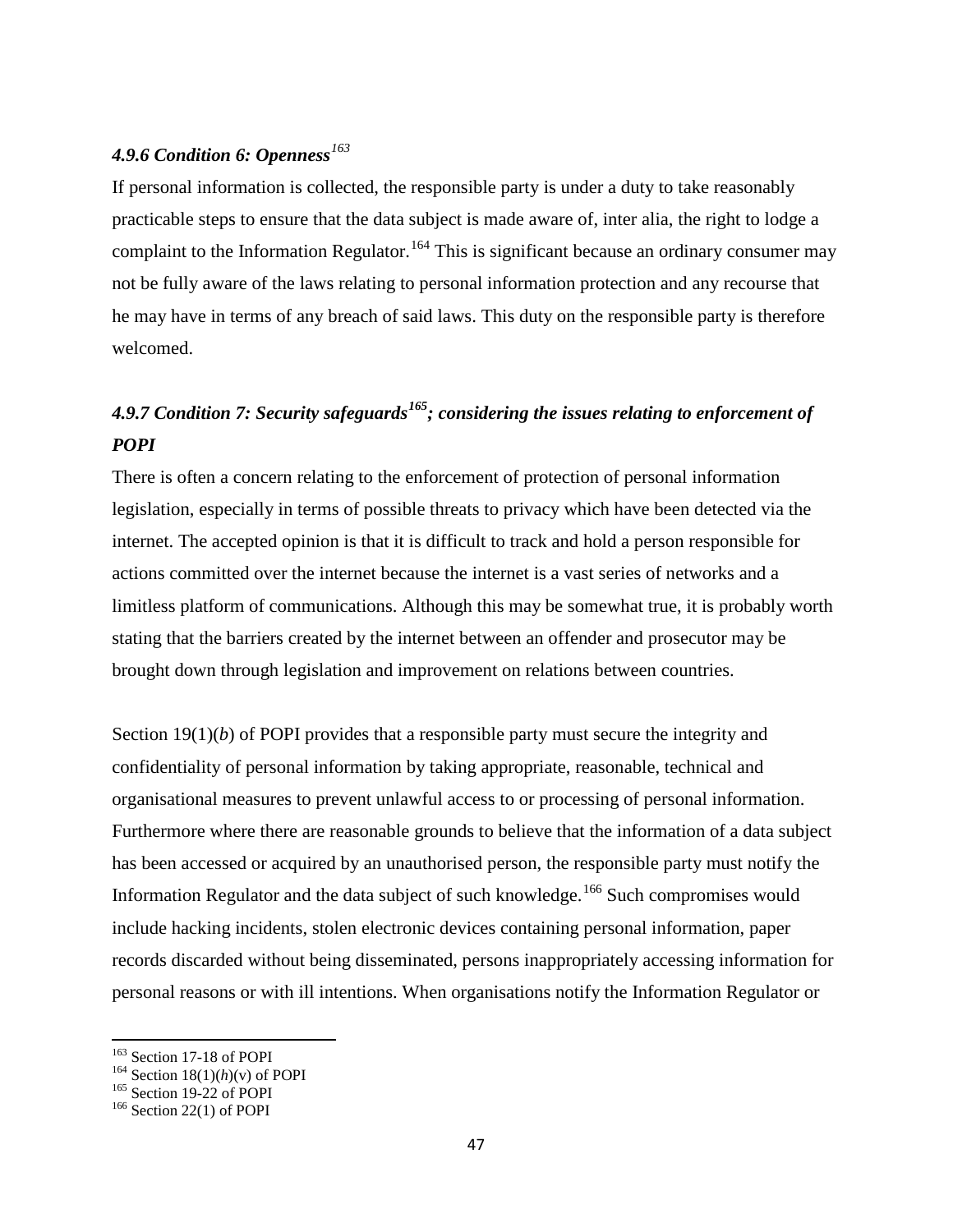### *4.9.6 Condition 6: Openness*[163]

If personal information is collected, the responsible party is under a duty to take reasonably practicable steps to ensure that the data subject is made aware of, inter alia, the right to lodge a complaint to the Information Regulator.[164] This is significant because an ordinary consumer may not be fully aware of the laws relating to personal information protection and any recourse that he may have in terms of any breach of said laws. This duty on the responsible party is therefore welcomed.

### *4.9.7 Condition 7: Security safeguards*[165]*; considering the issues relating to enforcement of POPI*

There is often a concern relating to the enforcement of protection of personal information legislation, especially in terms of possible threats to privacy which have been detected via the internet. The accepted opinion is that it is difficult to track and hold a person responsible for actions committed over the internet because the internet is a vast series of networks and a limitless platform of communications. Although this may be somewhat true, it is probably worth stating that the barriers created by the internet between an offender and prosecutor may be brought down through legislation and improvement on relations between countries.

Section 19(1)(*b*) of POPI provides that a responsible party must secure the integrity and confidentiality of personal information by taking appropriate, reasonable, technical and organisational measures to prevent unlawful access to or processing of personal information. Furthermore where there are reasonable grounds to believe that the information of a data subject has been accessed or acquired by an unauthorised person, the responsible party must notify the Information Regulator and the data subject of such knowledge.[166] Such compromises would include hacking incidents, stolen electronic devices containing personal information, paper records discarded without being disseminated, persons inappropriately accessing information for personal reasons or with ill intentions. When organisations notify the Information Regulator or

---

[163] Section 17-18 of POPI

[164] Section 18(1)(*h*)(v) of POPI

[165] Section 19-22 of POPI

[166] Section 22(1) of POPI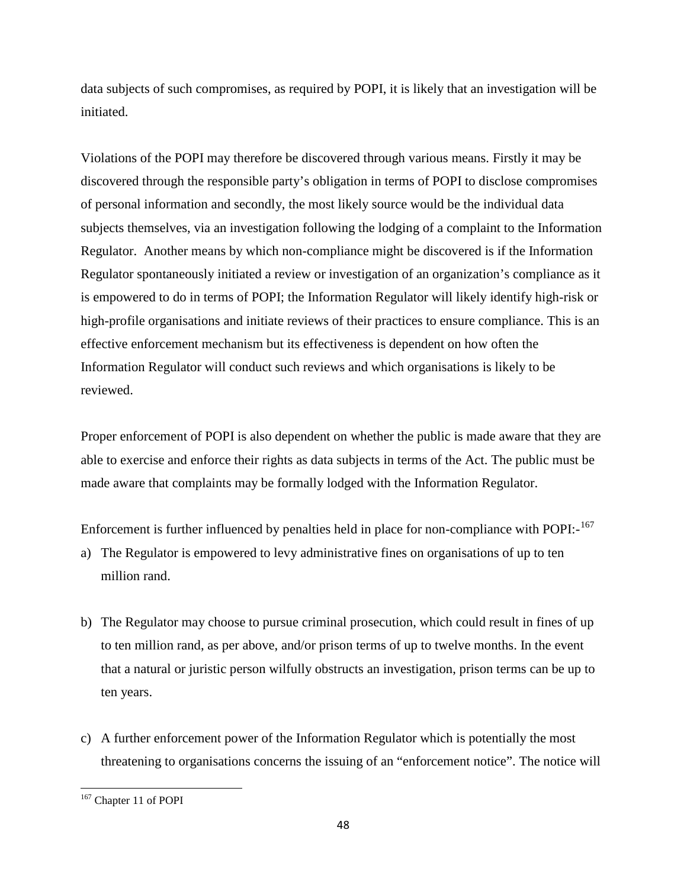data subjects of such compromises, as required by POPI, it is likely that an investigation will be initiated.

Violations of the POPI may therefore be discovered through various means. Firstly it may be discovered through the responsible party's obligation in terms of POPI to disclose compromises of personal information and secondly, the most likely source would be the individual data subjects themselves, via an investigation following the lodging of a complaint to the Information Regulator. Another means by which non-compliance might be discovered is if the Information Regulator spontaneously initiated a review or investigation of an organization's compliance as it is empowered to do in terms of POPI; the Information Regulator will likely identify high-risk or high-profile organisations and initiate reviews of their practices to ensure compliance. This is an effective enforcement mechanism but its effectiveness is dependent on how often the Information Regulator will conduct such reviews and which organisations is likely to be reviewed.

Proper enforcement of POPI is also dependent on whether the public is made aware that they are able to exercise and enforce their rights as data subjects in terms of the Act. The public must be made aware that complaints may be formally lodged with the Information Regulator.

Enforcement is further influenced by penalties held in place for non-compliance with POPI:-[167]

a) The Regulator is empowered to levy administrative fines on organisations of up to ten million rand.

b) The Regulator may choose to pursue criminal prosecution, which could result in fines of up to ten million rand, as per above, and/or prison terms of up to twelve months. In the event that a natural or juristic person wilfully obstructs an investigation, prison terms can be up to ten years.

c) A further enforcement power of the Information Regulator which is potentially the most threatening to organisations concerns the issuing of an "enforcement notice". The notice will

[167] Chapter 11 of POPI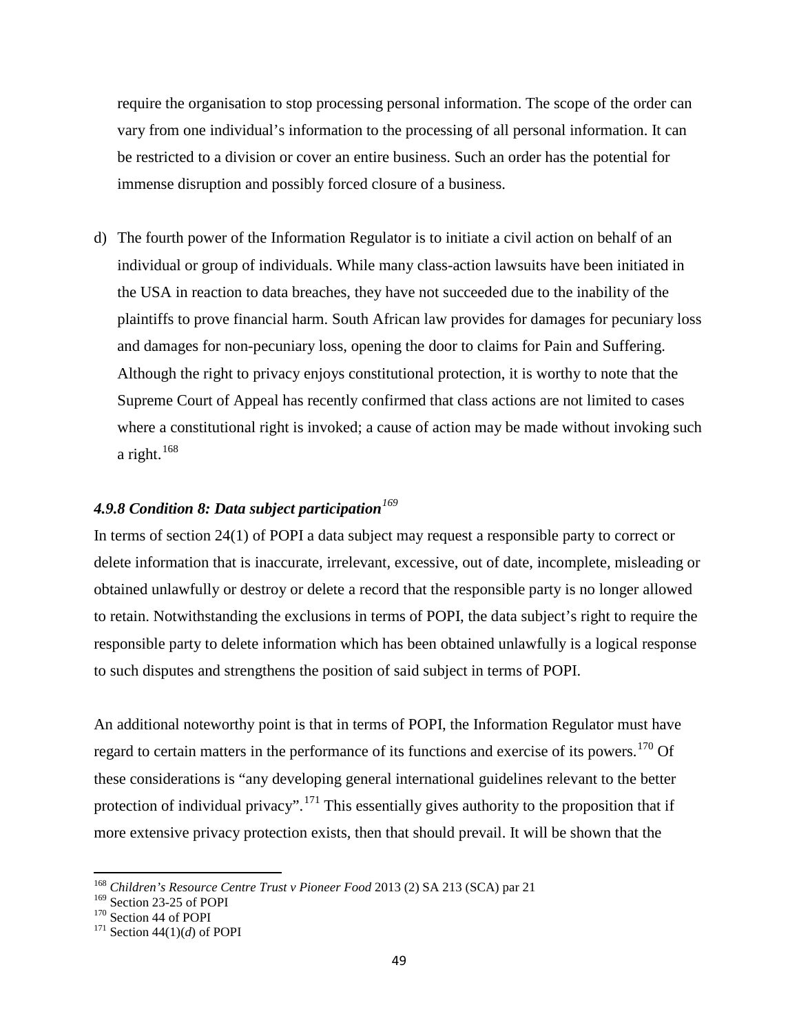require the organisation to stop processing personal information. The scope of the order can vary from one individual's information to the processing of all personal information. It can be restricted to a division or cover an entire business. Such an order has the potential for immense disruption and possibly forced closure of a business.

d) The fourth power of the Information Regulator is to initiate a civil action on behalf of an individual or group of individuals. While many class-action lawsuits have been initiated in the USA in reaction to data breaches, they have not succeeded due to the inability of the plaintiffs to prove financial harm. South African law provides for damages for pecuniary loss and damages for non-pecuniary loss, opening the door to claims for Pain and Suffering. Although the right to privacy enjoys constitutional protection, it is worthy to note that the Supreme Court of Appeal has recently confirmed that class actions are not limited to cases where a constitutional right is invoked; a cause of action may be made without invoking such a right.[168]

### *4.9.8 Condition 8: Data subject participation*[169]

In terms of section 24(1) of POPI a data subject may request a responsible party to correct or delete information that is inaccurate, irrelevant, excessive, out of date, incomplete, misleading or obtained unlawfully or destroy or delete a record that the responsible party is no longer allowed to retain. Notwithstanding the exclusions in terms of POPI, the data subject's right to require the responsible party to delete information which has been obtained unlawfully is a logical response to such disputes and strengthens the position of said subject in terms of POPI.

An additional noteworthy point is that in terms of POPI, the Information Regulator must have regard to certain matters in the performance of its functions and exercise of its powers.[170] Of these considerations is "any developing general international guidelines relevant to the better protection of individual privacy".[171] This essentially gives authority to the proposition that if more extensive privacy protection exists, then that should prevail. It will be shown that the

---

[168] *Children's Resource Centre Trust v Pioneer Food* 2013 (2) SA 213 (SCA) par 21
[169] Section 23-25 of POPI
[170] Section 44 of POPI
[171] Section 44(1)(*d*) of POPI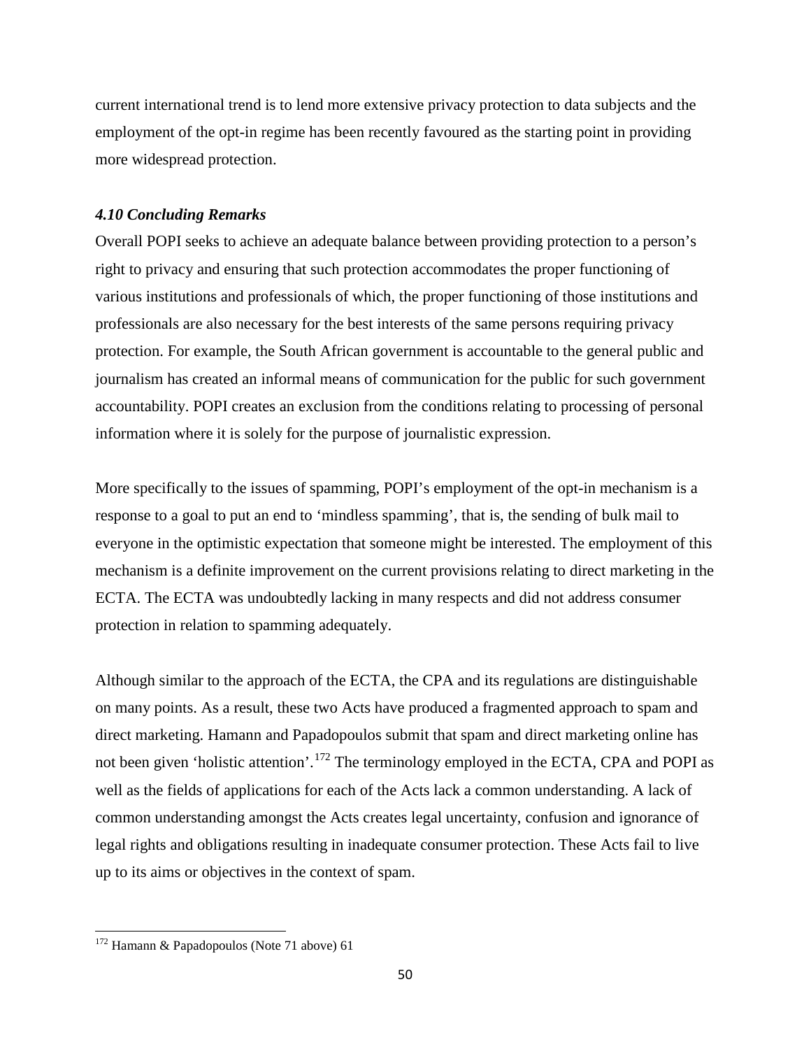current international trend is to lend more extensive privacy protection to data subjects and the employment of the opt-in regime has been recently favoured as the starting point in providing more widespread protection.

### *4.10 Concluding Remarks*

Overall POPI seeks to achieve an adequate balance between providing protection to a person's right to privacy and ensuring that such protection accommodates the proper functioning of various institutions and professionals of which, the proper functioning of those institutions and professionals are also necessary for the best interests of the same persons requiring privacy protection. For example, the South African government is accountable to the general public and journalism has created an informal means of communication for the public for such government accountability. POPI creates an exclusion from the conditions relating to processing of personal information where it is solely for the purpose of journalistic expression.

More specifically to the issues of spamming, POPI's employment of the opt-in mechanism is a response to a goal to put an end to 'mindless spamming', that is, the sending of bulk mail to everyone in the optimistic expectation that someone might be interested. The employment of this mechanism is a definite improvement on the current provisions relating to direct marketing in the ECTA. The ECTA was undoubtedly lacking in many respects and did not address consumer protection in relation to spamming adequately.

Although similar to the approach of the ECTA, the CPA and its regulations are distinguishable on many points. As a result, these two Acts have produced a fragmented approach to spam and direct marketing. Hamann and Papadopoulos submit that spam and direct marketing online has not been given 'holistic attention'.[172] The terminology employed in the ECTA, CPA and POPI as well as the fields of applications for each of the Acts lack a common understanding. A lack of common understanding amongst the Acts creates legal uncertainty, confusion and ignorance of legal rights and obligations resulting in inadequate consumer protection. These Acts fail to live up to its aims or objectives in the context of spam.

---

[172] Hamann & Papadopoulos (Note 71 above) 61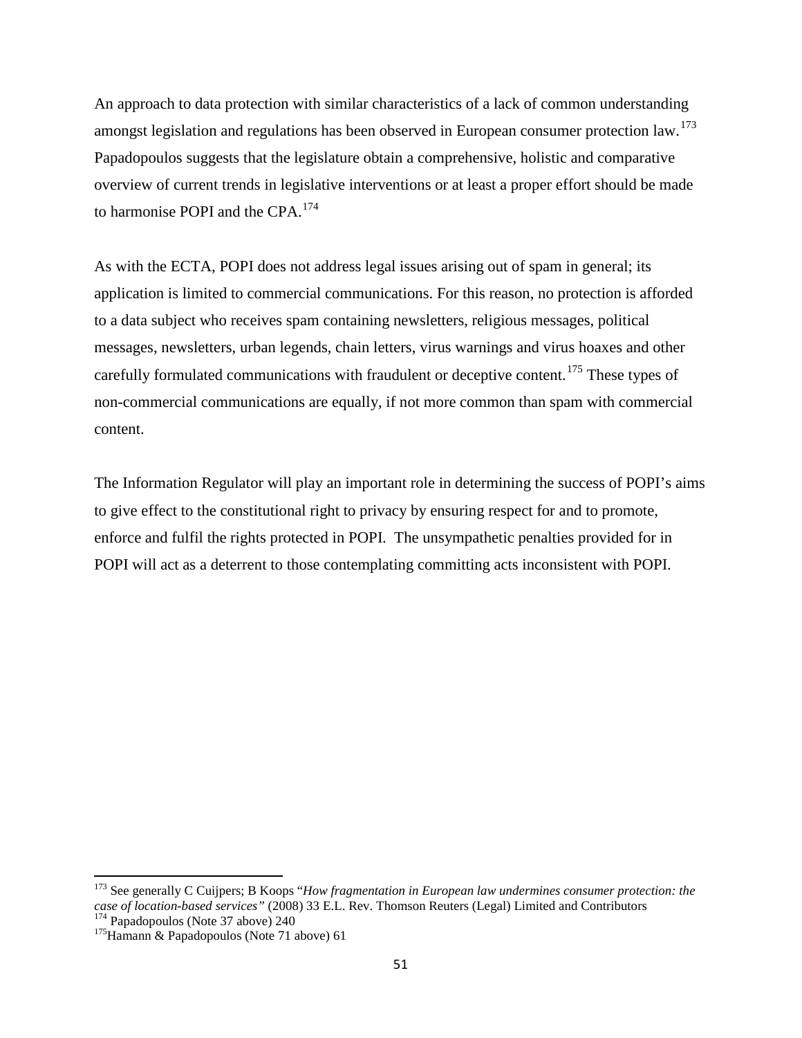An approach to data protection with similar characteristics of a lack of common understanding amongst legislation and regulations has been observed in European consumer protection law.[173] Papadopoulos suggests that the legislature obtain a comprehensive, holistic and comparative overview of current trends in legislative interventions or at least a proper effort should be made to harmonise POPI and the CPA.[174]

As with the ECTA, POPI does not address legal issues arising out of spam in general; its application is limited to commercial communications. For this reason, no protection is afforded to a data subject who receives spam containing newsletters, religious messages, political messages, newsletters, urban legends, chain letters, virus warnings and virus hoaxes and other carefully formulated communications with fraudulent or deceptive content.[175] These types of non-commercial communications are equally, if not more common than spam with commercial content.

The Information Regulator will play an important role in determining the success of POPI's aims to give effect to the constitutional right to privacy by ensuring respect for and to promote, enforce and fulfil the rights protected in POPI. The unsympathetic penalties provided for in POPI will act as a deterrent to those contemplating committing acts inconsistent with POPI.

---

[173] See generally C Cuijpers; B Koops "*How fragmentation in European law undermines consumer protection: the case of location-based services*" (2008) 33 E.L. Rev. Thomson Reuters (Legal) Limited and Contributors

[174] Papadopoulos (Note 37 above) 240

[175] Hamann & Papadopoulos (Note 71 above) 61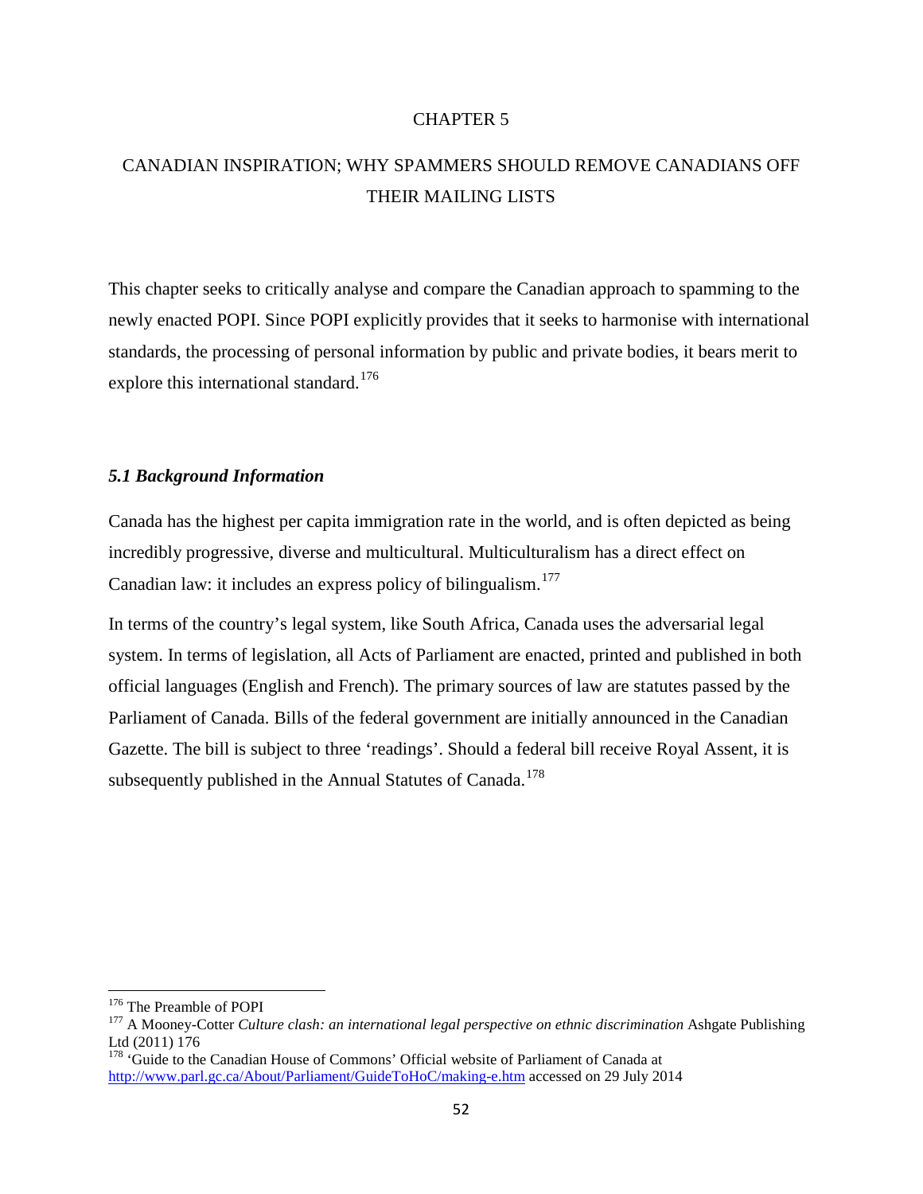# CHAPTER 5

## CANADIAN INSPIRATION; WHY SPAMMERS SHOULD REMOVE CANADIANS OFF THEIR MAILING LISTS

This chapter seeks to critically analyse and compare the Canadian approach to spamming to the newly enacted POPI. Since POPI explicitly provides that it seeks to harmonise with international standards, the processing of personal information by public and private bodies, it bears merit to explore this international standard.[176]

### *5.1 Background Information*

Canada has the highest per capita immigration rate in the world, and is often depicted as being incredibly progressive, diverse and multicultural. Multiculturalism has a direct effect on Canadian law: it includes an express policy of bilingualism.[177]

In terms of the country's legal system, like South Africa, Canada uses the adversarial legal system. In terms of legislation, all Acts of Parliament are enacted, printed and published in both official languages (English and French). The primary sources of law are statutes passed by the Parliament of Canada. Bills of the federal government are initially announced in the Canadian Gazette. The bill is subject to three 'readings'. Should a federal bill receive Royal Assent, it is subsequently published in the Annual Statutes of Canada.[178]

---

[176] The Preamble of POPI

[177] A Mooney-Cotter *Culture clash: an international legal perspective on ethnic discrimination* Ashgate Publishing Ltd (2011) 176

[178] 'Guide to the Canadian House of Commons' Official website of Parliament of Canada at http://www.parl.gc.ca/About/Parliament/GuideToHoC/making-e.htm accessed on 29 July 2014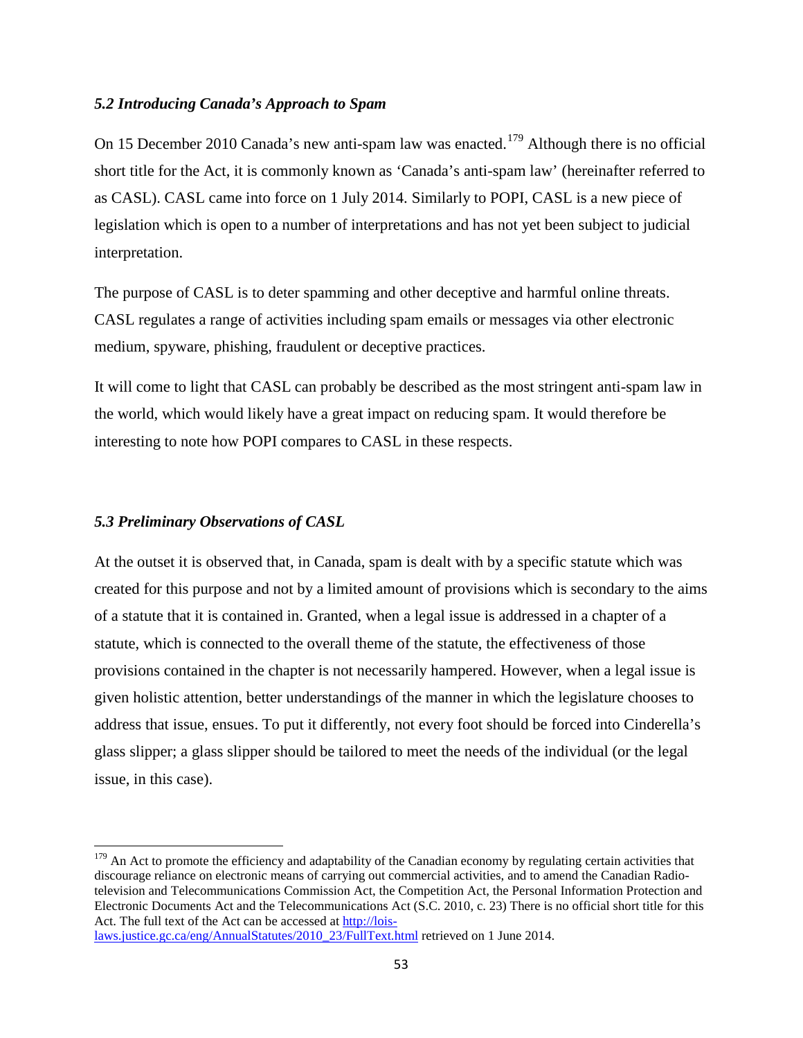### *5.2 Introducing Canada's Approach to Spam*

On 15 December 2010 Canada's new anti-spam law was enacted.[179] Although there is no official short title for the Act, it is commonly known as 'Canada's anti-spam law' (hereinafter referred to as CASL). CASL came into force on 1 July 2014. Similarly to POPI, CASL is a new piece of legislation which is open to a number of interpretations and has not yet been subject to judicial interpretation.

The purpose of CASL is to deter spamming and other deceptive and harmful online threats. CASL regulates a range of activities including spam emails or messages via other electronic medium, spyware, phishing, fraudulent or deceptive practices.

It will come to light that CASL can probably be described as the most stringent anti-spam law in the world, which would likely have a great impact on reducing spam. It would therefore be interesting to note how POPI compares to CASL in these respects.

### *5.3 Preliminary Observations of CASL*

At the outset it is observed that, in Canada, spam is dealt with by a specific statute which was created for this purpose and not by a limited amount of provisions which is secondary to the aims of a statute that it is contained in. Granted, when a legal issue is addressed in a chapter of a statute, which is connected to the overall theme of the statute, the effectiveness of those provisions contained in the chapter is not necessarily hampered. However, when a legal issue is given holistic attention, better understandings of the manner in which the legislature chooses to address that issue, ensues. To put it differently, not every foot should be forced into Cinderella's glass slipper; a glass slipper should be tailored to meet the needs of the individual (or the legal issue, in this case).

---

[179] An Act to promote the efficiency and adaptability of the Canadian economy by regulating certain activities that discourage reliance on electronic means of carrying out commercial activities, and to amend the Canadian Radio-television and Telecommunications Commission Act, the Competition Act, the Personal Information Protection and Electronic Documents Act and the Telecommunications Act (S.C. 2010, c. 23) There is no official short title for this Act. The full text of the Act can be accessed at http://lois-laws.justice.gc.ca/eng/AnnualStatutes/2010_23/FullText.html retrieved on 1 June 2014.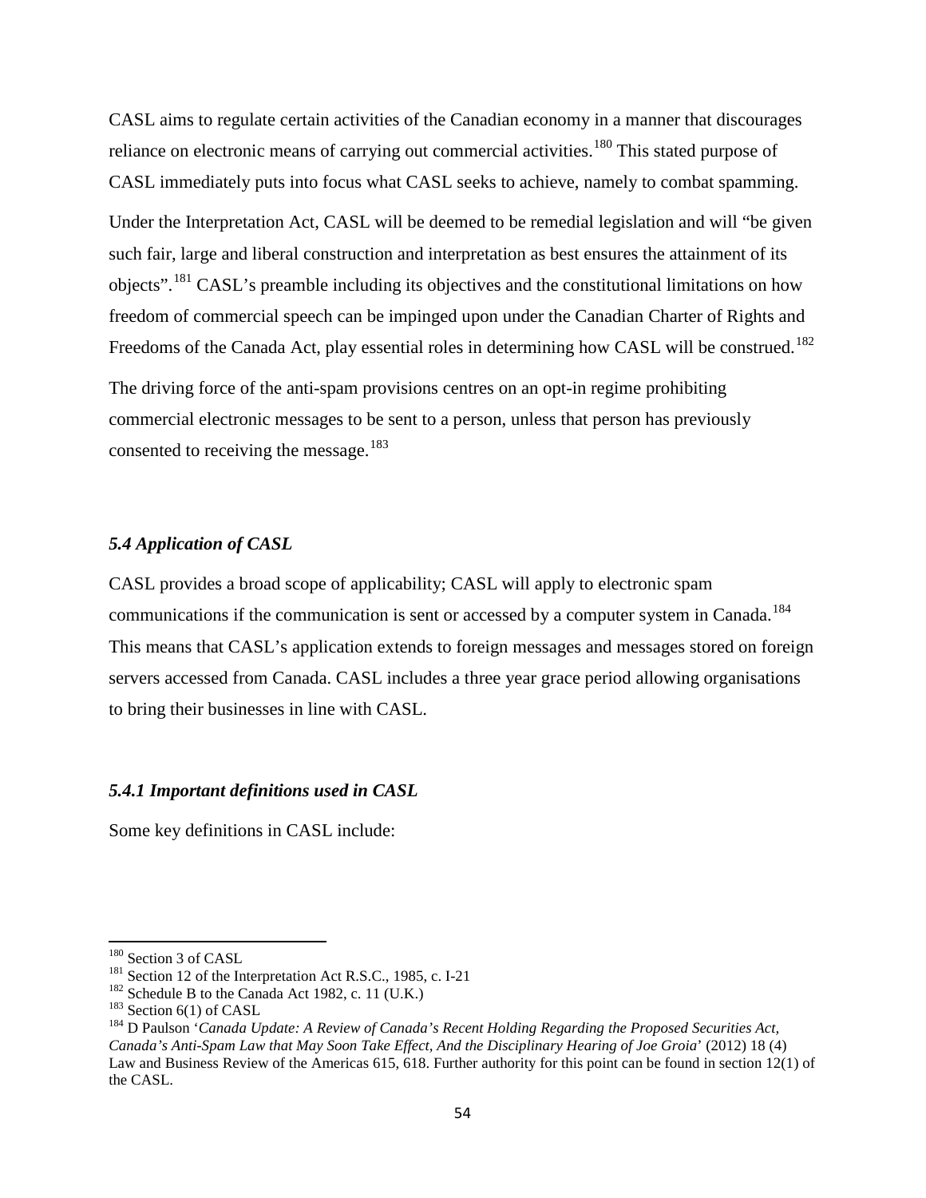CASL aims to regulate certain activities of the Canadian economy in a manner that discourages reliance on electronic means of carrying out commercial activities.[180] This stated purpose of CASL immediately puts into focus what CASL seeks to achieve, namely to combat spamming.

Under the Interpretation Act, CASL will be deemed to be remedial legislation and will "be given such fair, large and liberal construction and interpretation as best ensures the attainment of its objects".[181] CASL's preamble including its objectives and the constitutional limitations on how freedom of commercial speech can be impinged upon under the Canadian Charter of Rights and Freedoms of the Canada Act, play essential roles in determining how CASL will be construed.[182]

The driving force of the anti-spam provisions centres on an opt-in regime prohibiting commercial electronic messages to be sent to a person, unless that person has previously consented to receiving the message.[183]

### *5.4 Application of CASL*

CASL provides a broad scope of applicability; CASL will apply to electronic spam communications if the communication is sent or accessed by a computer system in Canada.[184] This means that CASL's application extends to foreign messages and messages stored on foreign servers accessed from Canada. CASL includes a three year grace period allowing organisations to bring their businesses in line with CASL.

#### *5.4.1 Important definitions used in CASL*

Some key definitions in CASL include:

---

[180] Section 3 of CASL

[181] Section 12 of the Interpretation Act R.S.C., 1985, c. I-21

[182] Schedule B to the Canada Act 1982, c. 11 (U.K.)

[183] Section 6(1) of CASL

[184] D Paulson '*Canada Update: A Review of Canada's Recent Holding Regarding the Proposed Securities Act, Canada's Anti-Spam Law that May Soon Take Effect, And the Disciplinary Hearing of Joe Groia*' (2012) 18 (4) Law and Business Review of the Americas 615, 618. Further authority for this point can be found in section 12(1) of the CASL.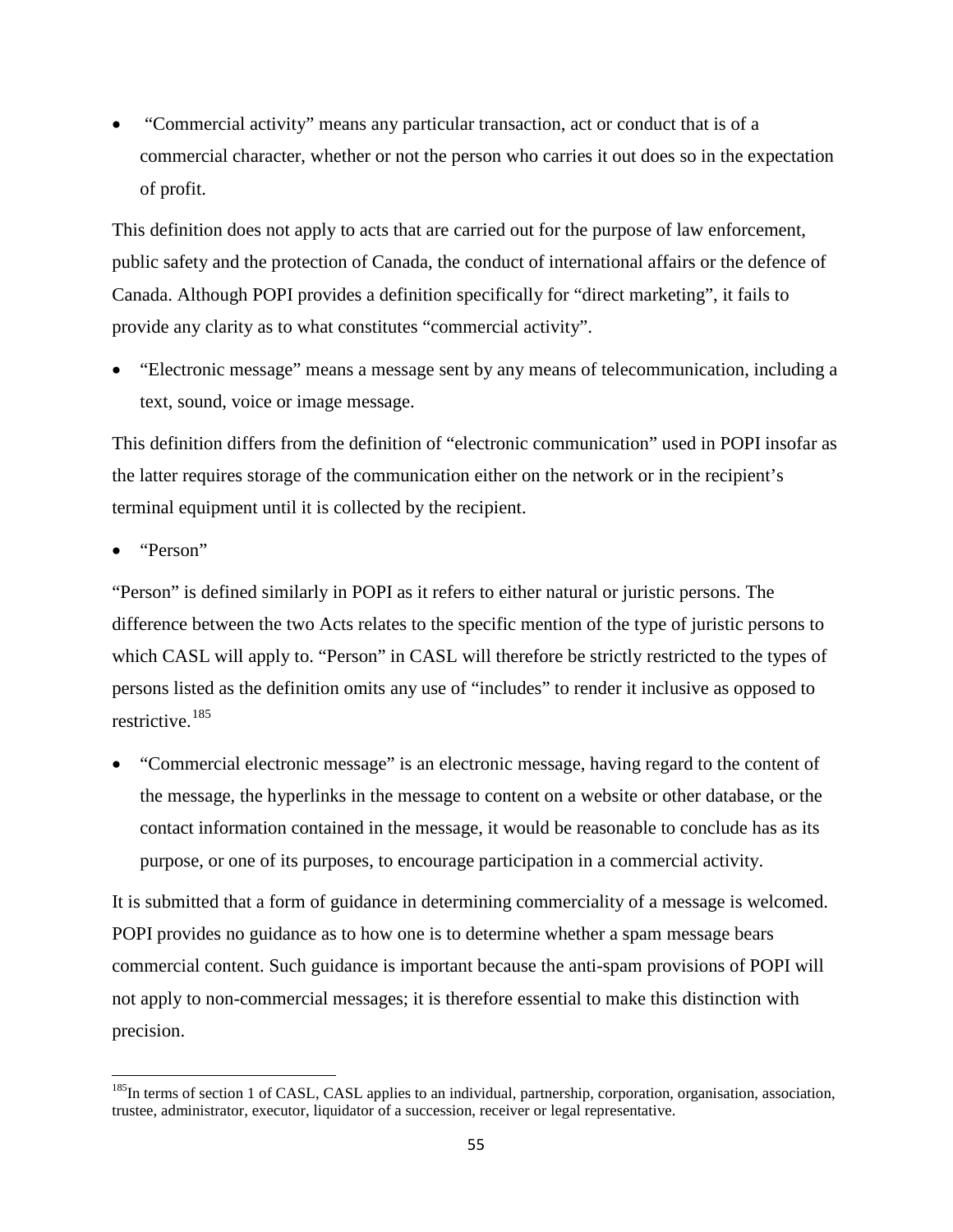- "Commercial activity" means any particular transaction, act or conduct that is of a commercial character, whether or not the person who carries it out does so in the expectation of profit.

This definition does not apply to acts that are carried out for the purpose of law enforcement, public safety and the protection of Canada, the conduct of international affairs or the defence of Canada. Although POPI provides a definition specifically for "direct marketing", it fails to provide any clarity as to what constitutes "commercial activity".

- "Electronic message" means a message sent by any means of telecommunication, including a text, sound, voice or image message.

This definition differs from the definition of "electronic communication" used in POPI insofar as the latter requires storage of the communication either on the network or in the recipient's terminal equipment until it is collected by the recipient.

- "Person"

"Person" is defined similarly in POPI as it refers to either natural or juristic persons. The difference between the two Acts relates to the specific mention of the type of juristic persons to which CASL will apply to. "Person" in CASL will therefore be strictly restricted to the types of persons listed as the definition omits any use of "includes" to render it inclusive as opposed to restrictive.[185]

- "Commercial electronic message" is an electronic message, having regard to the content of the message, the hyperlinks in the message to content on a website or other database, or the contact information contained in the message, it would be reasonable to conclude has as its purpose, or one of its purposes, to encourage participation in a commercial activity.

It is submitted that a form of guidance in determining commerciality of a message is welcomed. POPI provides no guidance as to how one is to determine whether a spam message bears commercial content. Such guidance is important because the anti-spam provisions of POPI will not apply to non-commercial messages; it is therefore essential to make this distinction with precision.

---

[185] In terms of section 1 of CASL, CASL applies to an individual, partnership, corporation, organisation, association, trustee, administrator, executor, liquidator of a succession, receiver or legal representative.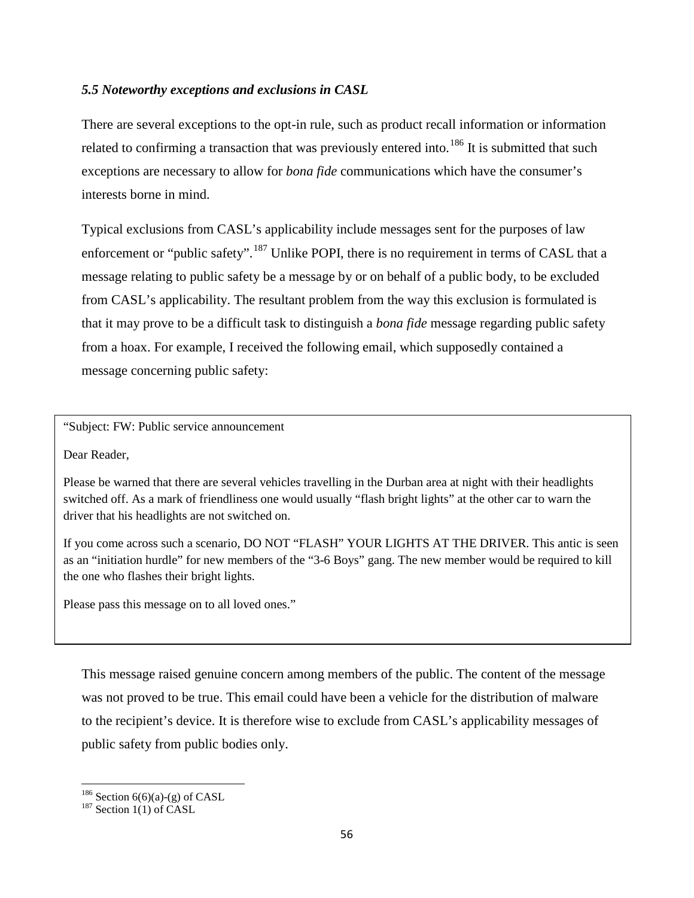### *5.5 Noteworthy exceptions and exclusions in CASL*

There are several exceptions to the opt-in rule, such as product recall information or information related to confirming a transaction that was previously entered into.[186] It is submitted that such exceptions are necessary to allow for *bona fide* communications which have the consumer's interests borne in mind.

Typical exclusions from CASL's applicability include messages sent for the purposes of law enforcement or "public safety".[187] Unlike POPI, there is no requirement in terms of CASL that a message relating to public safety be a message by or on behalf of a public body, to be excluded from CASL's applicability. The resultant problem from the way this exclusion is formulated is that it may prove to be a difficult task to distinguish a *bona fide* message regarding public safety from a hoax. For example, I received the following email, which supposedly contained a message concerning public safety:

> "Subject: FW: Public service announcement
>
> Dear Reader,
>
> Please be warned that there are several vehicles travelling in the Durban area at night with their headlights switched off. As a mark of friendliness one would usually "flash bright lights" at the other car to warn the driver that his headlights are not switched on.
>
> If you come across such a scenario, DO NOT "FLASH" YOUR LIGHTS AT THE DRIVER. This antic is seen as an "initiation hurdle" for new members of the "3-6 Boys" gang. The new member would be required to kill the one who flashes their bright lights.
>
> Please pass this message on to all loved ones."

This message raised genuine concern among members of the public. The content of the message was not proved to be true. This email could have been a vehicle for the distribution of malware to the recipient's device. It is therefore wise to exclude from CASL's applicability messages of public safety from public bodies only.

---

[186] Section 6(6)(a)-(g) of CASL

[187] Section 1(1) of CASL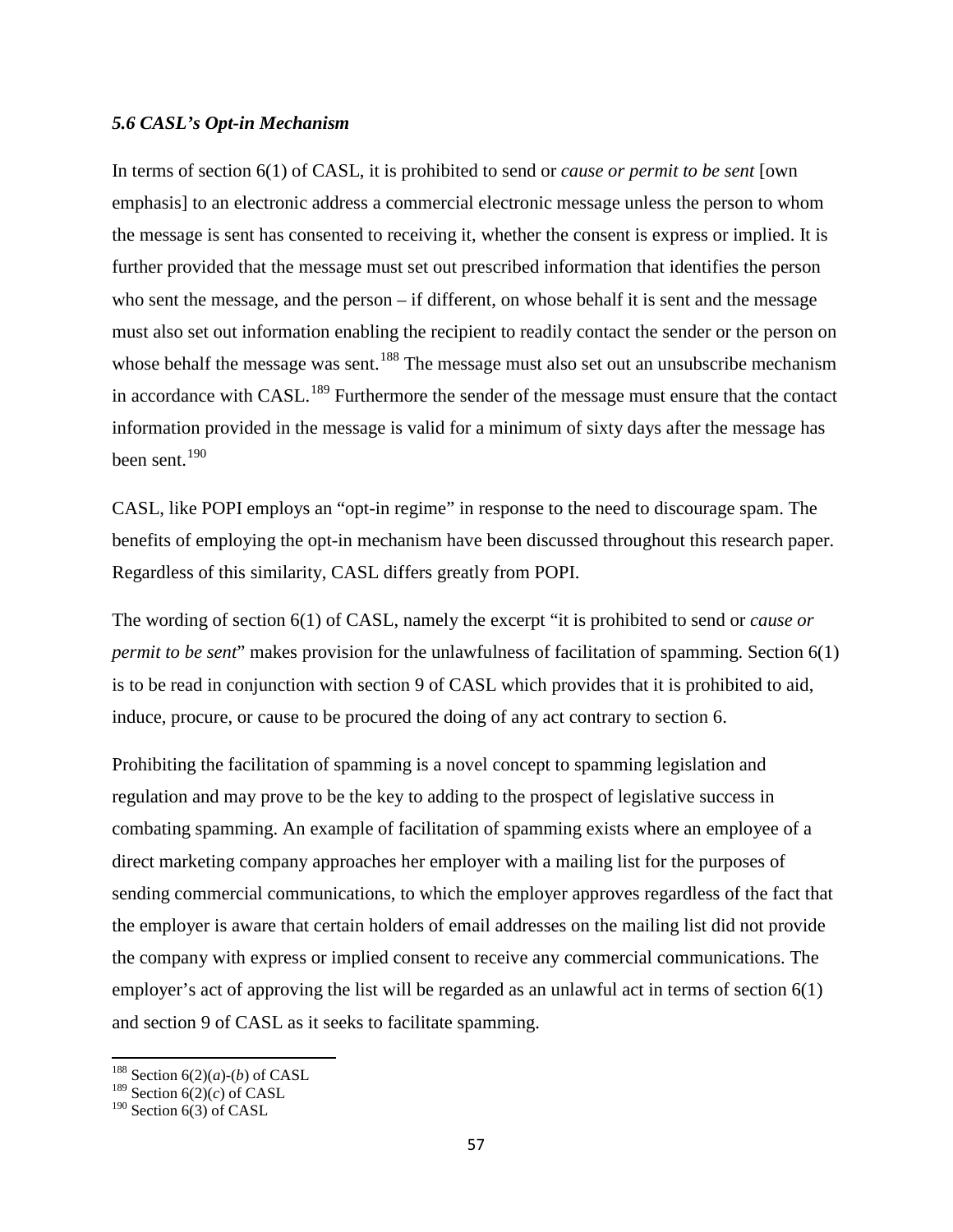### *5.6 CASL's Opt-in Mechanism*

In terms of section 6(1) of CASL, it is prohibited to send or *cause or permit to be sent* [own emphasis] to an electronic address a commercial electronic message unless the person to whom the message is sent has consented to receiving it, whether the consent is express or implied. It is further provided that the message must set out prescribed information that identifies the person who sent the message, and the person – if different, on whose behalf it is sent and the message must also set out information enabling the recipient to readily contact the sender or the person on whose behalf the message was sent.[188] The message must also set out an unsubscribe mechanism in accordance with CASL.[189] Furthermore the sender of the message must ensure that the contact information provided in the message is valid for a minimum of sixty days after the message has been sent.[190]

CASL, like POPI employs an "opt-in regime" in response to the need to discourage spam. The benefits of employing the opt-in mechanism have been discussed throughout this research paper. Regardless of this similarity, CASL differs greatly from POPI.

The wording of section 6(1) of CASL, namely the excerpt "it is prohibited to send or *cause or permit to be sent*" makes provision for the unlawfulness of facilitation of spamming. Section 6(1) is to be read in conjunction with section 9 of CASL which provides that it is prohibited to aid, induce, procure, or cause to be procured the doing of any act contrary to section 6.

Prohibiting the facilitation of spamming is a novel concept to spamming legislation and regulation and may prove to be the key to adding to the prospect of legislative success in combating spamming. An example of facilitation of spamming exists where an employee of a direct marketing company approaches her employer with a mailing list for the purposes of sending commercial communications, to which the employer approves regardless of the fact that the employer is aware that certain holders of email addresses on the mailing list did not provide the company with express or implied consent to receive any commercial communications. The employer's act of approving the list will be regarded as an unlawful act in terms of section 6(1) and section 9 of CASL as it seeks to facilitate spamming.

---

[188] Section 6(2)(*a*)-(*b*) of CASL
[189] Section 6(2)(*c*) of CASL
[190] Section 6(3) of CASL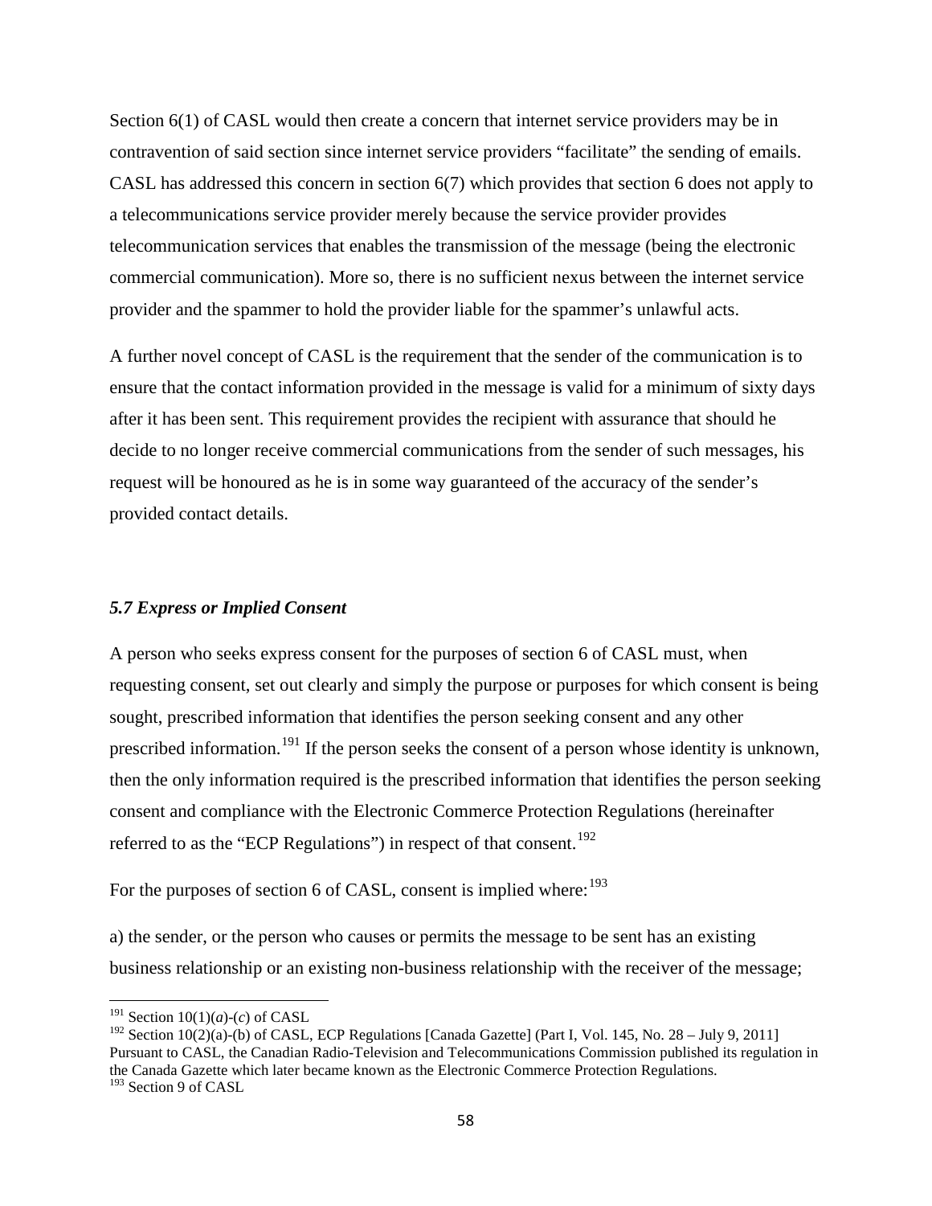Section 6(1) of CASL would then create a concern that internet service providers may be in contravention of said section since internet service providers "facilitate" the sending of emails. CASL has addressed this concern in section 6(7) which provides that section 6 does not apply to a telecommunications service provider merely because the service provider provides telecommunication services that enables the transmission of the message (being the electronic commercial communication). More so, there is no sufficient nexus between the internet service provider and the spammer to hold the provider liable for the spammer's unlawful acts.

A further novel concept of CASL is the requirement that the sender of the communication is to ensure that the contact information provided in the message is valid for a minimum of sixty days after it has been sent. This requirement provides the recipient with assurance that should he decide to no longer receive commercial communications from the sender of such messages, his request will be honoured as he is in some way guaranteed of the accuracy of the sender's provided contact details.

### *5.7 Express or Implied Consent*

A person who seeks express consent for the purposes of section 6 of CASL must, when requesting consent, set out clearly and simply the purpose or purposes for which consent is being sought, prescribed information that identifies the person seeking consent and any other prescribed information.[191] If the person seeks the consent of a person whose identity is unknown, then the only information required is the prescribed information that identifies the person seeking consent and compliance with the Electronic Commerce Protection Regulations (hereinafter referred to as the "ECP Regulations") in respect of that consent.[192]

For the purposes of section 6 of CASL, consent is implied where:[193]

a) the sender, or the person who causes or permits the message to be sent has an existing business relationship or an existing non-business relationship with the receiver of the message;

---

[191] Section 10(1)(*a*)-(*c*) of CASL

[192] Section 10(2)(a)-(b) of CASL, ECP Regulations [Canada Gazette] (Part I, Vol. 145, No. 28 – July 9, 2011] Pursuant to CASL, the Canadian Radio-Television and Telecommunications Commission published its regulation in the Canada Gazette which later became known as the Electronic Commerce Protection Regulations.

[193] Section 9 of CASL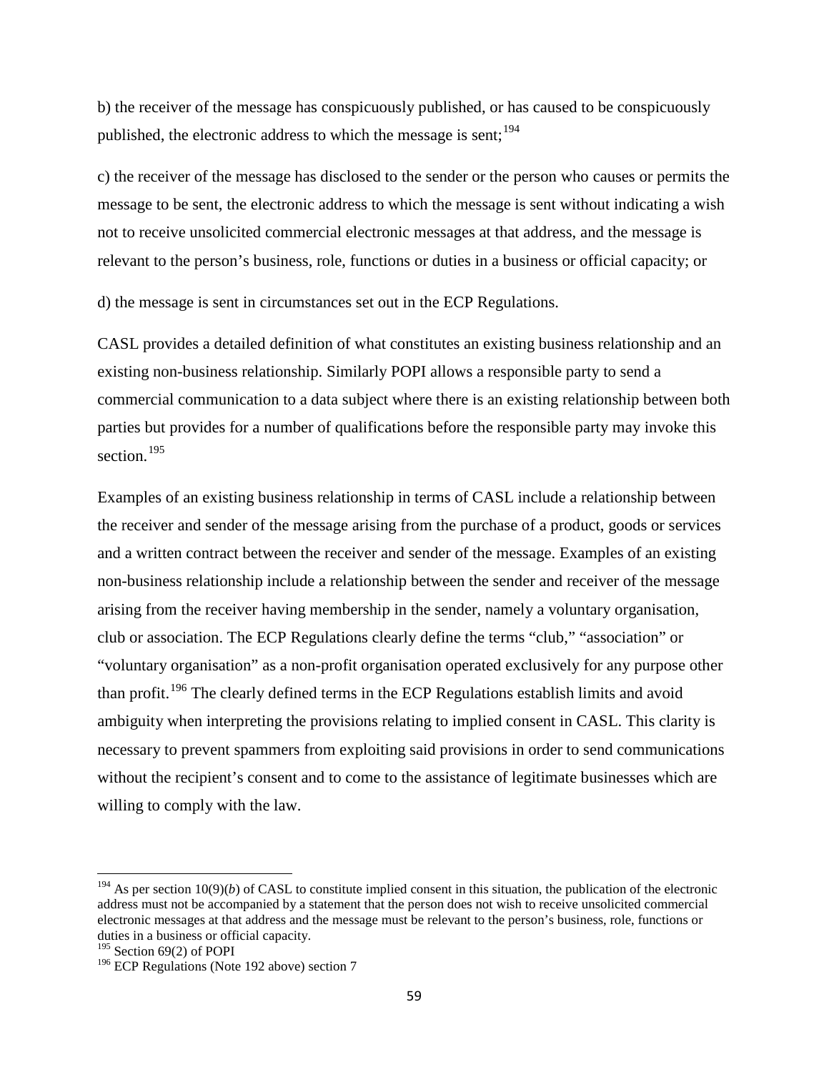b) the receiver of the message has conspicuously published, or has caused to be conspicuously published, the electronic address to which the message is sent;[194]

c) the receiver of the message has disclosed to the sender or the person who causes or permits the message to be sent, the electronic address to which the message is sent without indicating a wish not to receive unsolicited commercial electronic messages at that address, and the message is relevant to the person's business, role, functions or duties in a business or official capacity; or

d) the message is sent in circumstances set out in the ECP Regulations.

CASL provides a detailed definition of what constitutes an existing business relationship and an existing non-business relationship. Similarly POPI allows a responsible party to send a commercial communication to a data subject where there is an existing relationship between both parties but provides for a number of qualifications before the responsible party may invoke this section.[195]

Examples of an existing business relationship in terms of CASL include a relationship between the receiver and sender of the message arising from the purchase of a product, goods or services and a written contract between the receiver and sender of the message. Examples of an existing non-business relationship include a relationship between the sender and receiver of the message arising from the receiver having membership in the sender, namely a voluntary organisation, club or association. The ECP Regulations clearly define the terms "club," "association" or "voluntary organisation" as a non-profit organisation operated exclusively for any purpose other than profit.[196] The clearly defined terms in the ECP Regulations establish limits and avoid ambiguity when interpreting the provisions relating to implied consent in CASL. This clarity is necessary to prevent spammers from exploiting said provisions in order to send communications without the recipient's consent and to come to the assistance of legitimate businesses which are willing to comply with the law.

---

[194] As per section 10(9)(*b*) of CASL to constitute implied consent in this situation, the publication of the electronic address must not be accompanied by a statement that the person does not wish to receive unsolicited commercial electronic messages at that address and the message must be relevant to the person's business, role, functions or duties in a business or official capacity.

[195] Section 69(2) of POPI

[196] ECP Regulations (Note 192 above) section 7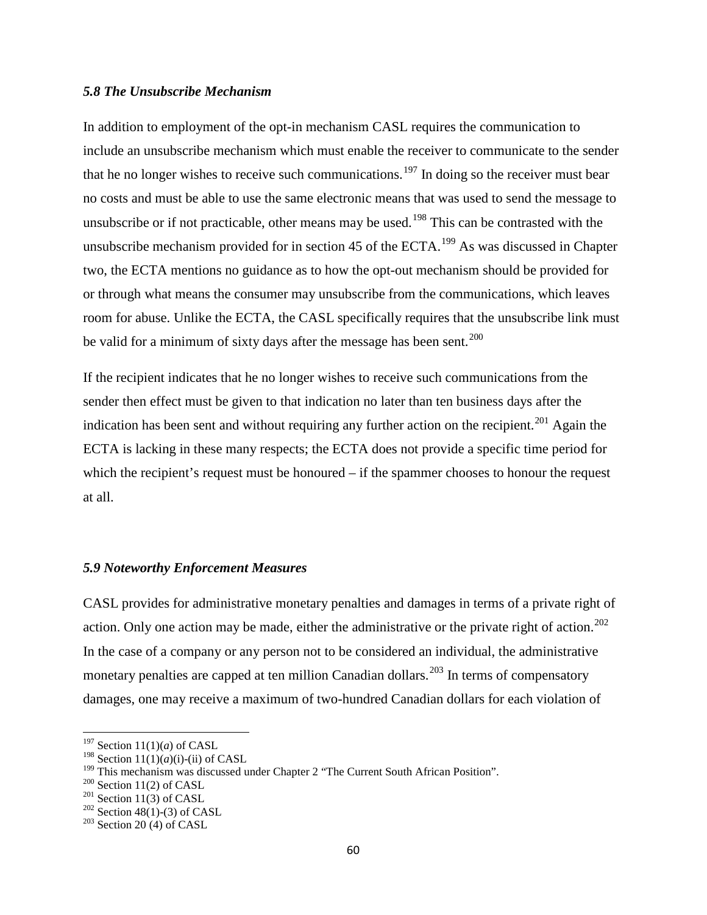### *5.8 The Unsubscribe Mechanism*

In addition to employment of the opt-in mechanism CASL requires the communication to include an unsubscribe mechanism which must enable the receiver to communicate to the sender that he no longer wishes to receive such communications.[197] In doing so the receiver must bear no costs and must be able to use the same electronic means that was used to send the message to unsubscribe or if not practicable, other means may be used.[198] This can be contrasted with the unsubscribe mechanism provided for in section 45 of the ECTA.[199] As was discussed in Chapter two, the ECTA mentions no guidance as to how the opt-out mechanism should be provided for or through what means the consumer may unsubscribe from the communications, which leaves room for abuse. Unlike the ECTA, the CASL specifically requires that the unsubscribe link must be valid for a minimum of sixty days after the message has been sent.[200]

If the recipient indicates that he no longer wishes to receive such communications from the sender then effect must be given to that indication no later than ten business days after the indication has been sent and without requiring any further action on the recipient.[201] Again the ECTA is lacking in these many respects; the ECTA does not provide a specific time period for which the recipient's request must be honoured – if the spammer chooses to honour the request at all.

### *5.9 Noteworthy Enforcement Measures*

CASL provides for administrative monetary penalties and damages in terms of a private right of action. Only one action may be made, either the administrative or the private right of action.[202] In the case of a company or any person not to be considered an individual, the administrative monetary penalties are capped at ten million Canadian dollars.[203] In terms of compensatory damages, one may receive a maximum of two-hundred Canadian dollars for each violation of

---

[197] Section 11(1)(*a*) of CASL

[198] Section 11(1)(*a*)(i)-(ii) of CASL

[199] This mechanism was discussed under Chapter 2 "The Current South African Position".

[200] Section 11(2) of CASL

[201] Section 11(3) of CASL

[202] Section 48(1)-(3) of CASL

[203] Section 20 (4) of CASL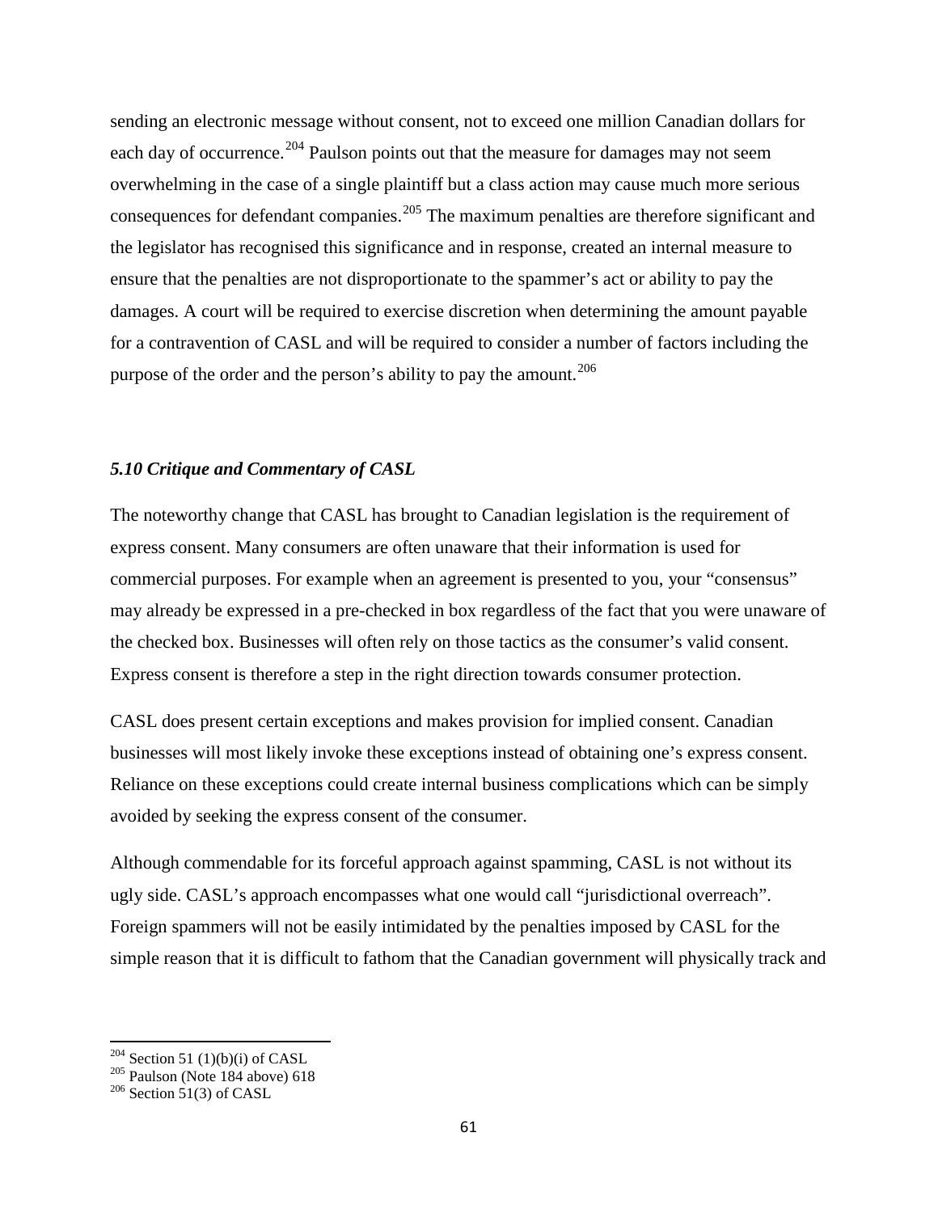sending an electronic message without consent, not to exceed one million Canadian dollars for each day of occurrence.[204] Paulson points out that the measure for damages may not seem overwhelming in the case of a single plaintiff but a class action may cause much more serious consequences for defendant companies.[205] The maximum penalties are therefore significant and the legislator has recognised this significance and in response, created an internal measure to ensure that the penalties are not disproportionate to the spammer's act or ability to pay the damages. A court will be required to exercise discretion when determining the amount payable for a contravention of CASL and will be required to consider a number of factors including the purpose of the order and the person's ability to pay the amount.[206]

### *5.10 Critique and Commentary of CASL*

The noteworthy change that CASL has brought to Canadian legislation is the requirement of express consent. Many consumers are often unaware that their information is used for commercial purposes. For example when an agreement is presented to you, your "consensus" may already be expressed in a pre-checked in box regardless of the fact that you were unaware of the checked box. Businesses will often rely on those tactics as the consumer's valid consent. Express consent is therefore a step in the right direction towards consumer protection.

CASL does present certain exceptions and makes provision for implied consent. Canadian businesses will most likely invoke these exceptions instead of obtaining one's express consent. Reliance on these exceptions could create internal business complications which can be simply avoided by seeking the express consent of the consumer.

Although commendable for its forceful approach against spamming, CASL is not without its ugly side. CASL's approach encompasses what one would call "jurisdictional overreach". Foreign spammers will not be easily intimidated by the penalties imposed by CASL for the simple reason that it is difficult to fathom that the Canadian government will physically track and

---

[204] Section 51 (1)(b)(i) of CASL

[205] Paulson (Note 184 above) 618

[206] Section 51(3) of CASL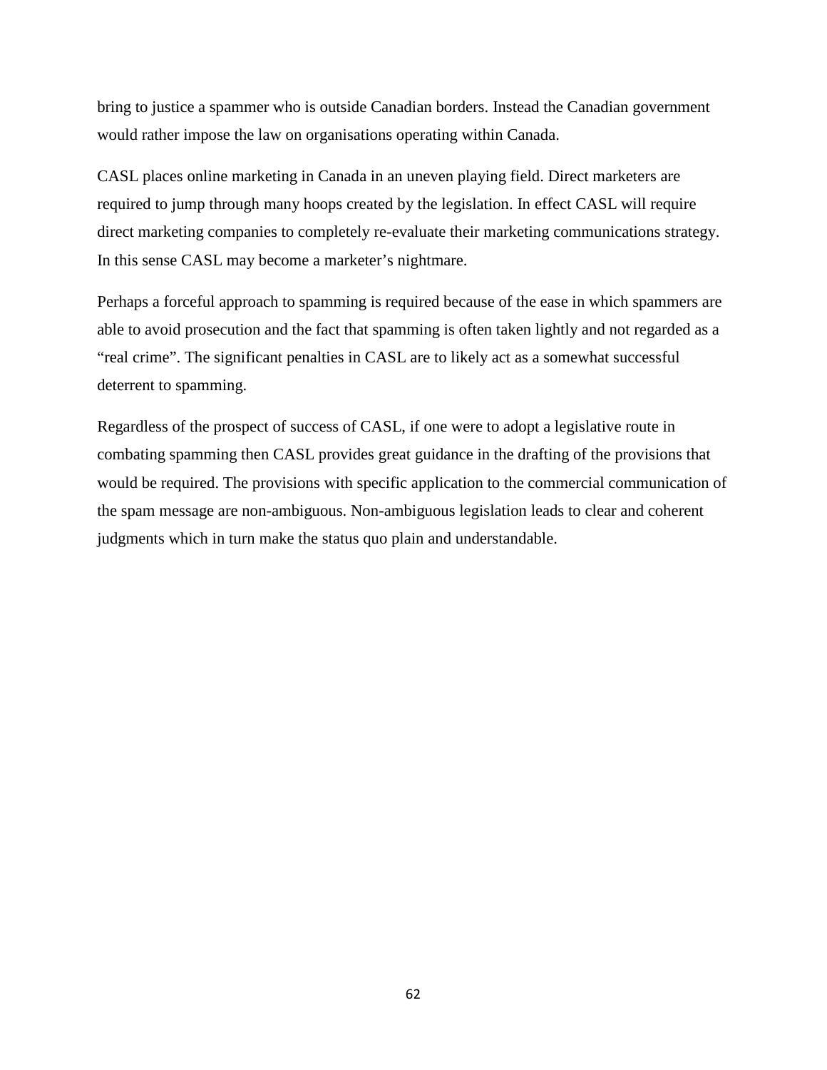bring to justice a spammer who is outside Canadian borders. Instead the Canadian government would rather impose the law on organisations operating within Canada.

CASL places online marketing in Canada in an uneven playing field. Direct marketers are required to jump through many hoops created by the legislation. In effect CASL will require direct marketing companies to completely re-evaluate their marketing communications strategy. In this sense CASL may become a marketer's nightmare.

Perhaps a forceful approach to spamming is required because of the ease in which spammers are able to avoid prosecution and the fact that spamming is often taken lightly and not regarded as a "real crime". The significant penalties in CASL are to likely act as a somewhat successful deterrent to spamming.

Regardless of the prospect of success of CASL, if one were to adopt a legislative route in combating spamming then CASL provides great guidance in the drafting of the provisions that would be required. The provisions with specific application to the commercial communication of the spam message are non-ambiguous. Non-ambiguous legislation leads to clear and coherent judgments which in turn make the status quo plain and understandable.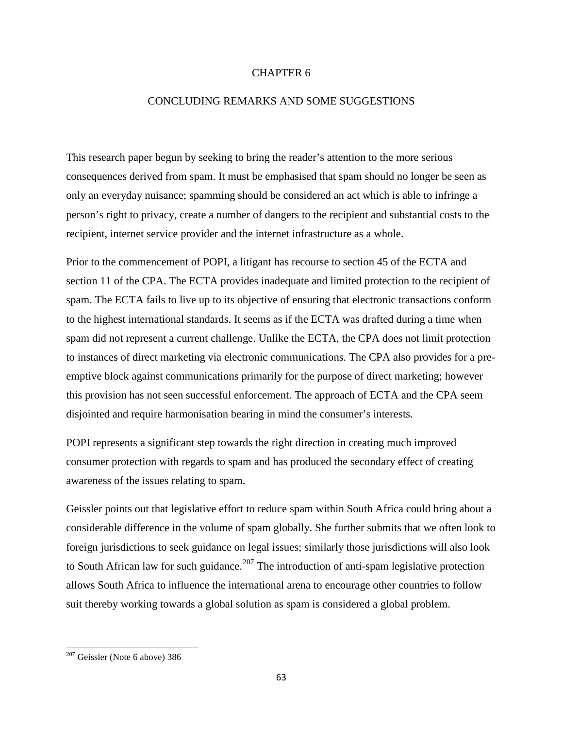# CHAPTER 6

## CONCLUDING REMARKS AND SOME SUGGESTIONS

This research paper begun by seeking to bring the reader's attention to the more serious consequences derived from spam. It must be emphasised that spam should no longer be seen as only an everyday nuisance; spamming should be considered an act which is able to infringe a person's right to privacy, create a number of dangers to the recipient and substantial costs to the recipient, internet service provider and the internet infrastructure as a whole.

Prior to the commencement of POPI, a litigant has recourse to section 45 of the ECTA and section 11 of the CPA. The ECTA provides inadequate and limited protection to the recipient of spam. The ECTA fails to live up to its objective of ensuring that electronic transactions conform to the highest international standards. It seems as if the ECTA was drafted during a time when spam did not represent a current challenge. Unlike the ECTA, the CPA does not limit protection to instances of direct marketing via electronic communications. The CPA also provides for a pre-emptive block against communications primarily for the purpose of direct marketing; however this provision has not seen successful enforcement. The approach of ECTA and the CPA seem disjointed and require harmonisation bearing in mind the consumer's interests.

POPI represents a significant step towards the right direction in creating much improved consumer protection with regards to spam and has produced the secondary effect of creating awareness of the issues relating to spam.

Geissler points out that legislative effort to reduce spam within South Africa could bring about a considerable difference in the volume of spam globally. She further submits that we often look to foreign jurisdictions to seek guidance on legal issues; similarly those jurisdictions will also look to South African law for such guidance.[207] The introduction of anti-spam legislative protection allows South Africa to influence the international arena to encourage other countries to follow suit thereby working towards a global solution as spam is considered a global problem.

[207] Geissler (Note 6 above) 386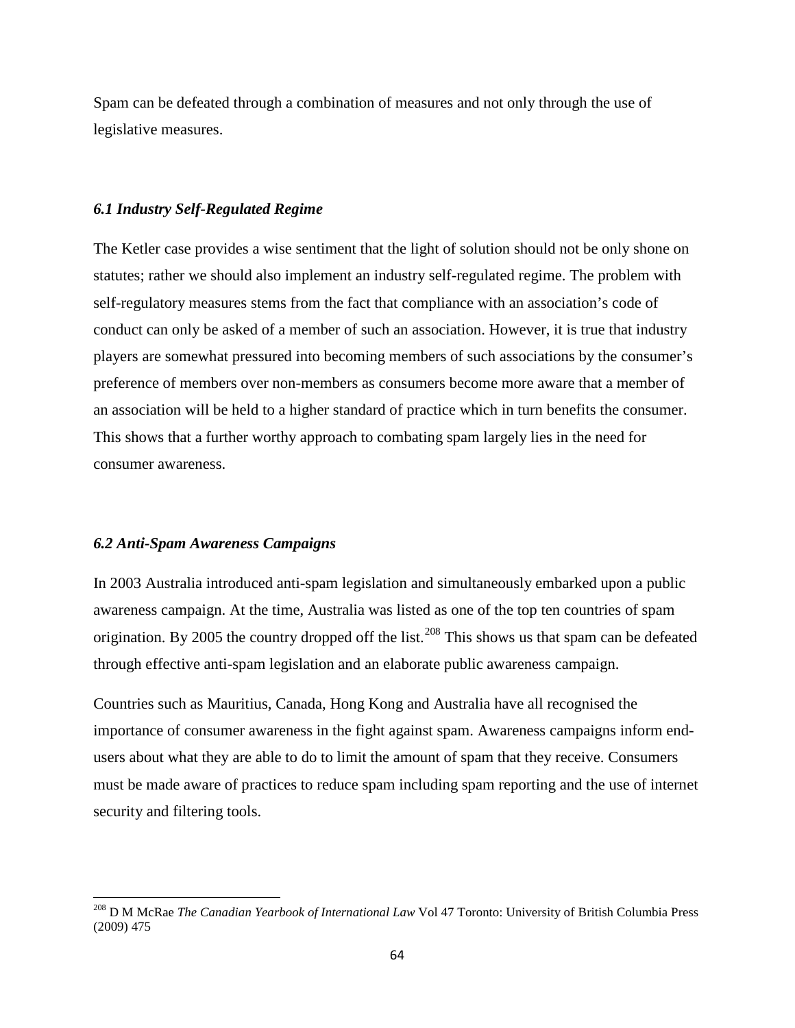Spam can be defeated through a combination of measures and not only through the use of legislative measures.

### *6.1 Industry Self-Regulated Regime*

The Ketler case provides a wise sentiment that the light of solution should not be only shone on statutes; rather we should also implement an industry self-regulated regime. The problem with self-regulatory measures stems from the fact that compliance with an association's code of conduct can only be asked of a member of such an association. However, it is true that industry players are somewhat pressured into becoming members of such associations by the consumer's preference of members over non-members as consumers become more aware that a member of an association will be held to a higher standard of practice which in turn benefits the consumer. This shows that a further worthy approach to combating spam largely lies in the need for consumer awareness.

### *6.2 Anti-Spam Awareness Campaigns*

In 2003 Australia introduced anti-spam legislation and simultaneously embarked upon a public awareness campaign. At the time, Australia was listed as one of the top ten countries of spam origination. By 2005 the country dropped off the list.[208] This shows us that spam can be defeated through effective anti-spam legislation and an elaborate public awareness campaign.

Countries such as Mauritius, Canada, Hong Kong and Australia have all recognised the importance of consumer awareness in the fight against spam. Awareness campaigns inform end-users about what they are able to do to limit the amount of spam that they receive. Consumers must be made aware of practices to reduce spam including spam reporting and the use of internet security and filtering tools.

---

[208] D M McRae *The Canadian Yearbook of International Law* Vol 47 Toronto: University of British Columbia Press (2009) 475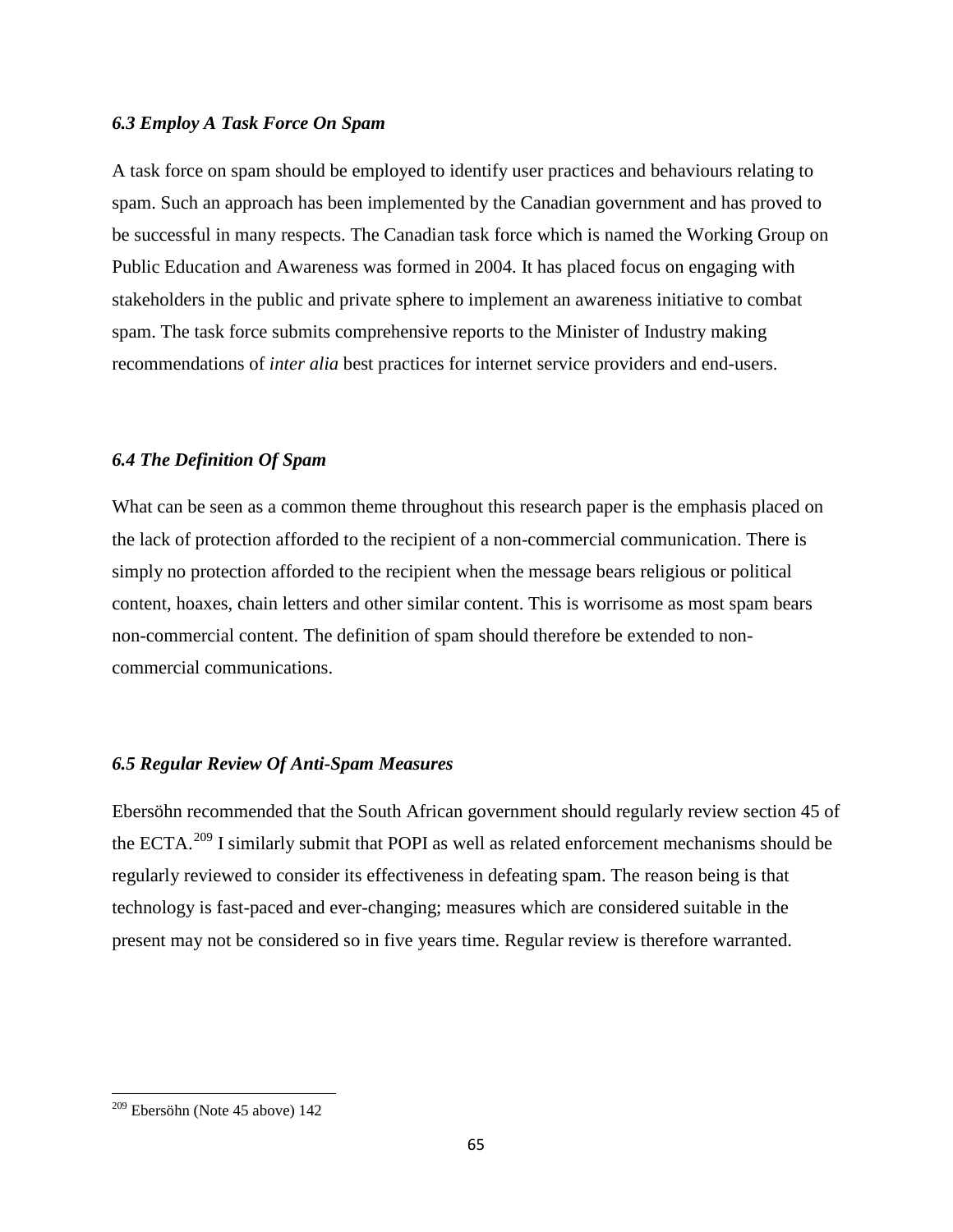### *6.3 Employ A Task Force On Spam*

A task force on spam should be employed to identify user practices and behaviours relating to spam. Such an approach has been implemented by the Canadian government and has proved to be successful in many respects. The Canadian task force which is named the Working Group on Public Education and Awareness was formed in 2004. It has placed focus on engaging with stakeholders in the public and private sphere to implement an awareness initiative to combat spam. The task force submits comprehensive reports to the Minister of Industry making recommendations of *inter alia* best practices for internet service providers and end-users.

### *6.4 The Definition Of Spam*

What can be seen as a common theme throughout this research paper is the emphasis placed on the lack of protection afforded to the recipient of a non-commercial communication. There is simply no protection afforded to the recipient when the message bears religious or political content, hoaxes, chain letters and other similar content. This is worrisome as most spam bears non-commercial content. The definition of spam should therefore be extended to non-commercial communications.

### *6.5 Regular Review Of Anti-Spam Measures*

Ebersöhn recommended that the South African government should regularly review section 45 of the ECTA.[209] I similarly submit that POPI as well as related enforcement mechanisms should be regularly reviewed to consider its effectiveness in defeating spam. The reason being is that technology is fast-paced and ever-changing; measures which are considered suitable in the present may not be considered so in five years time. Regular review is therefore warranted.

---

[209] Ebersöhn (Note 45 above) 142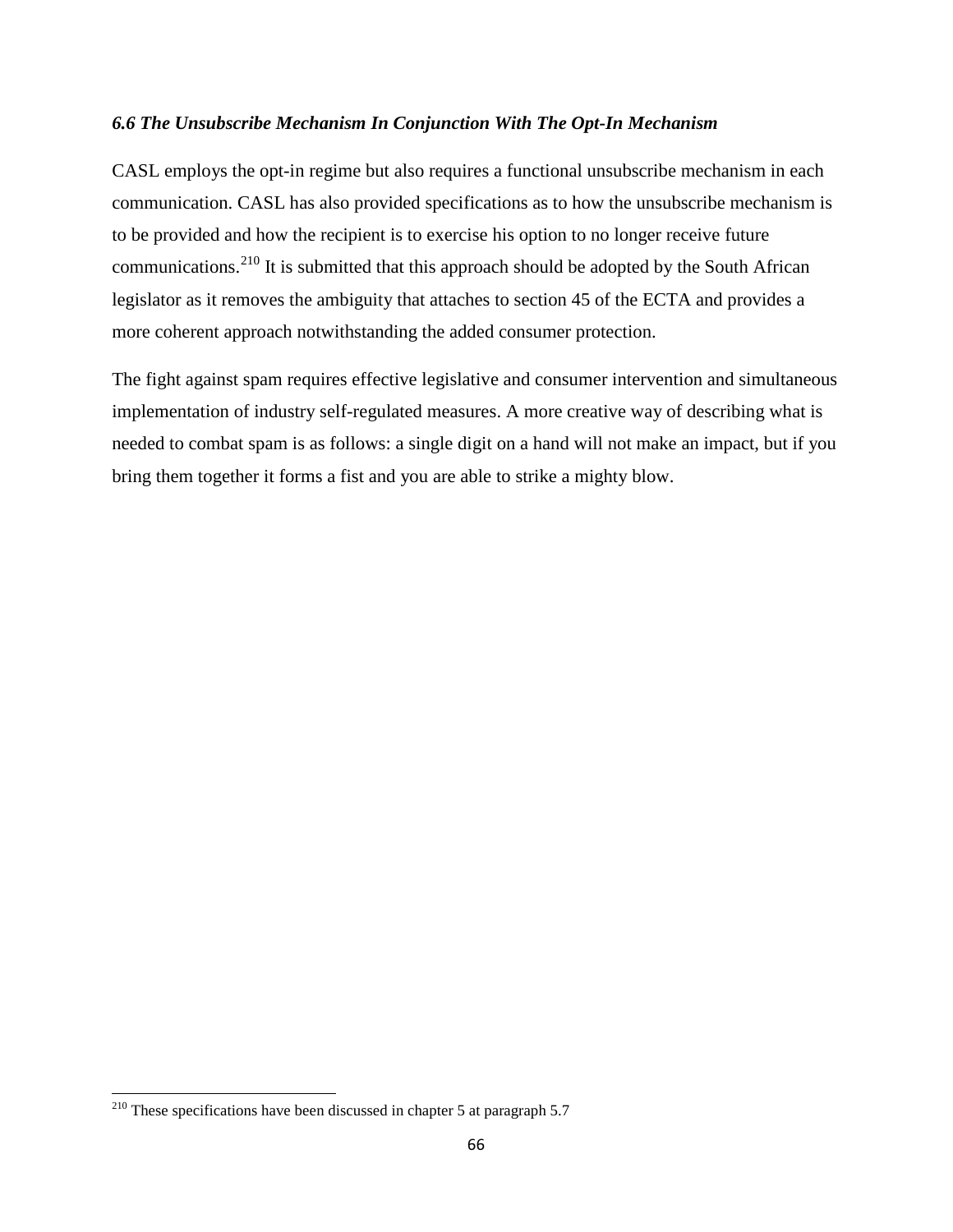### *6.6 The Unsubscribe Mechanism In Conjunction With The Opt-In Mechanism*

CASL employs the opt-in regime but also requires a functional unsubscribe mechanism in each communication. CASL has also provided specifications as to how the unsubscribe mechanism is to be provided and how the recipient is to exercise his option to no longer receive future communications.[210] It is submitted that this approach should be adopted by the South African legislator as it removes the ambiguity that attaches to section 45 of the ECTA and provides a more coherent approach notwithstanding the added consumer protection.

The fight against spam requires effective legislative and consumer intervention and simultaneous implementation of industry self-regulated measures. A more creative way of describing what is needed to combat spam is as follows: a single digit on a hand will not make an impact, but if you bring them together it forms a fist and you are able to strike a mighty blow.

---

[210] These specifications have been discussed in chapter 5 at paragraph 5.7